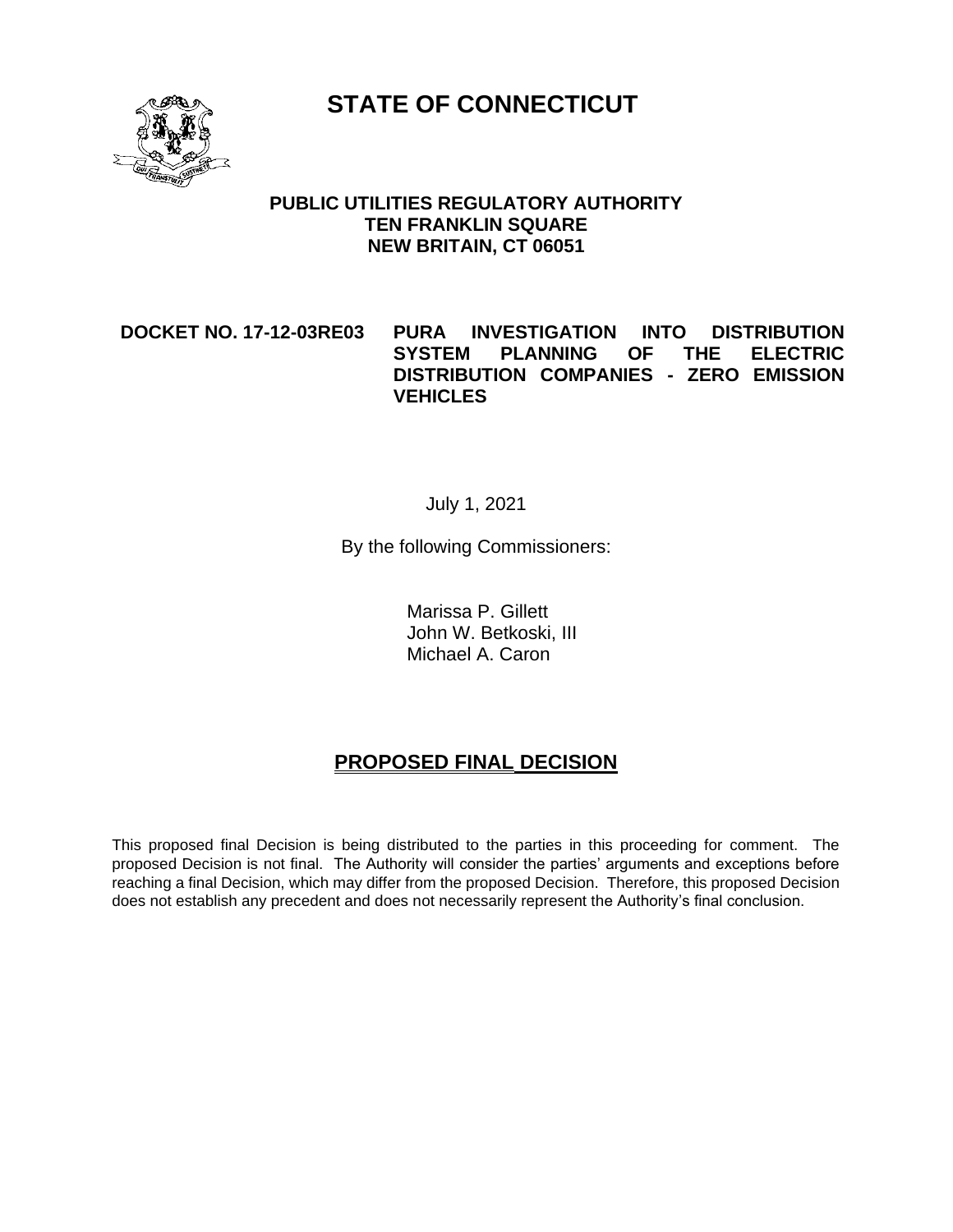# STATE OF CONNECTICUT

**PUBLIC UTILITIES REGULATORY AUTHORITY**
**TEN FRANKLIN SQUARE**
**NEW BRITAIN, CT 06051**

**DOCKET NO. 17-12-03RE03 PURA INVESTIGATION INTO DISTRIBUTION SYSTEM PLANNING OF THE ELECTRIC DISTRIBUTION COMPANIES - ZERO EMISSION VEHICLES**

July 1, 2021

By the following Commissioners:

Marissa P. Gillett
John W. Betkoski, III
Michael A. Caron

## PROPOSED FINAL DECISION

This proposed final Decision is being distributed to the parties in this proceeding for comment. The proposed Decision is not final. The Authority will consider the parties' arguments and exceptions before reaching a final Decision, which may differ from the proposed Decision. Therefore, this proposed Decision does not establish any precedent and does not necessarily represent the Authority's final conclusion.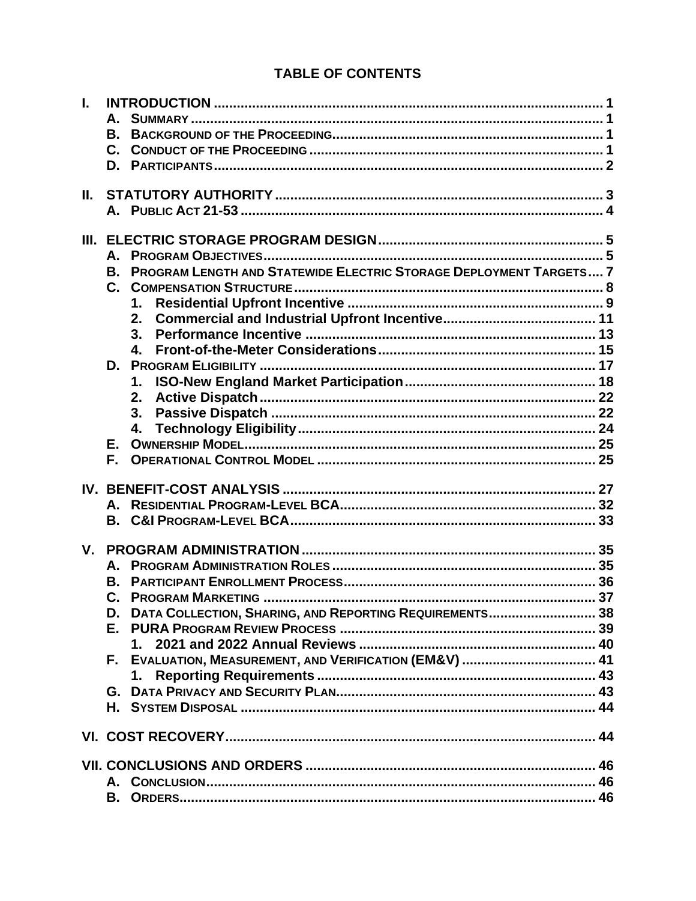## TABLE OF CONTENTS

I. INTRODUCTION .................................................................................................... 1
   A. SUMMARY .......................................................................................................... 1
   B. BACKGROUND OF THE PROCEEDING...................................................................... 1
   C. CONDUCT OF THE PROCEEDING ........................................................................... 1
   D. PARTICIPANTS..................................................................................................... 2

II. STATUTORY AUTHORITY .................................................................................... 3
   A. PUBLIC ACT 21-53 ............................................................................................. 4

III. ELECTRIC STORAGE PROGRAM DESIGN.......................................................... 5
   A. PROGRAM OBJECTIVES......................................................................................... 5
   B. PROGRAM LENGTH AND STATEWIDE ELECTRIC STORAGE DEPLOYMENT TARGETS.... 7
   C. COMPENSATION STRUCTURE............................................................................... 8
      1. Residential Upfront Incentive ................................................................... 9
      2. Commercial and Industrial Upfront Incentive....................................... 11
      3. Performance Incentive ........................................................................... 13
      4. Front-of-the-Meter Considerations........................................................ 15
   D. PROGRAM ELIGIBILITY ....................................................................................... 17
      1. ISO-New England Market Participation................................................. 18
      2. Active Dispatch....................................................................................... 22
      3. Passive Dispatch .................................................................................... 22
      4. Technology Eligibility............................................................................. 24
   E. OWNERSHIP MODEL........................................................................................... 25
   F. OPERATIONAL CONTROL MODEL ........................................................................ 25

IV. BENEFIT-COST ANALYSIS ................................................................................. 27
   A. RESIDENTIAL PROGRAM-LEVEL BCA................................................................... 32
   B. C&I PROGRAM-LEVEL BCA................................................................................ 33

V. PROGRAM ADMINISTRATION ............................................................................ 35
   A. PROGRAM ADMINISTRATION ROLES .................................................................... 35
   B. PARTICIPANT ENROLLMENT PROCESS.................................................................. 36
   C. PROGRAM MARKETING ...................................................................................... 37
   D. DATA COLLECTION, SHARING, AND REPORTING REQUIREMENTS............................ 38
   E. PURA PROGRAM REVIEW PROCESS ................................................................... 39
      1. 2021 and 2022 Annual Reviews ............................................................. 40
   F. EVALUATION, MEASUREMENT, AND VERIFICATION (EM&V) ................................... 41
      1. Reporting Requirements ........................................................................ 43
   G. DATA PRIVACY AND SECURITY PLAN................................................................... 43
   H. SYSTEM DISPOSAL ............................................................................................ 44

VI. COST RECOVERY................................................................................................ 44

VII. CONCLUSIONS AND ORDERS .......................................................................... 46
   A. CONCLUSION..................................................................................................... 46
   B. ORDERS............................................................................................................ 46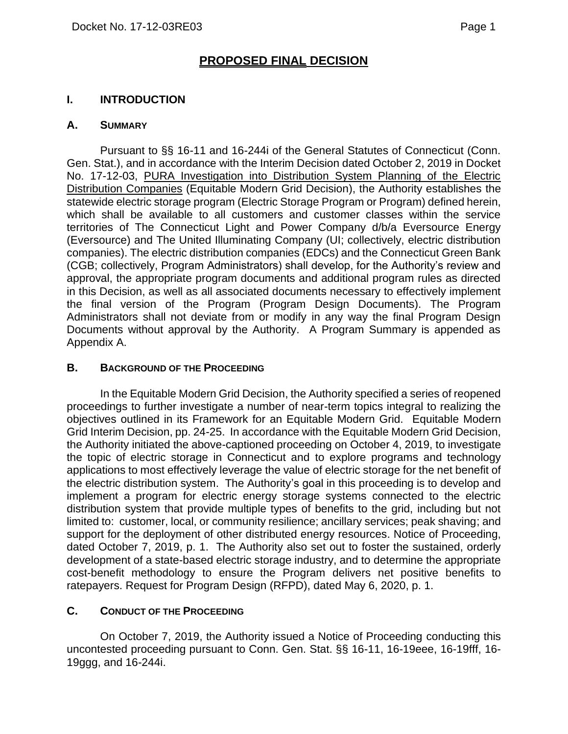# PROPOSED FINAL DECISION

## I. INTRODUCTION

### A. SUMMARY

Pursuant to §§ 16-11 and 16-244i of the General Statutes of Connecticut (Conn. Gen. Stat.), and in accordance with the Interim Decision dated October 2, 2019 in Docket No. 17-12-03, PURA Investigation into Distribution System Planning of the Electric Distribution Companies (Equitable Modern Grid Decision), the Authority establishes the statewide electric storage program (Electric Storage Program or Program) defined herein, which shall be available to all customers and customer classes within the service territories of The Connecticut Light and Power Company d/b/a Eversource Energy (Eversource) and The United Illuminating Company (UI; collectively, electric distribution companies). The electric distribution companies (EDCs) and the Connecticut Green Bank (CGB; collectively, Program Administrators) shall develop, for the Authority's review and approval, the appropriate program documents and additional program rules as directed in this Decision, as well as all associated documents necessary to effectively implement the final version of the Program (Program Design Documents). The Program Administrators shall not deviate from or modify in any way the final Program Design Documents without approval by the Authority. A Program Summary is appended as Appendix A.

### B. BACKGROUND OF THE PROCEEDING

In the Equitable Modern Grid Decision, the Authority specified a series of reopened proceedings to further investigate a number of near-term topics integral to realizing the objectives outlined in its Framework for an Equitable Modern Grid. Equitable Modern Grid Interim Decision, pp. 24-25. In accordance with the Equitable Modern Grid Decision, the Authority initiated the above-captioned proceeding on October 4, 2019, to investigate the topic of electric storage in Connecticut and to explore programs and technology applications to most effectively leverage the value of electric storage for the net benefit of the electric distribution system. The Authority's goal in this proceeding is to develop and implement a program for electric energy storage systems connected to the electric distribution system that provide multiple types of benefits to the grid, including but not limited to: customer, local, or community resilience; ancillary services; peak shaving; and support for the deployment of other distributed energy resources. Notice of Proceeding, dated October 7, 2019, p. 1. The Authority also set out to foster the sustained, orderly development of a state-based electric storage industry, and to determine the appropriate cost-benefit methodology to ensure the Program delivers net positive benefits to ratepayers. Request for Program Design (RFPD), dated May 6, 2020, p. 1.

### C. CONDUCT OF THE PROCEEDING

On October 7, 2019, the Authority issued a Notice of Proceeding conducting this uncontested proceeding pursuant to Conn. Gen. Stat. §§ 16-11, 16-19eee, 16-19fff, 16-19ggg, and 16-244i.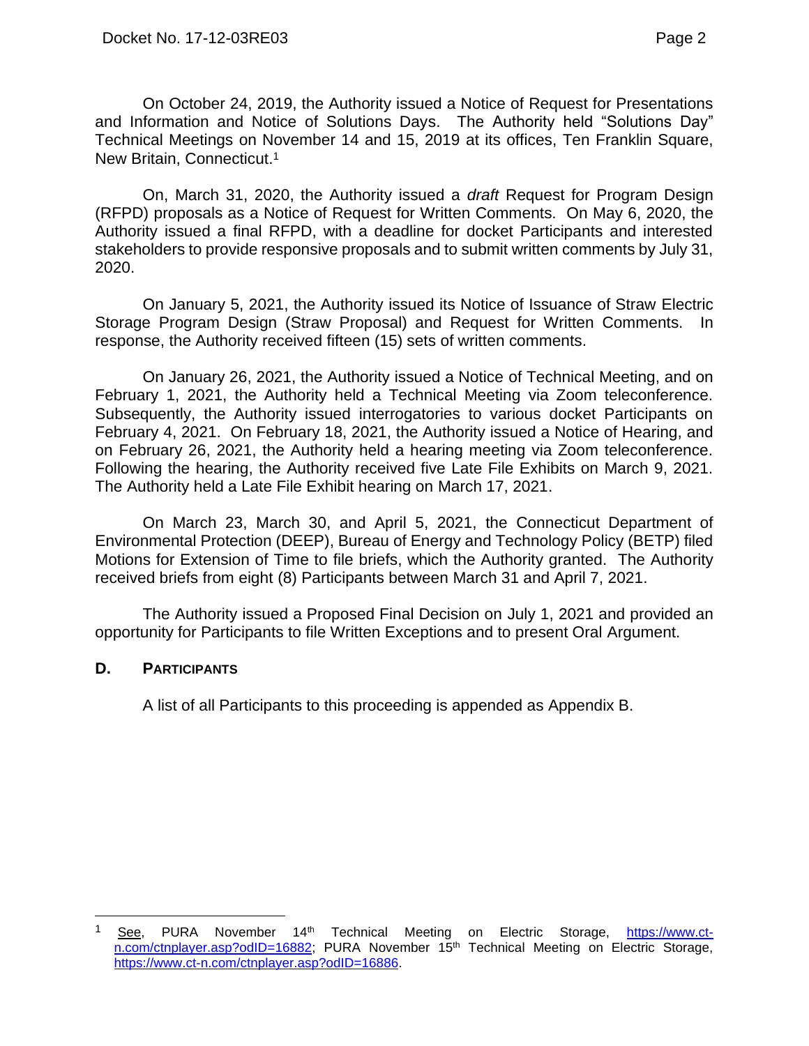On October 24, 2019, the Authority issued a Notice of Request for Presentations and Information and Notice of Solutions Days. The Authority held "Solutions Day" Technical Meetings on November 14 and 15, 2019 at its offices, Ten Franklin Square, New Britain, Connecticut.[1]

On, March 31, 2020, the Authority issued a *draft* Request for Program Design (RFPD) proposals as a Notice of Request for Written Comments. On May 6, 2020, the Authority issued a final RFPD, with a deadline for docket Participants and interested stakeholders to provide responsive proposals and to submit written comments by July 31, 2020.

On January 5, 2021, the Authority issued its Notice of Issuance of Straw Electric Storage Program Design (Straw Proposal) and Request for Written Comments. In response, the Authority received fifteen (15) sets of written comments.

On January 26, 2021, the Authority issued a Notice of Technical Meeting, and on February 1, 2021, the Authority held a Technical Meeting via Zoom teleconference. Subsequently, the Authority issued interrogatories to various docket Participants on February 4, 2021. On February 18, 2021, the Authority issued a Notice of Hearing, and on February 26, 2021, the Authority held a hearing meeting via Zoom teleconference. Following the hearing, the Authority received five Late File Exhibits on March 9, 2021. The Authority held a Late File Exhibit hearing on March 17, 2021.

On March 23, March 30, and April 5, 2021, the Connecticut Department of Environmental Protection (DEEP), Bureau of Energy and Technology Policy (BETP) filed Motions for Extension of Time to file briefs, which the Authority granted. The Authority received briefs from eight (8) Participants between March 31 and April 7, 2021.

The Authority issued a Proposed Final Decision on July 1, 2021 and provided an opportunity for Participants to file Written Exceptions and to present Oral Argument.

### D. PARTICIPANTS

A list of all Participants to this proceeding is appended as Appendix B.

---

[1] See, PURA November 14th Technical Meeting on Electric Storage, https://www.ct-n.com/ctnplayer.asp?odID=16882; PURA November 15th Technical Meeting on Electric Storage, https://www.ct-n.com/ctnplayer.asp?odID=16886.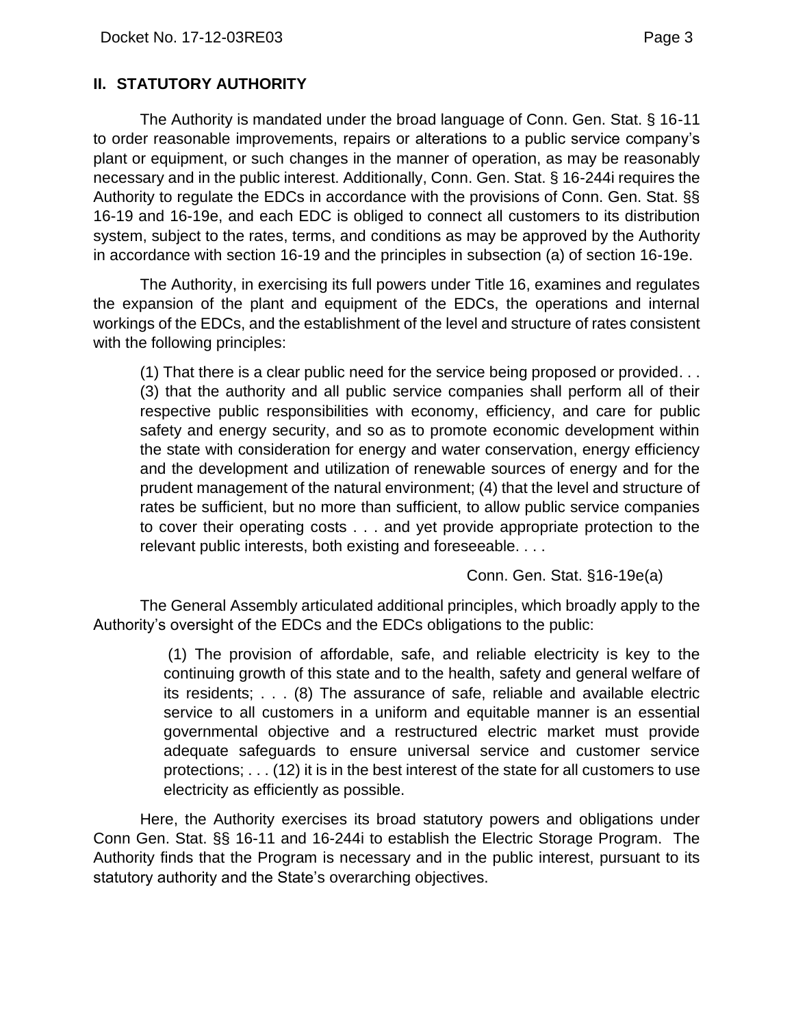## II. STATUTORY AUTHORITY

The Authority is mandated under the broad language of Conn. Gen. Stat. § 16-11 to order reasonable improvements, repairs or alterations to a public service company's plant or equipment, or such changes in the manner of operation, as may be reasonably necessary and in the public interest. Additionally, Conn. Gen. Stat. § 16-244i requires the Authority to regulate the EDCs in accordance with the provisions of Conn. Gen. Stat. §§ 16-19 and 16-19e, and each EDC is obliged to connect all customers to its distribution system, subject to the rates, terms, and conditions as may be approved by the Authority in accordance with section 16-19 and the principles in subsection (a) of section 16-19e.

The Authority, in exercising its full powers under Title 16, examines and regulates the expansion of the plant and equipment of the EDCs, the operations and internal workings of the EDCs, and the establishment of the level and structure of rates consistent with the following principles:

> (1) That there is a clear public need for the service being proposed or provided. . . (3) that the authority and all public service companies shall perform all of their respective public responsibilities with economy, efficiency, and care for public safety and energy security, and so as to promote economic development within the state with consideration for energy and water conservation, energy efficiency and the development and utilization of renewable sources of energy and for the prudent management of the natural environment; (4) that the level and structure of rates be sufficient, but no more than sufficient, to allow public service companies to cover their operating costs . . . and yet provide appropriate protection to the relevant public interests, both existing and foreseeable. . . .
>
> Conn. Gen. Stat. §16-19e(a)

The General Assembly articulated additional principles, which broadly apply to the Authority's oversight of the EDCs and the EDCs obligations to the public:

> (1) The provision of affordable, safe, and reliable electricity is key to the continuing growth of this state and to the health, safety and general welfare of its residents; . . . (8) The assurance of safe, reliable and available electric service to all customers in a uniform and equitable manner is an essential governmental objective and a restructured electric market must provide adequate safeguards to ensure universal service and customer service protections; . . . (12) it is in the best interest of the state for all customers to use electricity as efficiently as possible.

Here, the Authority exercises its broad statutory powers and obligations under Conn Gen. Stat. §§ 16-11 and 16-244i to establish the Electric Storage Program. The Authority finds that the Program is necessary and in the public interest, pursuant to its statutory authority and the State's overarching objectives.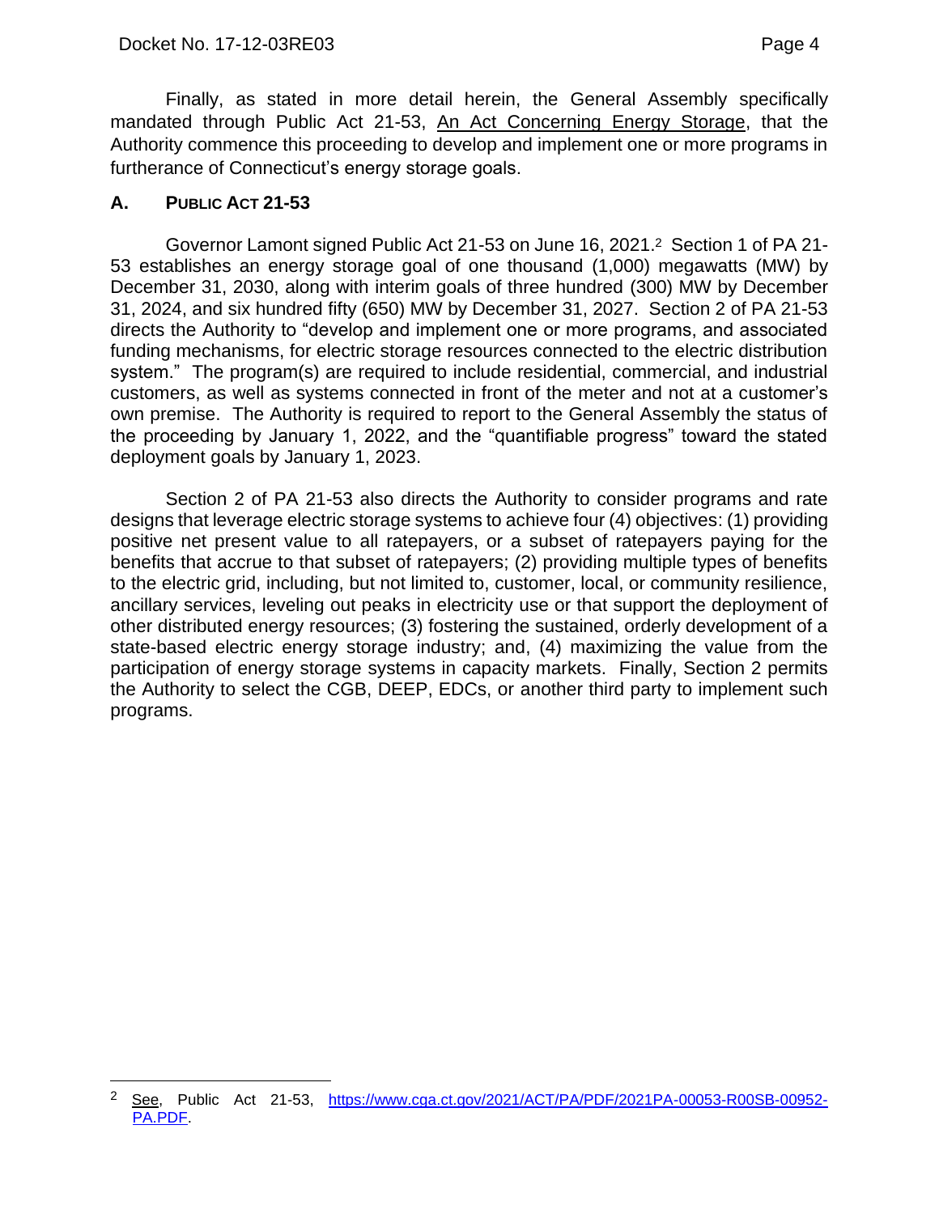Finally, as stated in more detail herein, the General Assembly specifically mandated through Public Act 21-53, An Act Concerning Energy Storage, that the Authority commence this proceeding to develop and implement one or more programs in furtherance of Connecticut's energy storage goals.

## A. PUBLIC ACT 21-53

Governor Lamont signed Public Act 21-53 on June 16, 2021.[2] Section 1 of PA 21-53 establishes an energy storage goal of one thousand (1,000) megawatts (MW) by December 31, 2030, along with interim goals of three hundred (300) MW by December 31, 2024, and six hundred fifty (650) MW by December 31, 2027. Section 2 of PA 21-53 directs the Authority to "develop and implement one or more programs, and associated funding mechanisms, for electric storage resources connected to the electric distribution system." The program(s) are required to include residential, commercial, and industrial customers, as well as systems connected in front of the meter and not at a customer's own premise. The Authority is required to report to the General Assembly the status of the proceeding by January 1, 2022, and the "quantifiable progress" toward the stated deployment goals by January 1, 2023.

Section 2 of PA 21-53 also directs the Authority to consider programs and rate designs that leverage electric storage systems to achieve four (4) objectives: (1) providing positive net present value to all ratepayers, or a subset of ratepayers paying for the benefits that accrue to that subset of ratepayers; (2) providing multiple types of benefits to the electric grid, including, but not limited to, customer, local, or community resilience, ancillary services, leveling out peaks in electricity use or that support the deployment of other distributed energy resources; (3) fostering the sustained, orderly development of a state-based electric energy storage industry; and, (4) maximizing the value from the participation of energy storage systems in capacity markets. Finally, Section 2 permits the Authority to select the CGB, DEEP, EDCs, or another third party to implement such programs.

---

[2] See, Public Act 21-53, https://www.cga.ct.gov/2021/ACT/PA/PDF/2021PA-00053-R00SB-00952-PA.PDF.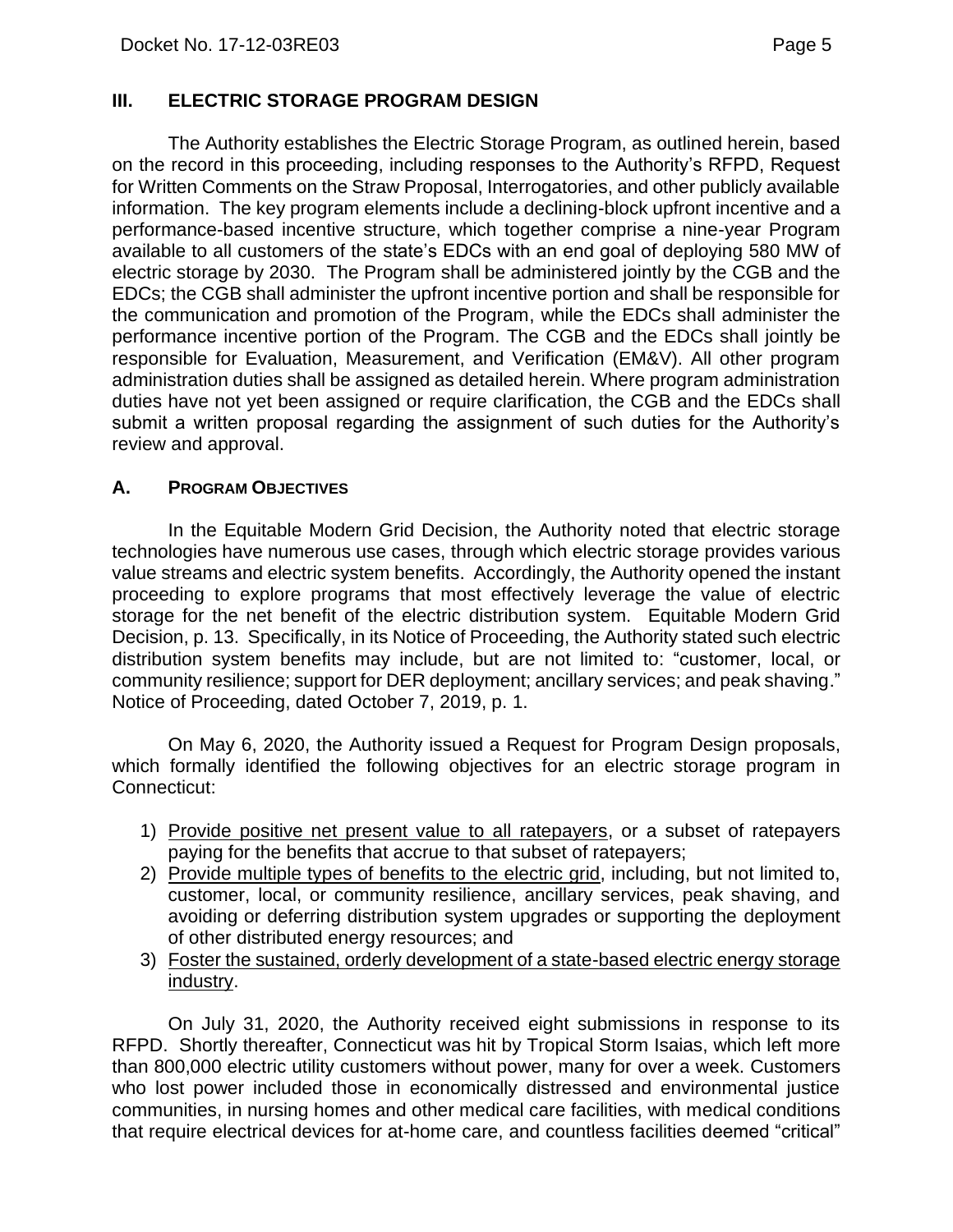## III. ELECTRIC STORAGE PROGRAM DESIGN

The Authority establishes the Electric Storage Program, as outlined herein, based on the record in this proceeding, including responses to the Authority's RFPD, Request for Written Comments on the Straw Proposal, Interrogatories, and other publicly available information. The key program elements include a declining-block upfront incentive and a performance-based incentive structure, which together comprise a nine-year Program available to all customers of the state's EDCs with an end goal of deploying 580 MW of electric storage by 2030. The Program shall be administered jointly by the CGB and the EDCs; the CGB shall administer the upfront incentive portion and shall be responsible for the communication and promotion of the Program, while the EDCs shall administer the performance incentive portion of the Program. The CGB and the EDCs shall jointly be responsible for Evaluation, Measurement, and Verification (EM&V). All other program administration duties shall be assigned as detailed herein. Where program administration duties have not yet been assigned or require clarification, the CGB and the EDCs shall submit a written proposal regarding the assignment of such duties for the Authority's review and approval.

### A. PROGRAM OBJECTIVES

In the Equitable Modern Grid Decision, the Authority noted that electric storage technologies have numerous use cases, through which electric storage provides various value streams and electric system benefits. Accordingly, the Authority opened the instant proceeding to explore programs that most effectively leverage the value of electric storage for the net benefit of the electric distribution system. Equitable Modern Grid Decision, p. 13. Specifically, in its Notice of Proceeding, the Authority stated such electric distribution system benefits may include, but are not limited to: "customer, local, or community resilience; support for DER deployment; ancillary services; and peak shaving." Notice of Proceeding, dated October 7, 2019, p. 1.

On May 6, 2020, the Authority issued a Request for Program Design proposals, which formally identified the following objectives for an electric storage program in Connecticut:

1) Provide positive net present value to all ratepayers, or a subset of ratepayers paying for the benefits that accrue to that subset of ratepayers;
2) Provide multiple types of benefits to the electric grid, including, but not limited to, customer, local, or community resilience, ancillary services, peak shaving, and avoiding or deferring distribution system upgrades or supporting the deployment of other distributed energy resources; and
3) Foster the sustained, orderly development of a state-based electric energy storage industry.

On July 31, 2020, the Authority received eight submissions in response to its RFPD. Shortly thereafter, Connecticut was hit by Tropical Storm Isaias, which left more than 800,000 electric utility customers without power, many for over a week. Customers who lost power included those in economically distressed and environmental justice communities, in nursing homes and other medical care facilities, with medical conditions that require electrical devices for at-home care, and countless facilities deemed "critical"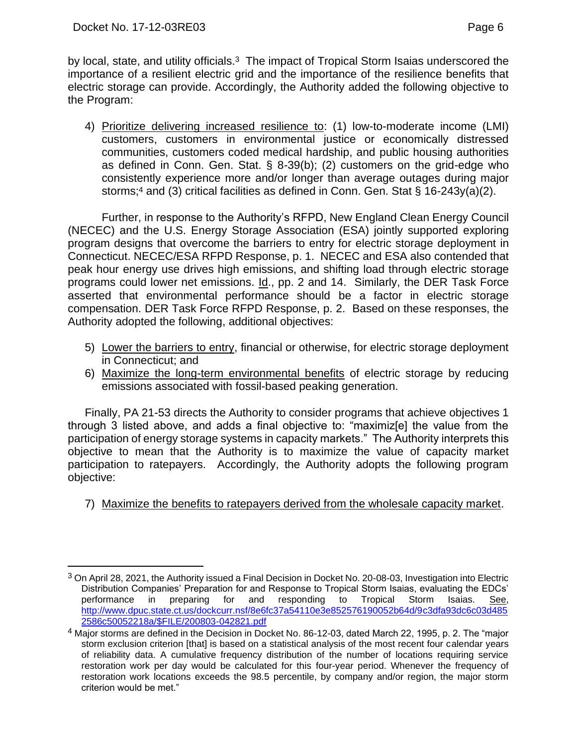by local, state, and utility officials.[3] The impact of Tropical Storm Isaias underscored the importance of a resilient electric grid and the importance of the resilience benefits that electric storage can provide. Accordingly, the Authority added the following objective to the Program:

4) Prioritize delivering increased resilience to: (1) low-to-moderate income (LMI) customers, customers in environmental justice or economically distressed communities, customers coded medical hardship, and public housing authorities as defined in Conn. Gen. Stat. § 8-39(b); (2) customers on the grid-edge who consistently experience more and/or longer than average outages during major storms;[4] and (3) critical facilities as defined in Conn. Gen. Stat § 16-243y(a)(2).

Further, in response to the Authority's RFPD, New England Clean Energy Council (NECEC) and the U.S. Energy Storage Association (ESA) jointly supported exploring program designs that overcome the barriers to entry for electric storage deployment in Connecticut. NECEC/ESA RFPD Response, p. 1. NECEC and ESA also contended that peak hour energy use drives high emissions, and shifting load through electric storage programs could lower net emissions. Id., pp. 2 and 14. Similarly, the DER Task Force asserted that environmental performance should be a factor in electric storage compensation. DER Task Force RFPD Response, p. 2. Based on these responses, the Authority adopted the following, additional objectives:

5) Lower the barriers to entry, financial or otherwise, for electric storage deployment in Connecticut; and
6) Maximize the long-term environmental benefits of electric storage by reducing emissions associated with fossil-based peaking generation.

Finally, PA 21-53 directs the Authority to consider programs that achieve objectives 1 through 3 listed above, and adds a final objective to: "maximiz[e] the value from the participation of energy storage systems in capacity markets." The Authority interprets this objective to mean that the Authority is to maximize the value of capacity market participation to ratepayers. Accordingly, the Authority adopts the following program objective:

7) Maximize the benefits to ratepayers derived from the wholesale capacity market.

---

[3] On April 28, 2021, the Authority issued a Final Decision in Docket No. 20-08-03, Investigation into Electric Distribution Companies' Preparation for and Response to Tropical Storm Isaias, evaluating the EDCs' performance in preparing for and responding to Tropical Storm Isaias. See, http://www.dpuc.state.ct.us/dockcurr.nsf/8e6fc37a54110e3e852576190052b64d/9c3dfa93dc6c03d4852586c50052218a/$FILE/200803-042821.pdf

[4] Major storms are defined in the Decision in Docket No. 86-12-03, dated March 22, 1995, p. 2. The "major storm exclusion criterion [that] is based on a statistical analysis of the most recent four calendar years of reliability data. A cumulative frequency distribution of the number of locations requiring service restoration work per day would be calculated for this four-year period. Whenever the frequency of restoration work locations exceeds the 98.5 percentile, by company and/or region, the major storm criterion would be met."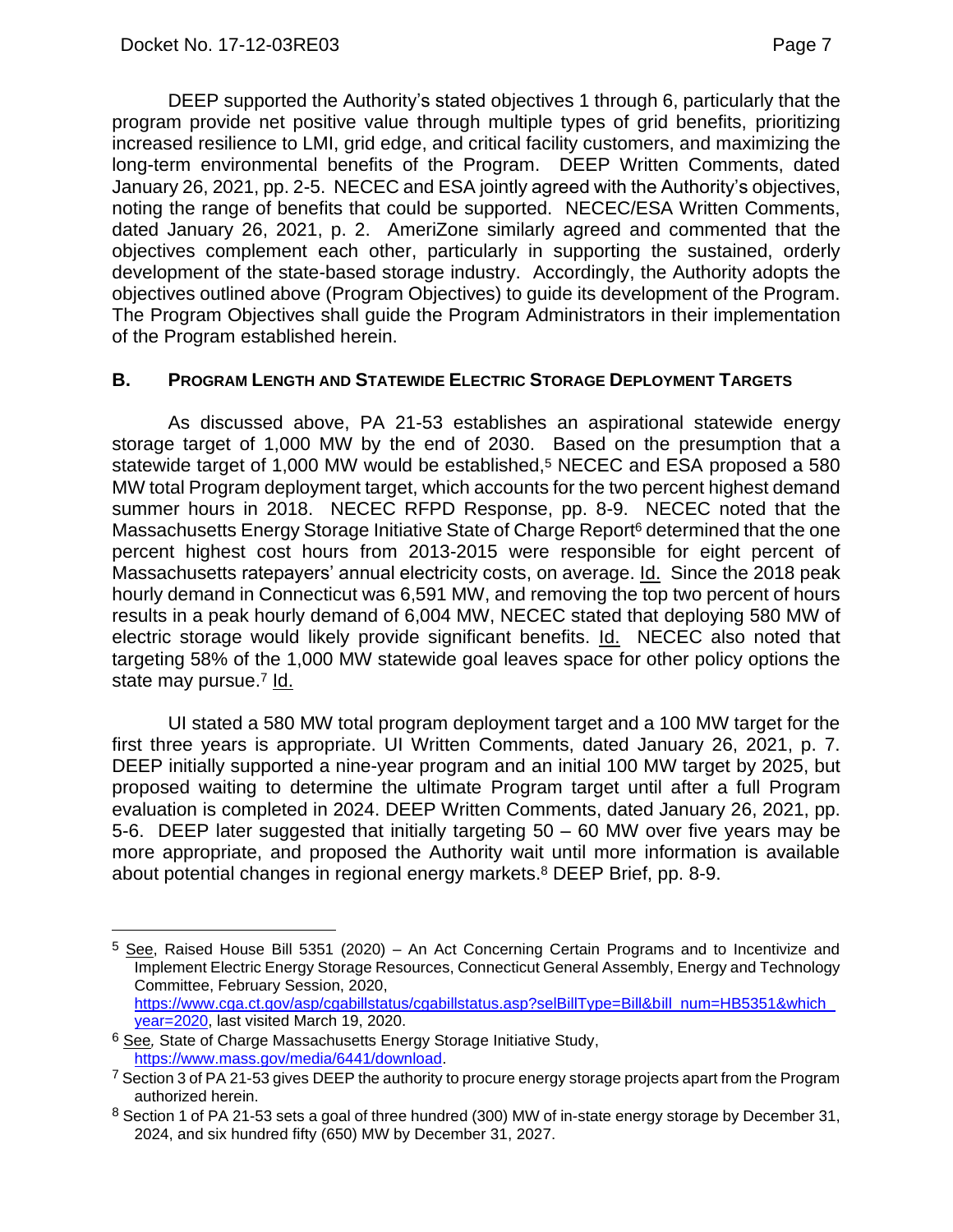DEEP supported the Authority's stated objectives 1 through 6, particularly that the program provide net positive value through multiple types of grid benefits, prioritizing increased resilience to LMI, grid edge, and critical facility customers, and maximizing the long-term environmental benefits of the Program. DEEP Written Comments, dated January 26, 2021, pp. 2-5. NECEC and ESA jointly agreed with the Authority's objectives, noting the range of benefits that could be supported. NECEC/ESA Written Comments, dated January 26, 2021, p. 2. AmeriZone similarly agreed and commented that the objectives complement each other, particularly in supporting the sustained, orderly development of the state-based storage industry. Accordingly, the Authority adopts the objectives outlined above (Program Objectives) to guide its development of the Program. The Program Objectives shall guide the Program Administrators in their implementation of the Program established herein.

## B. PROGRAM LENGTH AND STATEWIDE ELECTRIC STORAGE DEPLOYMENT TARGETS

As discussed above, PA 21-53 establishes an aspirational statewide energy storage target of 1,000 MW by the end of 2030. Based on the presumption that a statewide target of 1,000 MW would be established,[5] NECEC and ESA proposed a 580 MW total Program deployment target, which accounts for the two percent highest demand summer hours in 2018. NECEC RFPD Response, pp. 8-9. NECEC noted that the Massachusetts Energy Storage Initiative State of Charge Report[6] determined that the one percent highest cost hours from 2013-2015 were responsible for eight percent of Massachusetts ratepayers' annual electricity costs, on average. Id. Since the 2018 peak hourly demand in Connecticut was 6,591 MW, and removing the top two percent of hours results in a peak hourly demand of 6,004 MW, NECEC stated that deploying 580 MW of electric storage would likely provide significant benefits. Id. NECEC also noted that targeting 58% of the 1,000 MW statewide goal leaves space for other policy options the state may pursue.[7] Id.

UI stated a 580 MW total program deployment target and a 100 MW target for the first three years is appropriate. UI Written Comments, dated January 26, 2021, p. 7. DEEP initially supported a nine-year program and an initial 100 MW target by 2025, but proposed waiting to determine the ultimate Program target until after a full Program evaluation is completed in 2024. DEEP Written Comments, dated January 26, 2021, pp. 5-6. DEEP later suggested that initially targeting 50 – 60 MW over five years may be more appropriate, and proposed the Authority wait until more information is available about potential changes in regional energy markets.[8] DEEP Brief, pp. 8-9.

---

[5] See, Raised House Bill 5351 (2020) – An Act Concerning Certain Programs and to Incentivize and Implement Electric Energy Storage Resources, Connecticut General Assembly, Energy and Technology Committee, February Session, 2020, https://www.cga.ct.gov/asp/cgabillstatus/cgabillstatus.asp?selBillType=Bill&bill_num=HB5351&which_year=2020, last visited March 19, 2020.

[6] See, State of Charge Massachusetts Energy Storage Initiative Study, https://www.mass.gov/media/6441/download.

[7] Section 3 of PA 21-53 gives DEEP the authority to procure energy storage projects apart from the Program authorized herein.

[8] Section 1 of PA 21-53 sets a goal of three hundred (300) MW of in-state energy storage by December 31, 2024, and six hundred fifty (650) MW by December 31, 2027.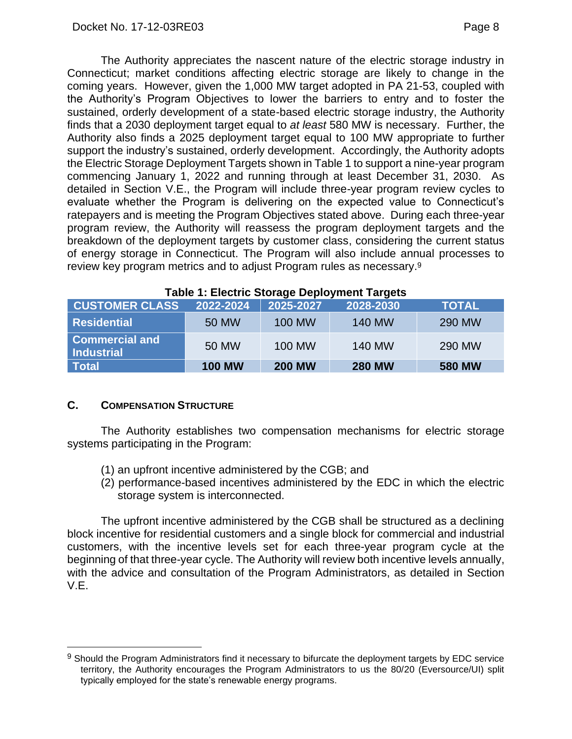The Authority appreciates the nascent nature of the electric storage industry in Connecticut; market conditions affecting electric storage are likely to change in the coming years. However, given the 1,000 MW target adopted in PA 21-53, coupled with the Authority's Program Objectives to lower the barriers to entry and to foster the sustained, orderly development of a state-based electric storage industry, the Authority finds that a 2030 deployment target equal to *at least* 580 MW is necessary. Further, the Authority also finds a 2025 deployment target equal to 100 MW appropriate to further support the industry's sustained, orderly development. Accordingly, the Authority adopts the Electric Storage Deployment Targets shown in Table 1 to support a nine-year program commencing January 1, 2022 and running through at least December 31, 2030. As detailed in Section V.E., the Program will include three-year program review cycles to evaluate whether the Program is delivering on the expected value to Connecticut's ratepayers and is meeting the Program Objectives stated above. During each three-year program review, the Authority will reassess the program deployment targets and the breakdown of the deployment targets by customer class, considering the current status of energy storage in Connecticut. The Program will also include annual processes to review key program metrics and to adjust Program rules as necessary.[9]

**Table 1: Electric Storage Deployment Targets**

| CUSTOMER CLASS | 2022-2024 | 2025-2027 | 2028-2030 | TOTAL |
|---|---|---|---|---|
| **Residential** | 50 MW | 100 MW | 140 MW | 290 MW |
| **Commercial and Industrial** | 50 MW | 100 MW | 140 MW | 290 MW |
| **Total** | **100 MW** | **200 MW** | **280 MW** | **580 MW** |

### C. Compensation Structure

The Authority establishes two compensation mechanisms for electric storage systems participating in the Program:

(1) an upfront incentive administered by the CGB; and
(2) performance-based incentives administered by the EDC in which the electric storage system is interconnected.

The upfront incentive administered by the CGB shall be structured as a declining block incentive for residential customers and a single block for commercial and industrial customers, with the incentive levels set for each three-year program cycle at the beginning of that three-year cycle. The Authority will review both incentive levels annually, with the advice and consultation of the Program Administrators, as detailed in Section V.E.

[9] Should the Program Administrators find it necessary to bifurcate the deployment targets by EDC service territory, the Authority encourages the Program Administrators to us the 80/20 (Eversource/UI) split typically employed for the state's renewable energy programs.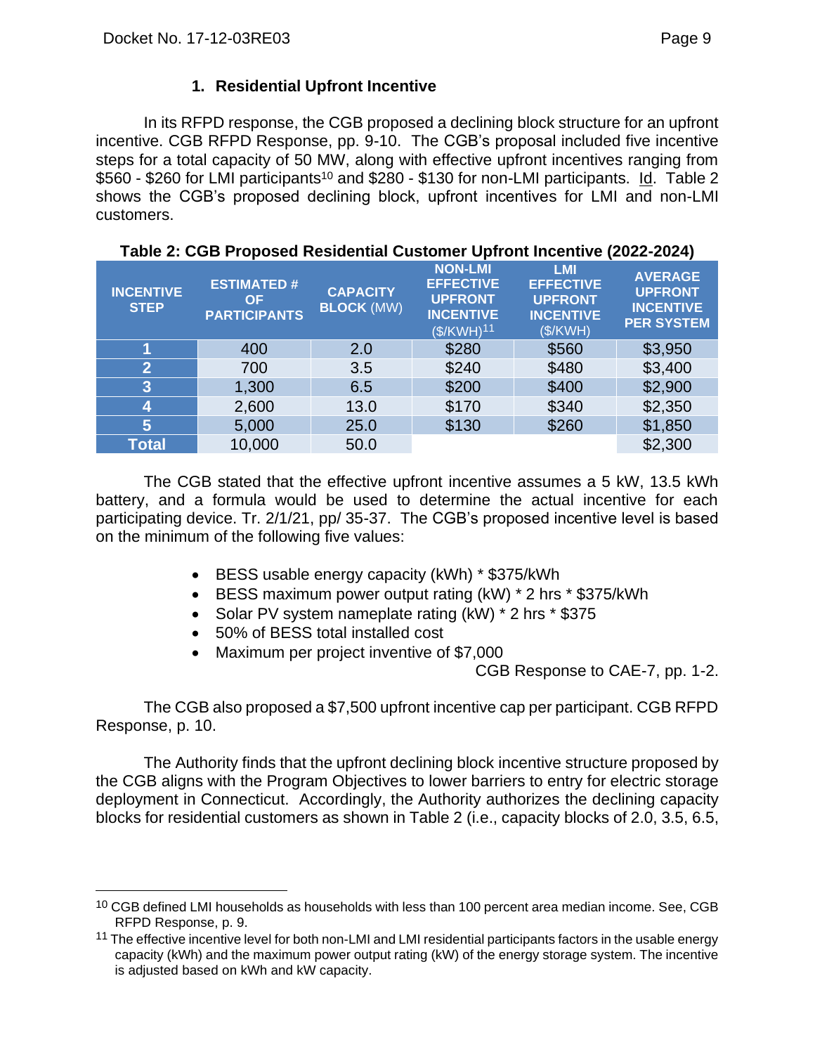### 1. Residential Upfront Incentive

In its RFPD response, the CGB proposed a declining block structure for an upfront incentive. CGB RFPD Response, pp. 9-10. The CGB's proposal included five incentive steps for a total capacity of 50 MW, along with effective upfront incentives ranging from $560 - $260 for LMI participants[10] and $280 - $130 for non-LMI participants. Id. Table 2 shows the CGB's proposed declining block, upfront incentives for LMI and non-LMI customers.

**Table 2: CGB Proposed Residential Customer Upfront Incentive (2022-2024)**

| INCENTIVE STEP | ESTIMATED # OF PARTICIPANTS | CAPACITY BLOCK (MW) | NON-LMI EFFECTIVE UPFRONT INCENTIVE ($/KWH)[11] | LMI EFFECTIVE UPFRONT INCENTIVE ($/KWH) | AVERAGE UPFRONT INCENTIVE PER SYSTEM |
|---|---|---|---|---|---|
| 1 | 400 | 2.0 | $280 | $560 | $3,950 |
| 2 | 700 | 3.5 | $240 | $480 | $3,400 |
| 3 | 1,300 | 6.5 | $200 | $400 | $2,900 |
| 4 | 2,600 | 13.0 | $170 | $340 | $2,350 |
| 5 | 5,000 | 25.0 | $130 | $260 | $1,850 |
| Total | 10,000 | 50.0 | | | $2,300 |

The CGB stated that the effective upfront incentive assumes a 5 kW, 13.5 kWh battery, and a formula would be used to determine the actual incentive for each participating device. Tr. 2/1/21, pp/ 35-37. The CGB's proposed incentive level is based on the minimum of the following five values:

- BESS usable energy capacity (kWh) * $375/kWh
- BESS maximum power output rating (kW) * 2 hrs * $375/kWh
- Solar PV system nameplate rating (kW) * 2 hrs * $375
- 50% of BESS total installed cost
- Maximum per project inventive of $7,000

CGB Response to CAE-7, pp. 1-2.

The CGB also proposed a $7,500 upfront incentive cap per participant. CGB RFPD Response, p. 10.

The Authority finds that the upfront declining block incentive structure proposed by the CGB aligns with the Program Objectives to lower barriers to entry for electric storage deployment in Connecticut. Accordingly, the Authority authorizes the declining capacity blocks for residential customers as shown in Table 2 (i.e., capacity blocks of 2.0, 3.5, 6.5,

[10] CGB defined LMI households as households with less than 100 percent area median income. See, CGB RFPD Response, p. 9.

[11] The effective incentive level for both non-LMI and LMI residential participants factors in the usable energy capacity (kWh) and the maximum power output rating (kW) of the energy storage system. The incentive is adjusted based on kWh and kW capacity.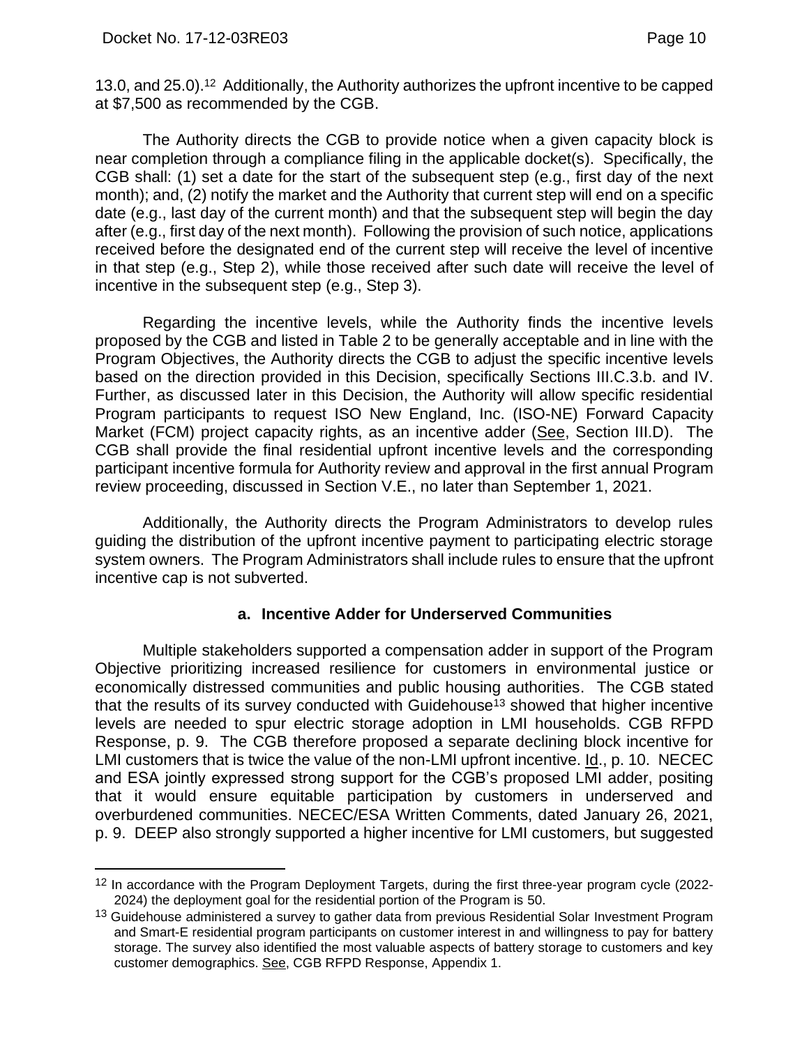13.0, and 25.0).[12] Additionally, the Authority authorizes the upfront incentive to be capped at $7,500 as recommended by the CGB.

The Authority directs the CGB to provide notice when a given capacity block is near completion through a compliance filing in the applicable docket(s). Specifically, the CGB shall: (1) set a date for the start of the subsequent step (e.g., first day of the next month); and, (2) notify the market and the Authority that current step will end on a specific date (e.g., last day of the current month) and that the subsequent step will begin the day after (e.g., first day of the next month). Following the provision of such notice, applications received before the designated end of the current step will receive the level of incentive in that step (e.g., Step 2), while those received after such date will receive the level of incentive in the subsequent step (e.g., Step 3).

Regarding the incentive levels, while the Authority finds the incentive levels proposed by the CGB and listed in Table 2 to be generally acceptable and in line with the Program Objectives, the Authority directs the CGB to adjust the specific incentive levels based on the direction provided in this Decision, specifically Sections III.C.3.b. and IV. Further, as discussed later in this Decision, the Authority will allow specific residential Program participants to request ISO New England, Inc. (ISO-NE) Forward Capacity Market (FCM) project capacity rights, as an incentive adder (See, Section III.D). The CGB shall provide the final residential upfront incentive levels and the corresponding participant incentive formula for Authority review and approval in the first annual Program review proceeding, discussed in Section V.E., no later than September 1, 2021.

Additionally, the Authority directs the Program Administrators to develop rules guiding the distribution of the upfront incentive payment to participating electric storage system owners. The Program Administrators shall include rules to ensure that the upfront incentive cap is not subverted.

#### a. Incentive Adder for Underserved Communities

Multiple stakeholders supported a compensation adder in support of the Program Objective prioritizing increased resilience for customers in environmental justice or economically distressed communities and public housing authorities. The CGB stated that the results of its survey conducted with Guidehouse[13] showed that higher incentive levels are needed to spur electric storage adoption in LMI households. CGB RFPD Response, p. 9. The CGB therefore proposed a separate declining block incentive for LMI customers that is twice the value of the non-LMI upfront incentive. Id., p. 10. NECEC and ESA jointly expressed strong support for the CGB's proposed LMI adder, positing that it would ensure equitable participation by customers in underserved and overburdened communities. NECEC/ESA Written Comments, dated January 26, 2021, p. 9. DEEP also strongly supported a higher incentive for LMI customers, but suggested

---

[12] In accordance with the Program Deployment Targets, during the first three-year program cycle (2022-2024) the deployment goal for the residential portion of the Program is 50.

[13] Guidehouse administered a survey to gather data from previous Residential Solar Investment Program and Smart-E residential program participants on customer interest in and willingness to pay for battery storage. The survey also identified the most valuable aspects of battery storage to customers and key customer demographics. See, CGB RFPD Response, Appendix 1.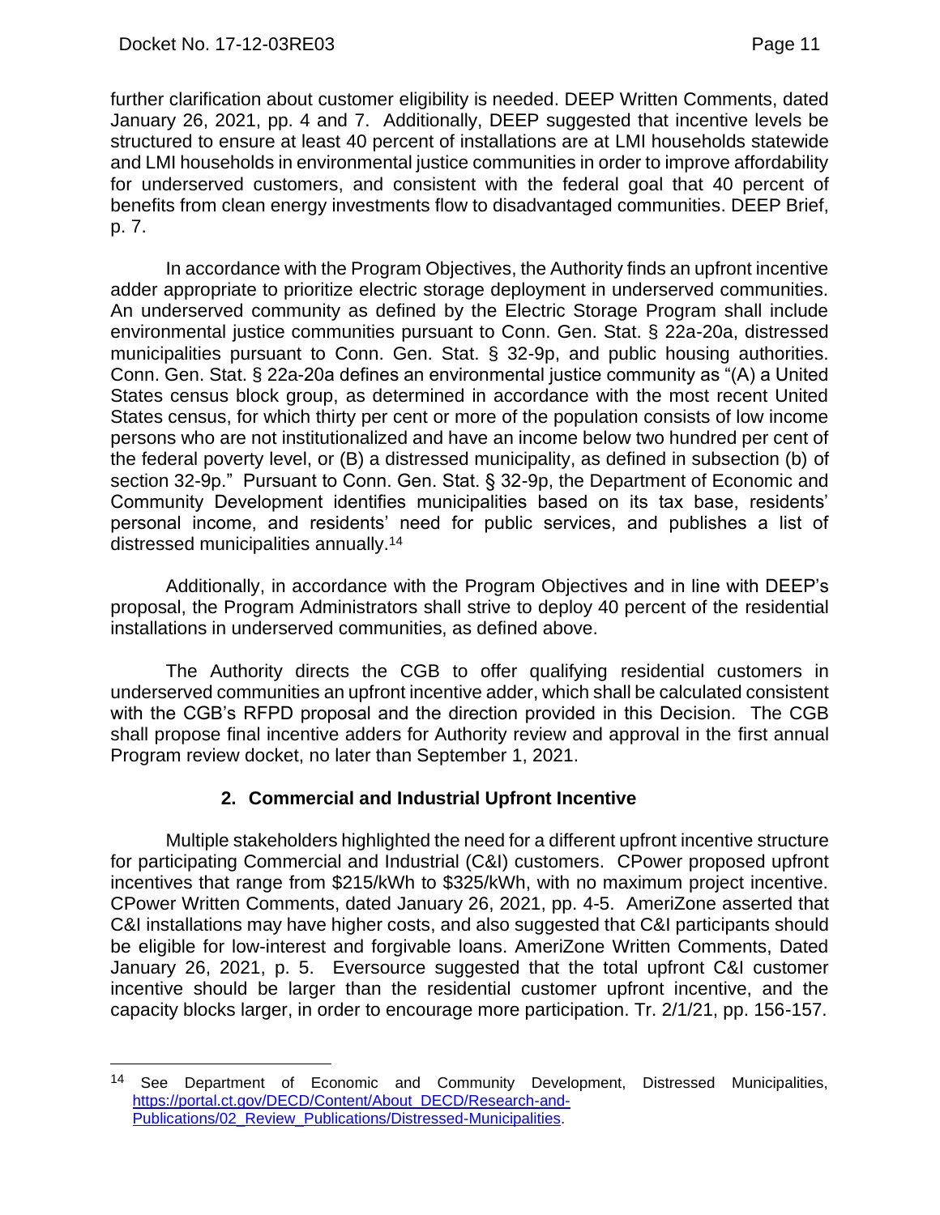further clarification about customer eligibility is needed. DEEP Written Comments, dated January 26, 2021, pp. 4 and 7. Additionally, DEEP suggested that incentive levels be structured to ensure at least 40 percent of installations are at LMI households statewide and LMI households in environmental justice communities in order to improve affordability for underserved customers, and consistent with the federal goal that 40 percent of benefits from clean energy investments flow to disadvantaged communities. DEEP Brief, p. 7.

In accordance with the Program Objectives, the Authority finds an upfront incentive adder appropriate to prioritize electric storage deployment in underserved communities. An underserved community as defined by the Electric Storage Program shall include environmental justice communities pursuant to Conn. Gen. Stat. § 22a-20a, distressed municipalities pursuant to Conn. Gen. Stat. § 32-9p, and public housing authorities. Conn. Gen. Stat. § 22a-20a defines an environmental justice community as "(A) a United States census block group, as determined in accordance with the most recent United States census, for which thirty per cent or more of the population consists of low income persons who are not institutionalized and have an income below two hundred per cent of the federal poverty level, or (B) a distressed municipality, as defined in subsection (b) of section 32-9p." Pursuant to Conn. Gen. Stat. § 32-9p, the Department of Economic and Community Development identifies municipalities based on its tax base, residents' personal income, and residents' need for public services, and publishes a list of distressed municipalities annually.[14]

Additionally, in accordance with the Program Objectives and in line with DEEP's proposal, the Program Administrators shall strive to deploy 40 percent of the residential installations in underserved communities, as defined above.

The Authority directs the CGB to offer qualifying residential customers in underserved communities an upfront incentive adder, which shall be calculated consistent with the CGB's RFPD proposal and the direction provided in this Decision. The CGB shall propose final incentive adders for Authority review and approval in the first annual Program review docket, no later than September 1, 2021.

### 2. Commercial and Industrial Upfront Incentive

Multiple stakeholders highlighted the need for a different upfront incentive structure for participating Commercial and Industrial (C&I) customers. CPower proposed upfront incentives that range from $215/kWh to $325/kWh, with no maximum project incentive. CPower Written Comments, dated January 26, 2021, pp. 4-5. AmeriZone asserted that C&I installations may have higher costs, and also suggested that C&I participants should be eligible for low-interest and forgivable loans. AmeriZone Written Comments, Dated January 26, 2021, p. 5. Eversource suggested that the total upfront C&I customer incentive should be larger than the residential customer upfront incentive, and the capacity blocks larger, in order to encourage more participation. Tr. 2/1/21, pp. 156-157.

---

[14] See Department of Economic and Community Development, Distressed Municipalities, https://portal.ct.gov/DECD/Content/About_DECD/Research-and-Publications/02_Review_Publications/Distressed-Municipalities.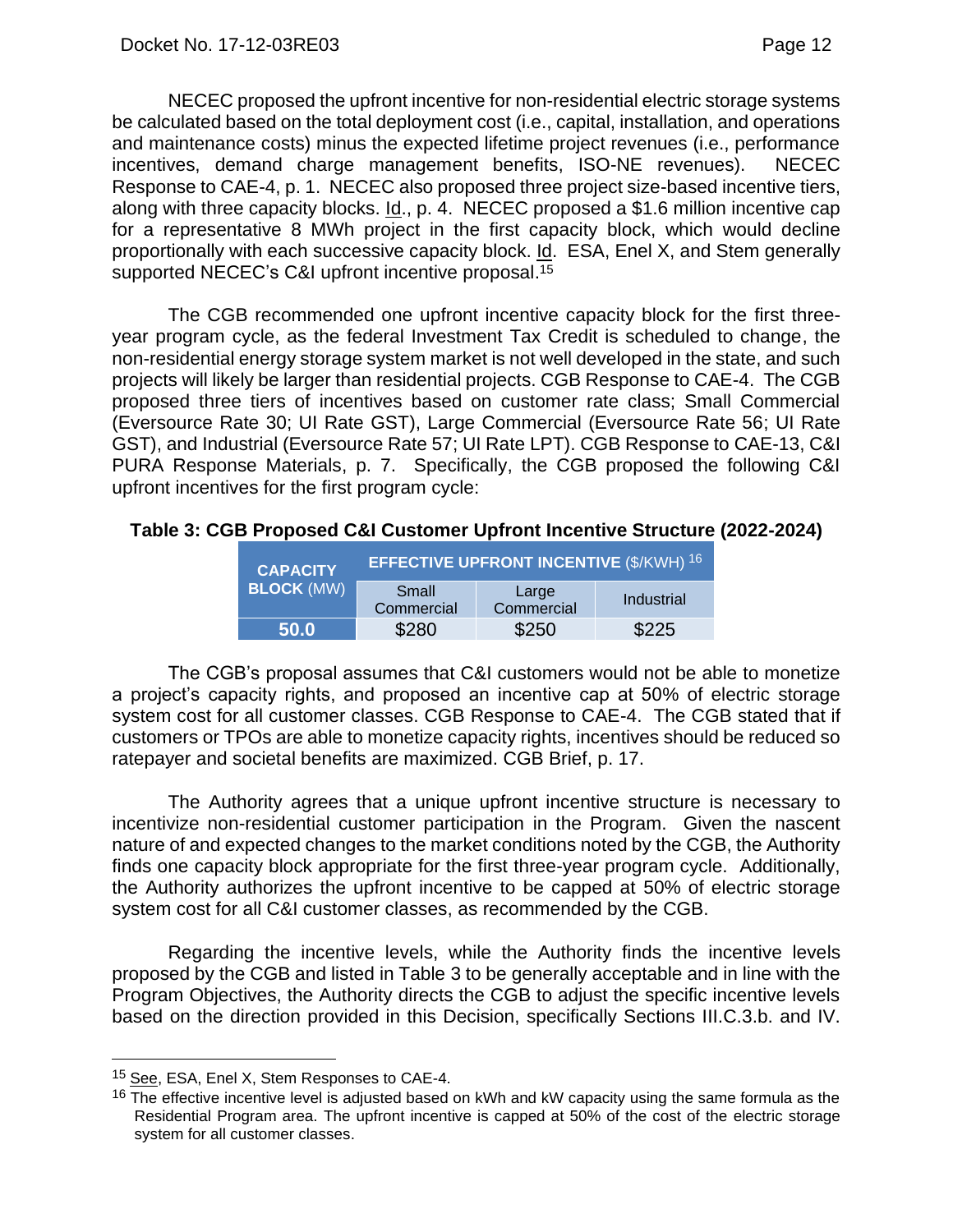NECEC proposed the upfront incentive for non-residential electric storage systems be calculated based on the total deployment cost (i.e., capital, installation, and operations and maintenance costs) minus the expected lifetime project revenues (i.e., performance incentives, demand charge management benefits, ISO-NE revenues). NECEC Response to CAE-4, p. 1. NECEC also proposed three project size-based incentive tiers, along with three capacity blocks. Id., p. 4. NECEC proposed a $1.6 million incentive cap for a representative 8 MWh project in the first capacity block, which would decline proportionally with each successive capacity block. Id. ESA, Enel X, and Stem generally supported NECEC's C&I upfront incentive proposal.[15]

The CGB recommended one upfront incentive capacity block for the first three-year program cycle, as the federal Investment Tax Credit is scheduled to change, the non-residential energy storage system market is not well developed in the state, and such projects will likely be larger than residential projects. CGB Response to CAE-4. The CGB proposed three tiers of incentives based on customer rate class; Small Commercial (Eversource Rate 30; UI Rate GST), Large Commercial (Eversource Rate 56; UI Rate GST), and Industrial (Eversource Rate 57; UI Rate LPT). CGB Response to CAE-13, C&I PURA Response Materials, p. 7. Specifically, the CGB proposed the following C&I upfront incentives for the first program cycle:

**Table 3: CGB Proposed C&I Customer Upfront Incentive Structure (2022-2024)**

| **CAPACITY BLOCK** (MW) | **EFFECTIVE UPFRONT INCENTIVE** ($/KWH) [16] | | |
|---|---|---|---|
| | Small Commercial | Large Commercial | Industrial |
| **50.0** | $280 | $250 | $225 |

The CGB's proposal assumes that C&I customers would not be able to monetize a project's capacity rights, and proposed an incentive cap at 50% of electric storage system cost for all customer classes. CGB Response to CAE-4. The CGB stated that if customers or TPOs are able to monetize capacity rights, incentives should be reduced so ratepayer and societal benefits are maximized. CGB Brief, p. 17.

The Authority agrees that a unique upfront incentive structure is necessary to incentivize non-residential customer participation in the Program. Given the nascent nature of and expected changes to the market conditions noted by the CGB, the Authority finds one capacity block appropriate for the first three-year program cycle. Additionally, the Authority authorizes the upfront incentive to be capped at 50% of electric storage system cost for all C&I customer classes, as recommended by the CGB.

Regarding the incentive levels, while the Authority finds the incentive levels proposed by the CGB and listed in Table 3 to be generally acceptable and in line with the Program Objectives, the Authority directs the CGB to adjust the specific incentive levels based on the direction provided in this Decision, specifically Sections III.C.3.b. and IV.

---

[15] See, ESA, Enel X, Stem Responses to CAE-4.

[16] The effective incentive level is adjusted based on kWh and kW capacity using the same formula as the Residential Program area. The upfront incentive is capped at 50% of the cost of the electric storage system for all customer classes.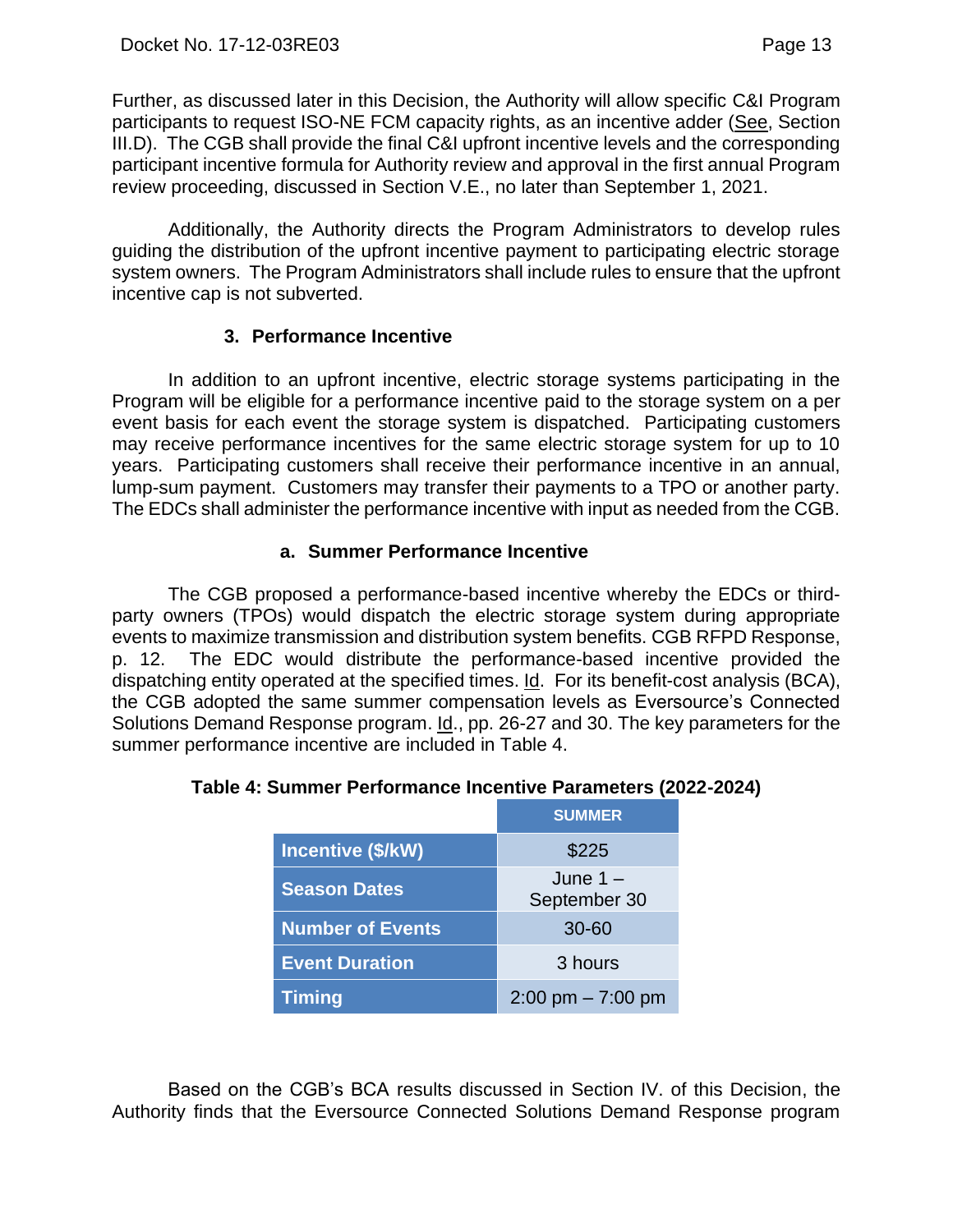Further, as discussed later in this Decision, the Authority will allow specific C&I Program participants to request ISO-NE FCM capacity rights, as an incentive adder (See, Section III.D). The CGB shall provide the final C&I upfront incentive levels and the corresponding participant incentive formula for Authority review and approval in the first annual Program review proceeding, discussed in Section V.E., no later than September 1, 2021.

Additionally, the Authority directs the Program Administrators to develop rules guiding the distribution of the upfront incentive payment to participating electric storage system owners. The Program Administrators shall include rules to ensure that the upfront incentive cap is not subverted.

### 3. Performance Incentive

In addition to an upfront incentive, electric storage systems participating in the Program will be eligible for a performance incentive paid to the storage system on a per event basis for each event the storage system is dispatched. Participating customers may receive performance incentives for the same electric storage system for up to 10 years. Participating customers shall receive their performance incentive in an annual, lump-sum payment. Customers may transfer their payments to a TPO or another party. The EDCs shall administer the performance incentive with input as needed from the CGB.

#### a. Summer Performance Incentive

The CGB proposed a performance-based incentive whereby the EDCs or third-party owners (TPOs) would dispatch the electric storage system during appropriate events to maximize transmission and distribution system benefits. CGB RFPD Response, p. 12. The EDC would distribute the performance-based incentive provided the dispatching entity operated at the specified times. Id. For its benefit-cost analysis (BCA), the CGB adopted the same summer compensation levels as Eversource's Connected Solutions Demand Response program. Id., pp. 26-27 and 30. The key parameters for the summer performance incentive are included in Table 4.

**Table 4: Summer Performance Incentive Parameters (2022-2024)**

| | SUMMER |
|---|---|
| **Incentive ($/kW)** | $225 |
| **Season Dates** | June 1 – September 30 |
| **Number of Events** | 30-60 |
| **Event Duration** | 3 hours |
| **Timing** | 2:00 pm – 7:00 pm |

Based on the CGB's BCA results discussed in Section IV. of this Decision, the Authority finds that the Eversource Connected Solutions Demand Response program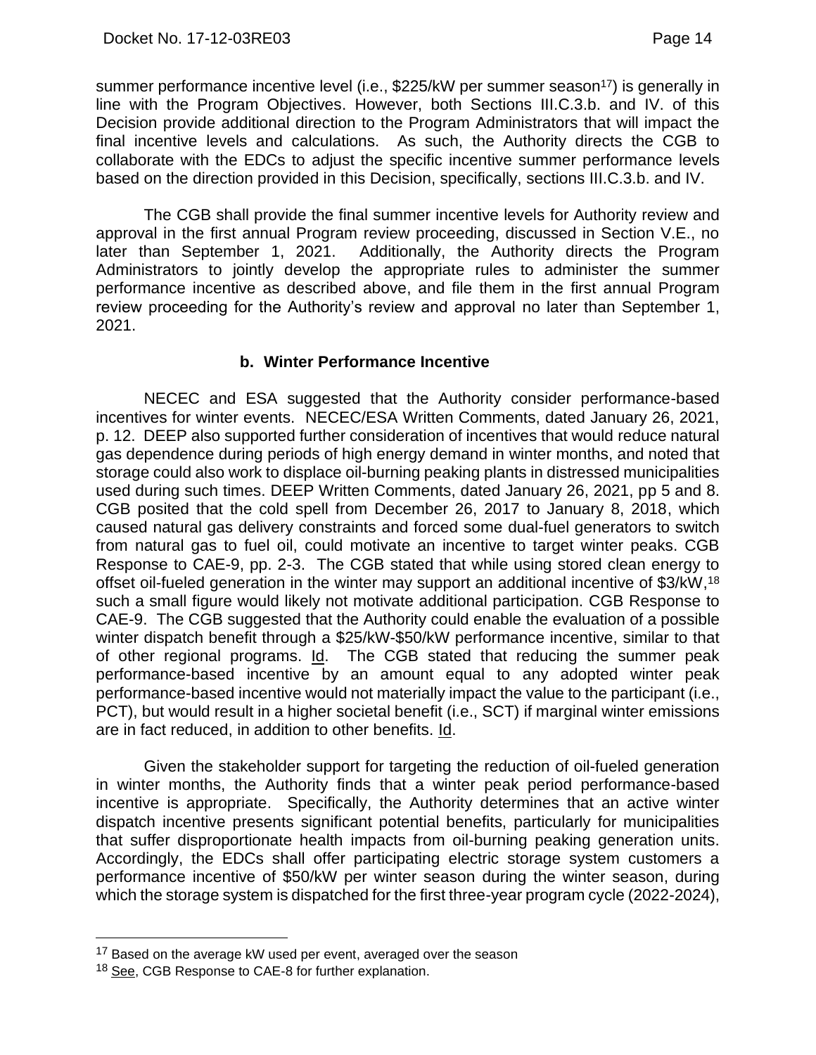summer performance incentive level (i.e., $225/kW per summer season[17]) is generally in line with the Program Objectives. However, both Sections III.C.3.b. and IV. of this Decision provide additional direction to the Program Administrators that will impact the final incentive levels and calculations. As such, the Authority directs the CGB to collaborate with the EDCs to adjust the specific incentive summer performance levels based on the direction provided in this Decision, specifically, sections III.C.3.b. and IV.

The CGB shall provide the final summer incentive levels for Authority review and approval in the first annual Program review proceeding, discussed in Section V.E., no later than September 1, 2021. Additionally, the Authority directs the Program Administrators to jointly develop the appropriate rules to administer the summer performance incentive as described above, and file them in the first annual Program review proceeding for the Authority's review and approval no later than September 1, 2021.

#### b. Winter Performance Incentive

NECEC and ESA suggested that the Authority consider performance-based incentives for winter events. NECEC/ESA Written Comments, dated January 26, 2021, p. 12. DEEP also supported further consideration of incentives that would reduce natural gas dependence during periods of high energy demand in winter months, and noted that storage could also work to displace oil-burning peaking plants in distressed municipalities used during such times. DEEP Written Comments, dated January 26, 2021, pp 5 and 8. CGB posited that the cold spell from December 26, 2017 to January 8, 2018, which caused natural gas delivery constraints and forced some dual-fuel generators to switch from natural gas to fuel oil, could motivate an incentive to target winter peaks. CGB Response to CAE-9, pp. 2-3. The CGB stated that while using stored clean energy to offset oil-fueled generation in the winter may support an additional incentive of $3/kW,[18] such a small figure would likely not motivate additional participation. CGB Response to CAE-9. The CGB suggested that the Authority could enable the evaluation of a possible winter dispatch benefit through a $25/kW-$50/kW performance incentive, similar to that of other regional programs. Id. The CGB stated that reducing the summer peak performance-based incentive by an amount equal to any adopted winter peak performance-based incentive would not materially impact the value to the participant (i.e., PCT), but would result in a higher societal benefit (i.e., SCT) if marginal winter emissions are in fact reduced, in addition to other benefits. Id.

Given the stakeholder support for targeting the reduction of oil-fueled generation in winter months, the Authority finds that a winter peak period performance-based incentive is appropriate. Specifically, the Authority determines that an active winter dispatch incentive presents significant potential benefits, particularly for municipalities that suffer disproportionate health impacts from oil-burning peaking generation units. Accordingly, the EDCs shall offer participating electric storage system customers a performance incentive of $50/kW per winter season during the winter season, during which the storage system is dispatched for the first three-year program cycle (2022-2024),

---

[17] Based on the average kW used per event, averaged over the season

[18] See, CGB Response to CAE-8 for further explanation.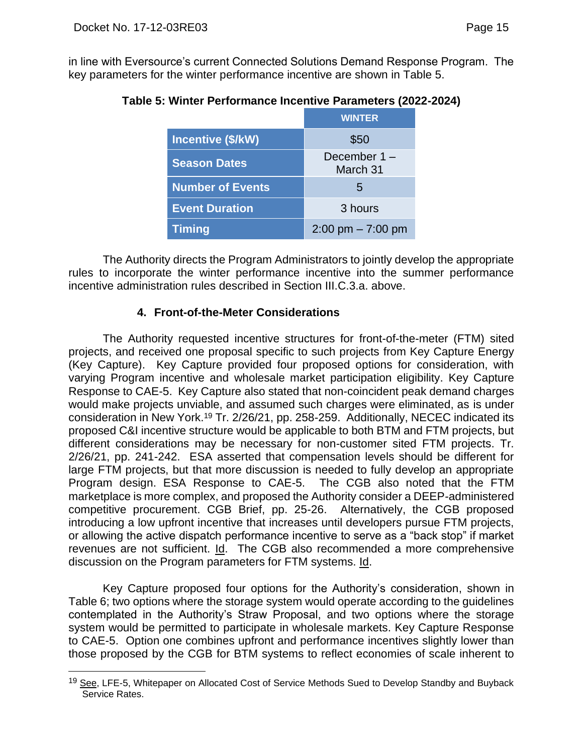in line with Eversource's current Connected Solutions Demand Response Program. The key parameters for the winter performance incentive are shown in Table 5.

**Table 5: Winter Performance Incentive Parameters (2022-2024)**

| | WINTER |
|---|---|
| **Incentive ($/kW)** | $50 |
| **Season Dates** | December 1 – March 31 |
| **Number of Events** | 5 |
| **Event Duration** | 3 hours |
| **Timing** | 2:00 pm – 7:00 pm |

The Authority directs the Program Administrators to jointly develop the appropriate rules to incorporate the winter performance incentive into the summer performance incentive administration rules described in Section III.C.3.a. above.

### 4. Front-of-the-Meter Considerations

The Authority requested incentive structures for front-of-the-meter (FTM) sited projects, and received one proposal specific to such projects from Key Capture Energy (Key Capture). Key Capture provided four proposed options for consideration, with varying Program incentive and wholesale market participation eligibility. Key Capture Response to CAE-5. Key Capture also stated that non-coincident peak demand charges would make projects unviable, and assumed such charges were eliminated, as is under consideration in New York.[19] Tr. 2/26/21, pp. 258-259. Additionally, NECEC indicated its proposed C&I incentive structure would be applicable to both BTM and FTM projects, but different considerations may be necessary for non-customer sited FTM projects. Tr. 2/26/21, pp. 241-242. ESA asserted that compensation levels should be different for large FTM projects, but that more discussion is needed to fully develop an appropriate Program design. ESA Response to CAE-5. The CGB also noted that the FTM marketplace is more complex, and proposed the Authority consider a DEEP-administered competitive procurement. CGB Brief, pp. 25-26. Alternatively, the CGB proposed introducing a low upfront incentive that increases until developers pursue FTM projects, or allowing the active dispatch performance incentive to serve as a "back stop" if market revenues are not sufficient. Id. The CGB also recommended a more comprehensive discussion on the Program parameters for FTM systems. Id.

Key Capture proposed four options for the Authority's consideration, shown in Table 6; two options where the storage system would operate according to the guidelines contemplated in the Authority's Straw Proposal, and two options where the storage system would be permitted to participate in wholesale markets. Key Capture Response to CAE-5. Option one combines upfront and performance incentives slightly lower than those proposed by the CGB for BTM systems to reflect economies of scale inherent to

---

[19] See, LFE-5, Whitepaper on Allocated Cost of Service Methods Sued to Develop Standby and Buyback Service Rates.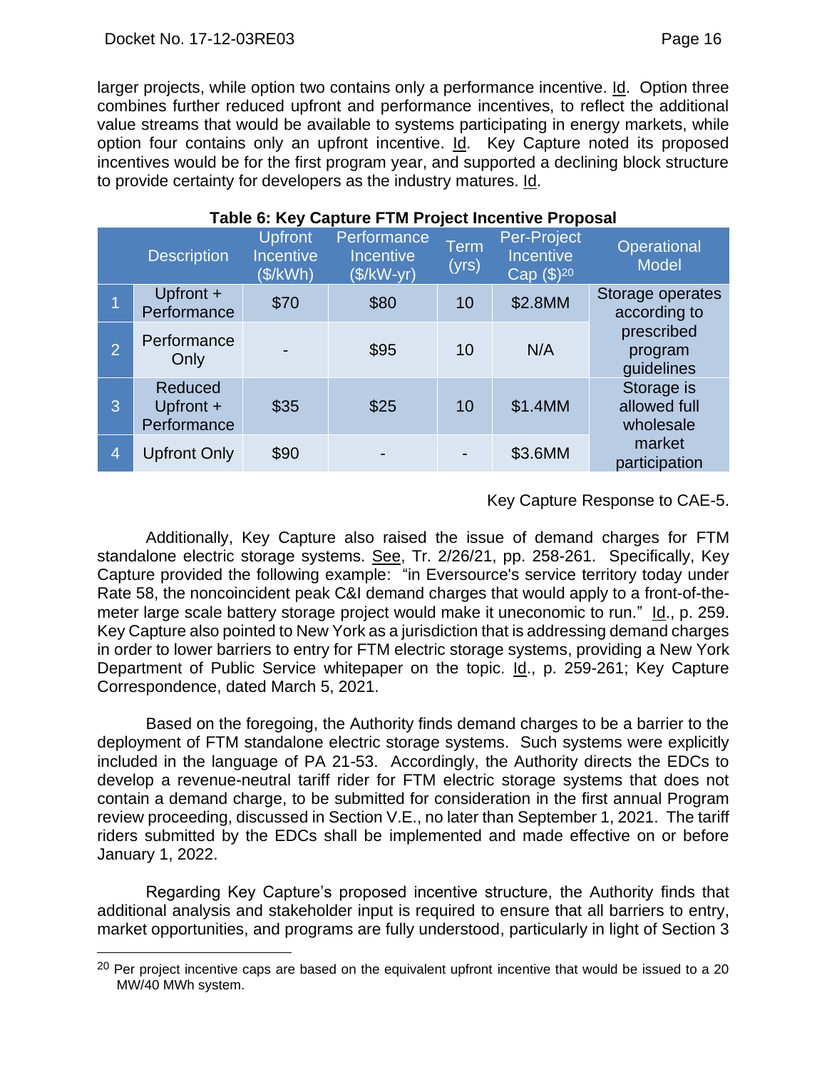larger projects, while option two contains only a performance incentive. Id. Option three combines further reduced upfront and performance incentives, to reflect the additional value streams that would be available to systems participating in energy markets, while option four contains only an upfront incentive. Id. Key Capture noted its proposed incentives would be for the first program year, and supported a declining block structure to provide certainty for developers as the industry matures. Id.

**Table 6: Key Capture FTM Project Incentive Proposal**

| | Description | Upfront Incentive ($/kWh) | Performance Incentive ($/kW-yr) | Term (yrs) | Per-Project Incentive Cap ($)[20] | Operational Model |
|---|---|---|---|---|---|---|
| 1 | Upfront + Performance | $70 | $80 | 10 | $2.8MM | Storage operates according to prescribed program guidelines |
| 2 | Performance Only | - | $95 | 10 | N/A | |
| 3 | Reduced Upfront + Performance | $35 | $25 | 10 | $1.4MM | Storage is allowed full wholesale market participation |
| 4 | Upfront Only | $90 | - | - | $3.6MM | |

Key Capture Response to CAE-5.

Additionally, Key Capture also raised the issue of demand charges for FTM standalone electric storage systems. See, Tr. 2/26/21, pp. 258-261. Specifically, Key Capture provided the following example: "in Eversource's service territory today under Rate 58, the noncoincident peak C&I demand charges that would apply to a front-of-the-meter large scale battery storage project would make it uneconomic to run." Id., p. 259. Key Capture also pointed to New York as a jurisdiction that is addressing demand charges in order to lower barriers to entry for FTM electric storage systems, providing a New York Department of Public Service whitepaper on the topic. Id., p. 259-261; Key Capture Correspondence, dated March 5, 2021.

Based on the foregoing, the Authority finds demand charges to be a barrier to the deployment of FTM standalone electric storage systems. Such systems were explicitly included in the language of PA 21-53. Accordingly, the Authority directs the EDCs to develop a revenue-neutral tariff rider for FTM electric storage systems that does not contain a demand charge, to be submitted for consideration in the first annual Program review proceeding, discussed in Section V.E., no later than September 1, 2021. The tariff riders submitted by the EDCs shall be implemented and made effective on or before January 1, 2022.

Regarding Key Capture's proposed incentive structure, the Authority finds that additional analysis and stakeholder input is required to ensure that all barriers to entry, market opportunities, and programs are fully understood, particularly in light of Section 3

[20] Per project incentive caps are based on the equivalent upfront incentive that would be issued to a 20 MW/40 MWh system.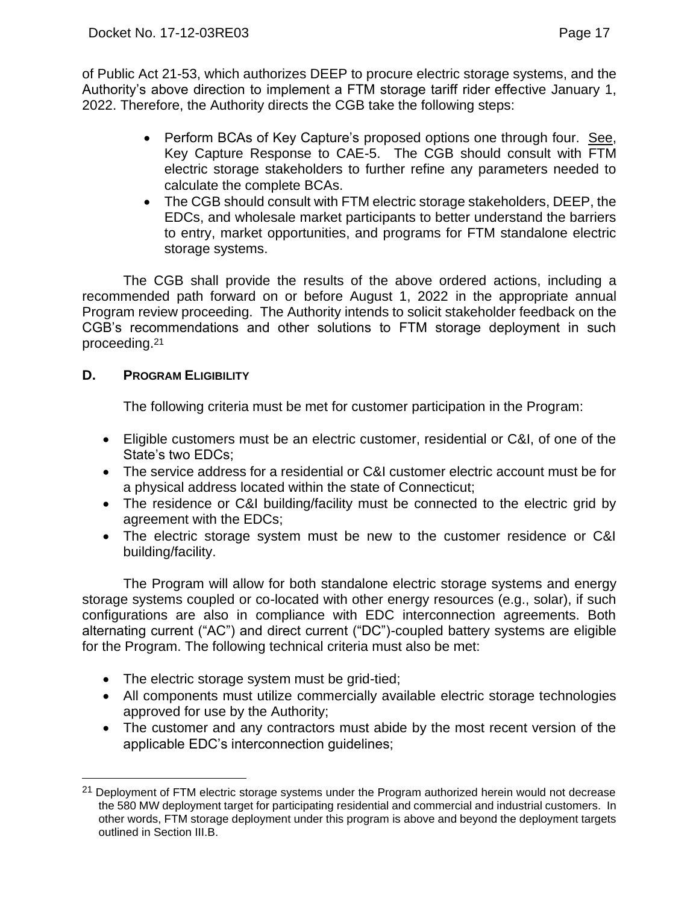of Public Act 21-53, which authorizes DEEP to procure electric storage systems, and the Authority's above direction to implement a FTM storage tariff rider effective January 1, 2022. Therefore, the Authority directs the CGB take the following steps:

- Perform BCAs of Key Capture's proposed options one through four. See, Key Capture Response to CAE-5. The CGB should consult with FTM electric storage stakeholders to further refine any parameters needed to calculate the complete BCAs.
- The CGB should consult with FTM electric storage stakeholders, DEEP, the EDCs, and wholesale market participants to better understand the barriers to entry, market opportunities, and programs for FTM standalone electric storage systems.

The CGB shall provide the results of the above ordered actions, including a recommended path forward on or before August 1, 2022 in the appropriate annual Program review proceeding. The Authority intends to solicit stakeholder feedback on the CGB's recommendations and other solutions to FTM storage deployment in such proceeding.[21]

### D. PROGRAM ELIGIBILITY

The following criteria must be met for customer participation in the Program:

- Eligible customers must be an electric customer, residential or C&I, of one of the State's two EDCs;
- The service address for a residential or C&I customer electric account must be for a physical address located within the state of Connecticut;
- The residence or C&I building/facility must be connected to the electric grid by agreement with the EDCs;
- The electric storage system must be new to the customer residence or C&I building/facility.

The Program will allow for both standalone electric storage systems and energy storage systems coupled or co-located with other energy resources (e.g., solar), if such configurations are also in compliance with EDC interconnection agreements. Both alternating current ("AC") and direct current ("DC")-coupled battery systems are eligible for the Program. The following technical criteria must also be met:

- The electric storage system must be grid-tied;
- All components must utilize commercially available electric storage technologies approved for use by the Authority;
- The customer and any contractors must abide by the most recent version of the applicable EDC's interconnection guidelines;

[21] Deployment of FTM electric storage systems under the Program authorized herein would not decrease the 580 MW deployment target for participating residential and commercial and industrial customers. In other words, FTM storage deployment under this program is above and beyond the deployment targets outlined in Section III.B.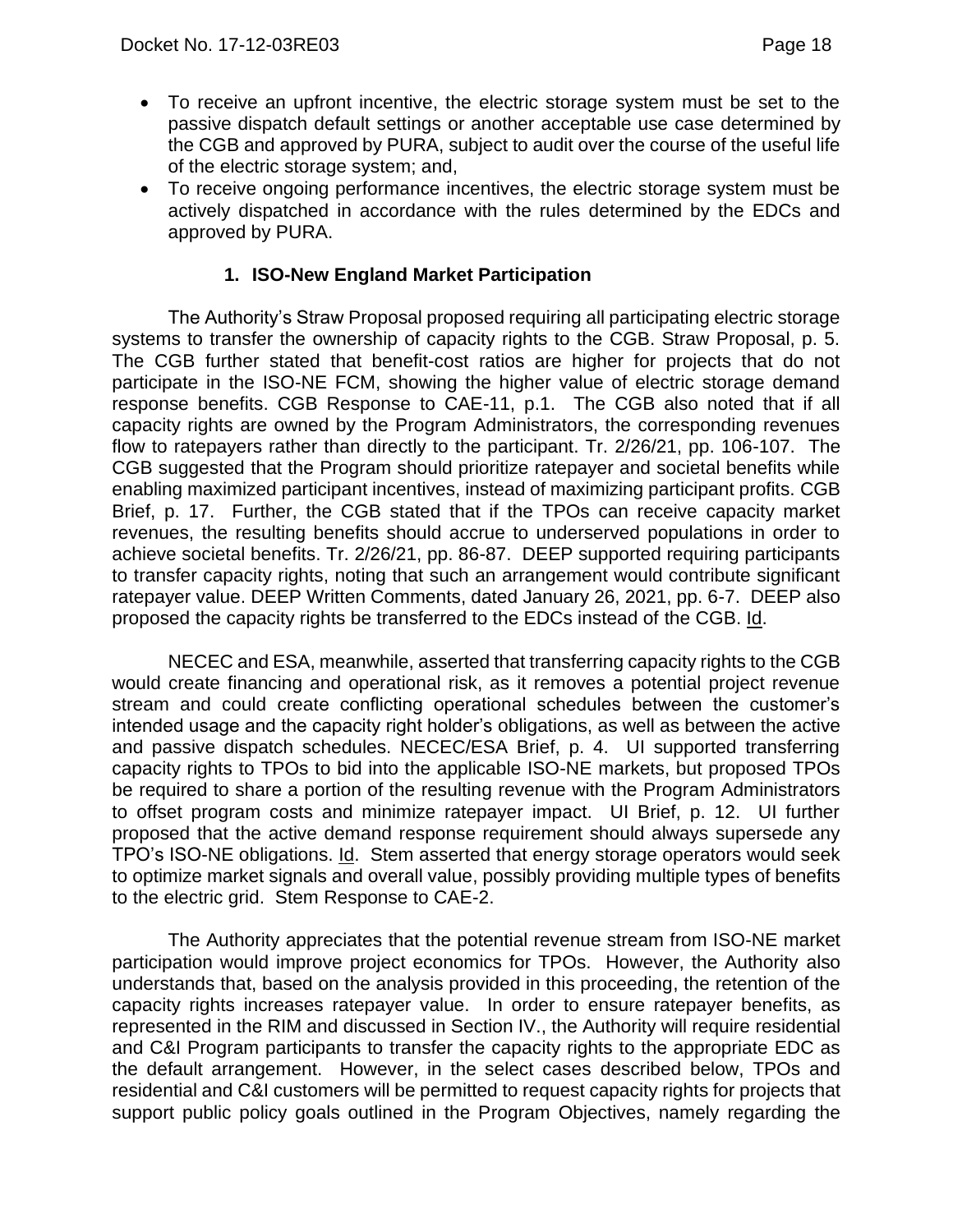- To receive an upfront incentive, the electric storage system must be set to the passive dispatch default settings or another acceptable use case determined by the CGB and approved by PURA, subject to audit over the course of the useful life of the electric storage system; and,
- To receive ongoing performance incentives, the electric storage system must be actively dispatched in accordance with the rules determined by the EDCs and approved by PURA.

### 1. ISO-New England Market Participation

The Authority's Straw Proposal proposed requiring all participating electric storage systems to transfer the ownership of capacity rights to the CGB. Straw Proposal, p. 5. The CGB further stated that benefit-cost ratios are higher for projects that do not participate in the ISO-NE FCM, showing the higher value of electric storage demand response benefits. CGB Response to CAE-11, p.1. The CGB also noted that if all capacity rights are owned by the Program Administrators, the corresponding revenues flow to ratepayers rather than directly to the participant. Tr. 2/26/21, pp. 106-107. The CGB suggested that the Program should prioritize ratepayer and societal benefits while enabling maximized participant incentives, instead of maximizing participant profits. CGB Brief, p. 17. Further, the CGB stated that if the TPOs can receive capacity market revenues, the resulting benefits should accrue to underserved populations in order to achieve societal benefits. Tr. 2/26/21, pp. 86-87. DEEP supported requiring participants to transfer capacity rights, noting that such an arrangement would contribute significant ratepayer value. DEEP Written Comments, dated January 26, 2021, pp. 6-7. DEEP also proposed the capacity rights be transferred to the EDCs instead of the CGB. Id.

NECEC and ESA, meanwhile, asserted that transferring capacity rights to the CGB would create financing and operational risk, as it removes a potential project revenue stream and could create conflicting operational schedules between the customer's intended usage and the capacity right holder's obligations, as well as between the active and passive dispatch schedules. NECEC/ESA Brief, p. 4. UI supported transferring capacity rights to TPOs to bid into the applicable ISO-NE markets, but proposed TPOs be required to share a portion of the resulting revenue with the Program Administrators to offset program costs and minimize ratepayer impact. UI Brief, p. 12. UI further proposed that the active demand response requirement should always supersede any TPO's ISO-NE obligations. Id. Stem asserted that energy storage operators would seek to optimize market signals and overall value, possibly providing multiple types of benefits to the electric grid. Stem Response to CAE-2.

The Authority appreciates that the potential revenue stream from ISO-NE market participation would improve project economics for TPOs. However, the Authority also understands that, based on the analysis provided in this proceeding, the retention of the capacity rights increases ratepayer value. In order to ensure ratepayer benefits, as represented in the RIM and discussed in Section IV., the Authority will require residential and C&I Program participants to transfer the capacity rights to the appropriate EDC as the default arrangement. However, in the select cases described below, TPOs and residential and C&I customers will be permitted to request capacity rights for projects that support public policy goals outlined in the Program Objectives, namely regarding the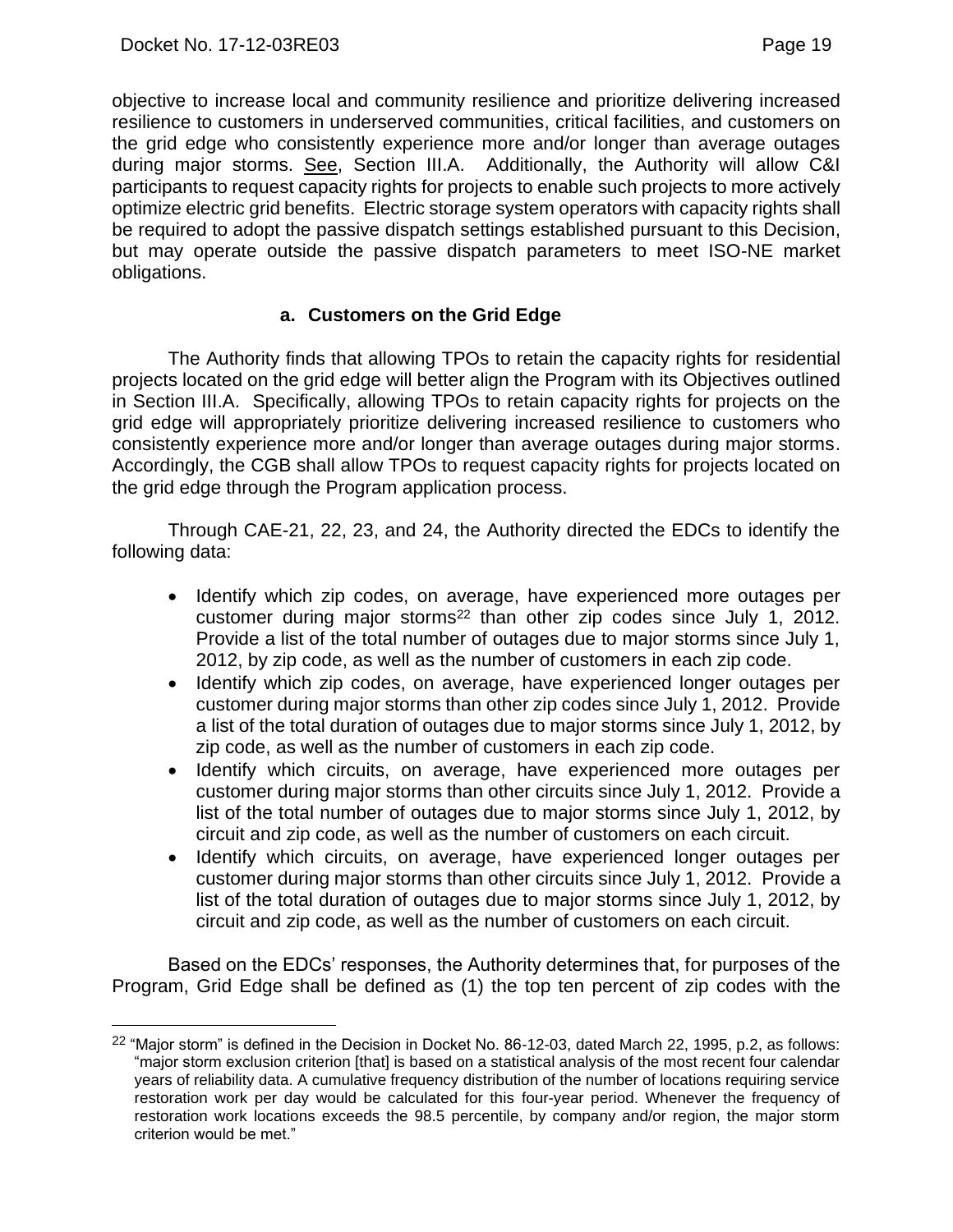objective to increase local and community resilience and prioritize delivering increased resilience to customers in underserved communities, critical facilities, and customers on the grid edge who consistently experience more and/or longer than average outages during major storms. See, Section III.A. Additionally, the Authority will allow C&I participants to request capacity rights for projects to enable such projects to more actively optimize electric grid benefits. Electric storage system operators with capacity rights shall be required to adopt the passive dispatch settings established pursuant to this Decision, but may operate outside the passive dispatch parameters to meet ISO-NE market obligations.

### a. Customers on the Grid Edge

The Authority finds that allowing TPOs to retain the capacity rights for residential projects located on the grid edge will better align the Program with its Objectives outlined in Section III.A. Specifically, allowing TPOs to retain capacity rights for projects on the grid edge will appropriately prioritize delivering increased resilience to customers who consistently experience more and/or longer than average outages during major storms. Accordingly, the CGB shall allow TPOs to request capacity rights for projects located on the grid edge through the Program application process.

Through CAE-21, 22, 23, and 24, the Authority directed the EDCs to identify the following data:

- Identify which zip codes, on average, have experienced more outages per customer during major storms[22] than other zip codes since July 1, 2012. Provide a list of the total number of outages due to major storms since July 1, 2012, by zip code, as well as the number of customers in each zip code.
- Identify which zip codes, on average, have experienced longer outages per customer during major storms than other zip codes since July 1, 2012. Provide a list of the total duration of outages due to major storms since July 1, 2012, by zip code, as well as the number of customers in each zip code.
- Identify which circuits, on average, have experienced more outages per customer during major storms than other circuits since July 1, 2012. Provide a list of the total number of outages due to major storms since July 1, 2012, by circuit and zip code, as well as the number of customers on each circuit.
- Identify which circuits, on average, have experienced longer outages per customer during major storms than other circuits since July 1, 2012. Provide a list of the total duration of outages due to major storms since July 1, 2012, by circuit and zip code, as well as the number of customers on each circuit.

Based on the EDCs' responses, the Authority determines that, for purposes of the Program, Grid Edge shall be defined as (1) the top ten percent of zip codes with the

[22] "Major storm" is defined in the Decision in Docket No. 86-12-03, dated March 22, 1995, p.2, as follows: "major storm exclusion criterion [that] is based on a statistical analysis of the most recent four calendar years of reliability data. A cumulative frequency distribution of the number of locations requiring service restoration work per day would be calculated for this four-year period. Whenever the frequency of restoration work locations exceeds the 98.5 percentile, by company and/or region, the major storm criterion would be met."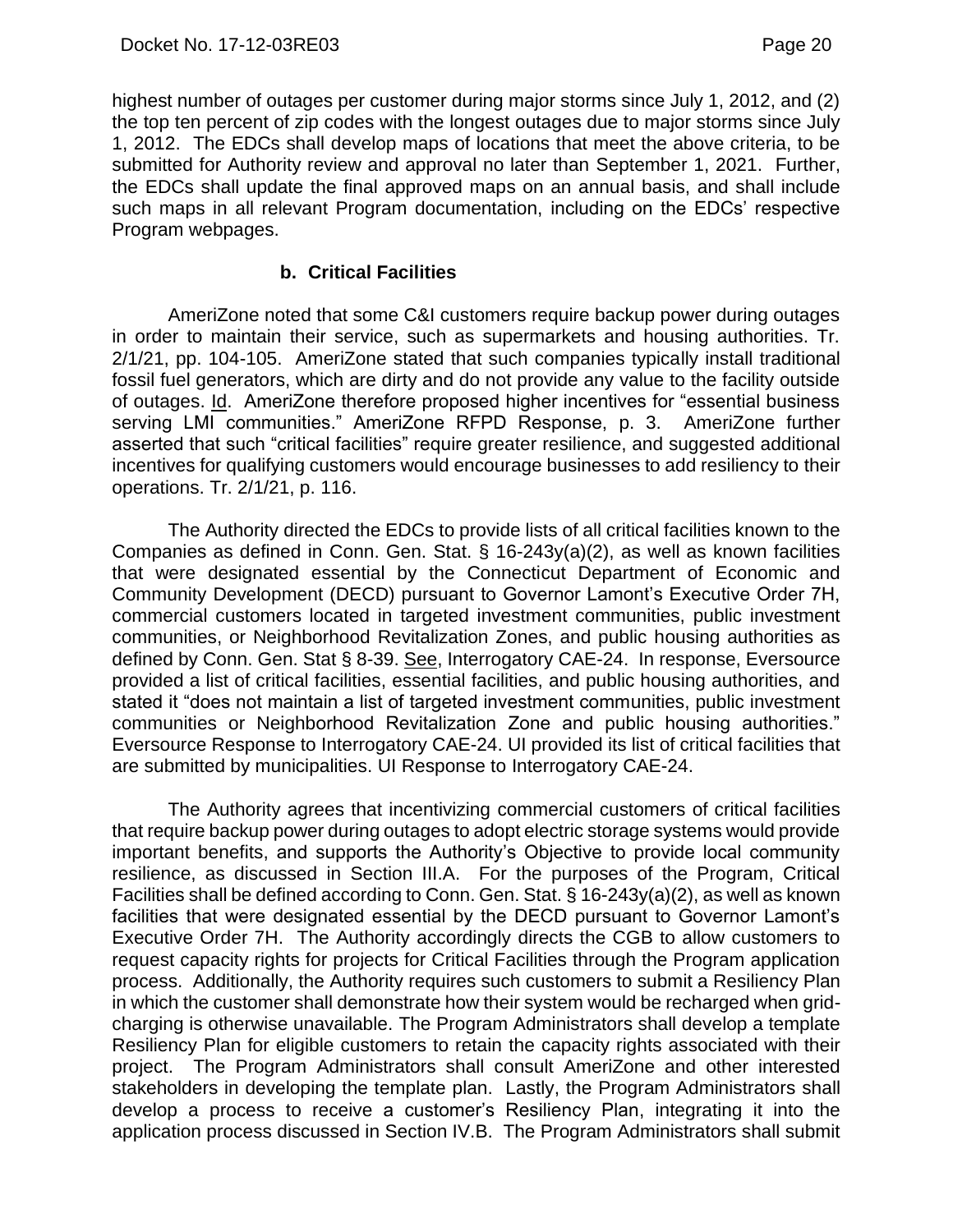highest number of outages per customer during major storms since July 1, 2012, and (2) the top ten percent of zip codes with the longest outages due to major storms since July 1, 2012. The EDCs shall develop maps of locations that meet the above criteria, to be submitted for Authority review and approval no later than September 1, 2021. Further, the EDCs shall update the final approved maps on an annual basis, and shall include such maps in all relevant Program documentation, including on the EDCs' respective Program webpages.

### b. Critical Facilities

AmeriZone noted that some C&I customers require backup power during outages in order to maintain their service, such as supermarkets and housing authorities. Tr. 2/1/21, pp. 104-105. AmeriZone stated that such companies typically install traditional fossil fuel generators, which are dirty and do not provide any value to the facility outside of outages. Id. AmeriZone therefore proposed higher incentives for "essential business serving LMI communities." AmeriZone RFPD Response, p. 3. AmeriZone further asserted that such "critical facilities" require greater resilience, and suggested additional incentives for qualifying customers would encourage businesses to add resiliency to their operations. Tr. 2/1/21, p. 116.

The Authority directed the EDCs to provide lists of all critical facilities known to the Companies as defined in Conn. Gen. Stat. § 16-243y(a)(2), as well as known facilities that were designated essential by the Connecticut Department of Economic and Community Development (DECD) pursuant to Governor Lamont's Executive Order 7H, commercial customers located in targeted investment communities, public investment communities, or Neighborhood Revitalization Zones, and public housing authorities as defined by Conn. Gen. Stat § 8-39. See, Interrogatory CAE-24. In response, Eversource provided a list of critical facilities, essential facilities, and public housing authorities, and stated it "does not maintain a list of targeted investment communities, public investment communities or Neighborhood Revitalization Zone and public housing authorities." Eversource Response to Interrogatory CAE-24. UI provided its list of critical facilities that are submitted by municipalities. UI Response to Interrogatory CAE-24.

The Authority agrees that incentivizing commercial customers of critical facilities that require backup power during outages to adopt electric storage systems would provide important benefits, and supports the Authority's Objective to provide local community resilience, as discussed in Section III.A. For the purposes of the Program, Critical Facilities shall be defined according to Conn. Gen. Stat. § 16-243y(a)(2), as well as known facilities that were designated essential by the DECD pursuant to Governor Lamont's Executive Order 7H. The Authority accordingly directs the CGB to allow customers to request capacity rights for projects for Critical Facilities through the Program application process. Additionally, the Authority requires such customers to submit a Resiliency Plan in which the customer shall demonstrate how their system would be recharged when grid-charging is otherwise unavailable. The Program Administrators shall develop a template Resiliency Plan for eligible customers to retain the capacity rights associated with their project. The Program Administrators shall consult AmeriZone and other interested stakeholders in developing the template plan. Lastly, the Program Administrators shall develop a process to receive a customer's Resiliency Plan, integrating it into the application process discussed in Section IV.B. The Program Administrators shall submit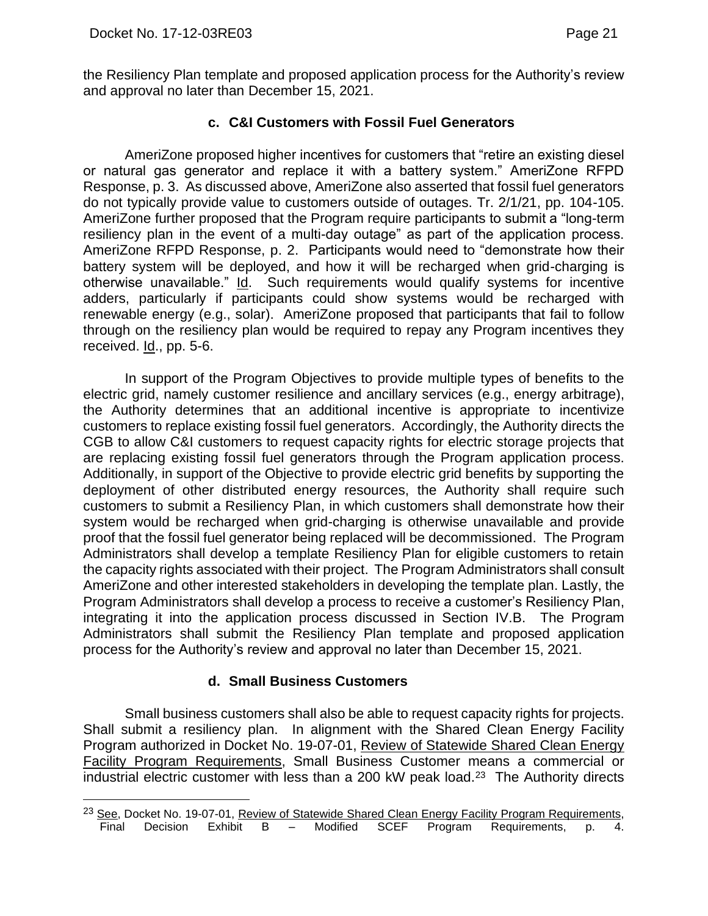the Resiliency Plan template and proposed application process for the Authority's review and approval no later than December 15, 2021.

### c. C&I Customers with Fossil Fuel Generators

AmeriZone proposed higher incentives for customers that "retire an existing diesel or natural gas generator and replace it with a battery system." AmeriZone RFPD Response, p. 3. As discussed above, AmeriZone also asserted that fossil fuel generators do not typically provide value to customers outside of outages. Tr. 2/1/21, pp. 104-105. AmeriZone further proposed that the Program require participants to submit a "long-term resiliency plan in the event of a multi-day outage" as part of the application process. AmeriZone RFPD Response, p. 2. Participants would need to "demonstrate how their battery system will be deployed, and how it will be recharged when grid-charging is otherwise unavailable." Id. Such requirements would qualify systems for incentive adders, particularly if participants could show systems would be recharged with renewable energy (e.g., solar). AmeriZone proposed that participants that fail to follow through on the resiliency plan would be required to repay any Program incentives they received. Id., pp. 5-6.

In support of the Program Objectives to provide multiple types of benefits to the electric grid, namely customer resilience and ancillary services (e.g., energy arbitrage), the Authority determines that an additional incentive is appropriate to incentivize customers to replace existing fossil fuel generators. Accordingly, the Authority directs the CGB to allow C&I customers to request capacity rights for electric storage projects that are replacing existing fossil fuel generators through the Program application process. Additionally, in support of the Objective to provide electric grid benefits by supporting the deployment of other distributed energy resources, the Authority shall require such customers to submit a Resiliency Plan, in which customers shall demonstrate how their system would be recharged when grid-charging is otherwise unavailable and provide proof that the fossil fuel generator being replaced will be decommissioned. The Program Administrators shall develop a template Resiliency Plan for eligible customers to retain the capacity rights associated with their project. The Program Administrators shall consult AmeriZone and other interested stakeholders in developing the template plan. Lastly, the Program Administrators shall develop a process to receive a customer's Resiliency Plan, integrating it into the application process discussed in Section IV.B. The Program Administrators shall submit the Resiliency Plan template and proposed application process for the Authority's review and approval no later than December 15, 2021.

### d. Small Business Customers

Small business customers shall also be able to request capacity rights for projects. Shall submit a resiliency plan. In alignment with the Shared Clean Energy Facility Program authorized in Docket No. 19-07-01, Review of Statewide Shared Clean Energy Facility Program Requirements, Small Business Customer means a commercial or industrial electric customer with less than a 200 kW peak load.[23] The Authority directs

[23] See, Docket No. 19-07-01, Review of Statewide Shared Clean Energy Facility Program Requirements, Final Decision Exhibit B – Modified SCEF Program Requirements, p. 4.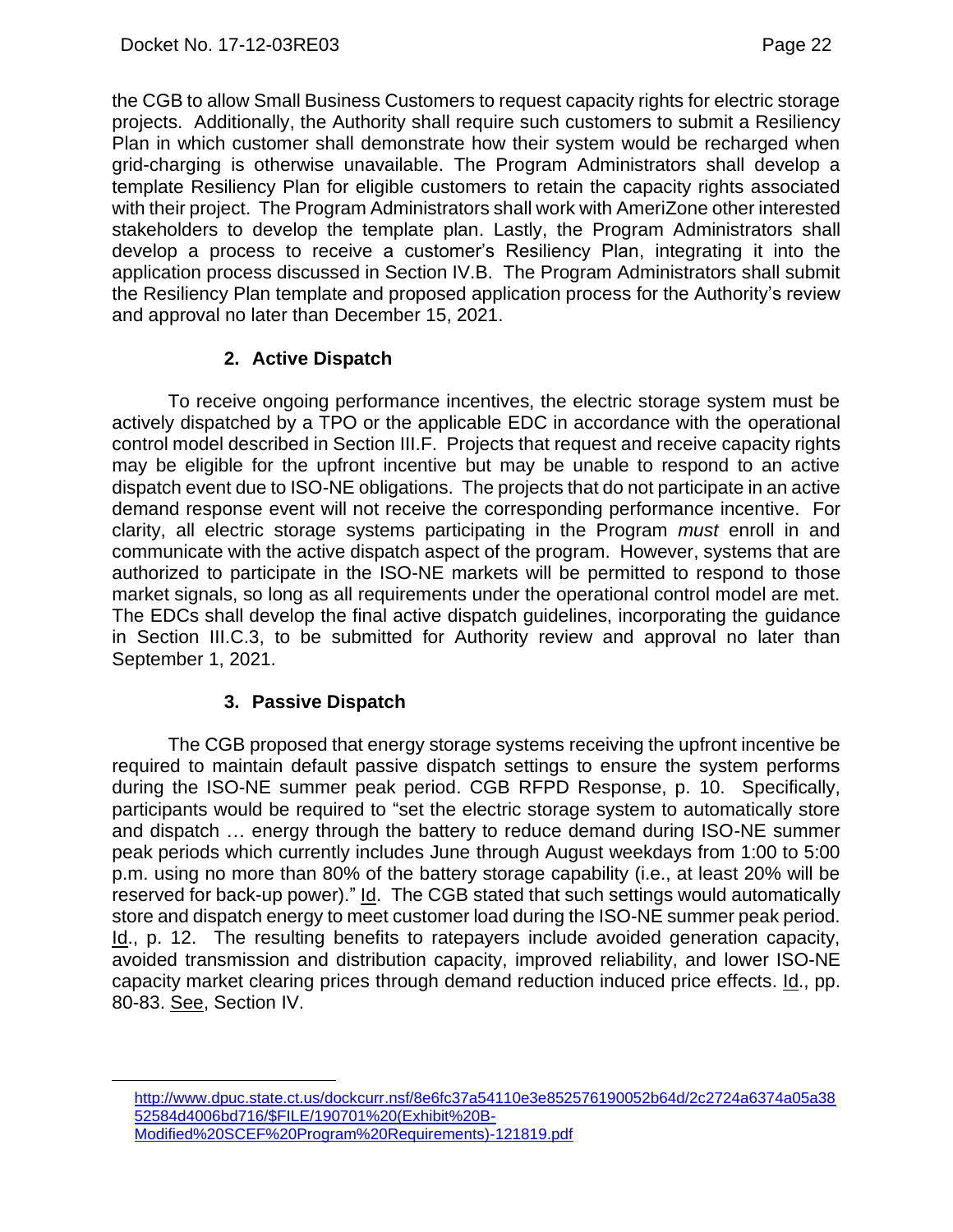the CGB to allow Small Business Customers to request capacity rights for electric storage projects. Additionally, the Authority shall require such customers to submit a Resiliency Plan in which customer shall demonstrate how their system would be recharged when grid-charging is otherwise unavailable. The Program Administrators shall develop a template Resiliency Plan for eligible customers to retain the capacity rights associated with their project. The Program Administrators shall work with AmeriZone other interested stakeholders to develop the template plan. Lastly, the Program Administrators shall develop a process to receive a customer's Resiliency Plan, integrating it into the application process discussed in Section IV.B. The Program Administrators shall submit the Resiliency Plan template and proposed application process for the Authority's review and approval no later than December 15, 2021.

### 2. Active Dispatch

To receive ongoing performance incentives, the electric storage system must be actively dispatched by a TPO or the applicable EDC in accordance with the operational control model described in Section III.F. Projects that request and receive capacity rights may be eligible for the upfront incentive but may be unable to respond to an active dispatch event due to ISO-NE obligations. The projects that do not participate in an active demand response event will not receive the corresponding performance incentive. For clarity, all electric storage systems participating in the Program *must* enroll in and communicate with the active dispatch aspect of the program. However, systems that are authorized to participate in the ISO-NE markets will be permitted to respond to those market signals, so long as all requirements under the operational control model are met. The EDCs shall develop the final active dispatch guidelines, incorporating the guidance in Section III.C.3, to be submitted for Authority review and approval no later than September 1, 2021.

### 3. Passive Dispatch

The CGB proposed that energy storage systems receiving the upfront incentive be required to maintain default passive dispatch settings to ensure the system performs during the ISO-NE summer peak period. CGB RFPD Response, p. 10. Specifically, participants would be required to "set the electric storage system to automatically store and dispatch … energy through the battery to reduce demand during ISO-NE summer peak periods which currently includes June through August weekdays from 1:00 to 5:00 p.m. using no more than 80% of the battery storage capability (i.e., at least 20% will be reserved for back-up power)." Id. The CGB stated that such settings would automatically store and dispatch energy to meet customer load during the ISO-NE summer peak period. Id., p. 12. The resulting benefits to ratepayers include avoided generation capacity, avoided transmission and distribution capacity, improved reliability, and lower ISO-NE capacity market clearing prices through demand reduction induced price effects. Id., pp. 80-83. See, Section IV.

---

http://www.dpuc.state.ct.us/dockcurr.nsf/8e6fc37a54110e3e852576190052b64d/2c2724a6374a05a3852584d4006bd716/$FILE/190701%20(Exhibit%20B-Modified%20SCEF%20Program%20Requirements)-121819.pdf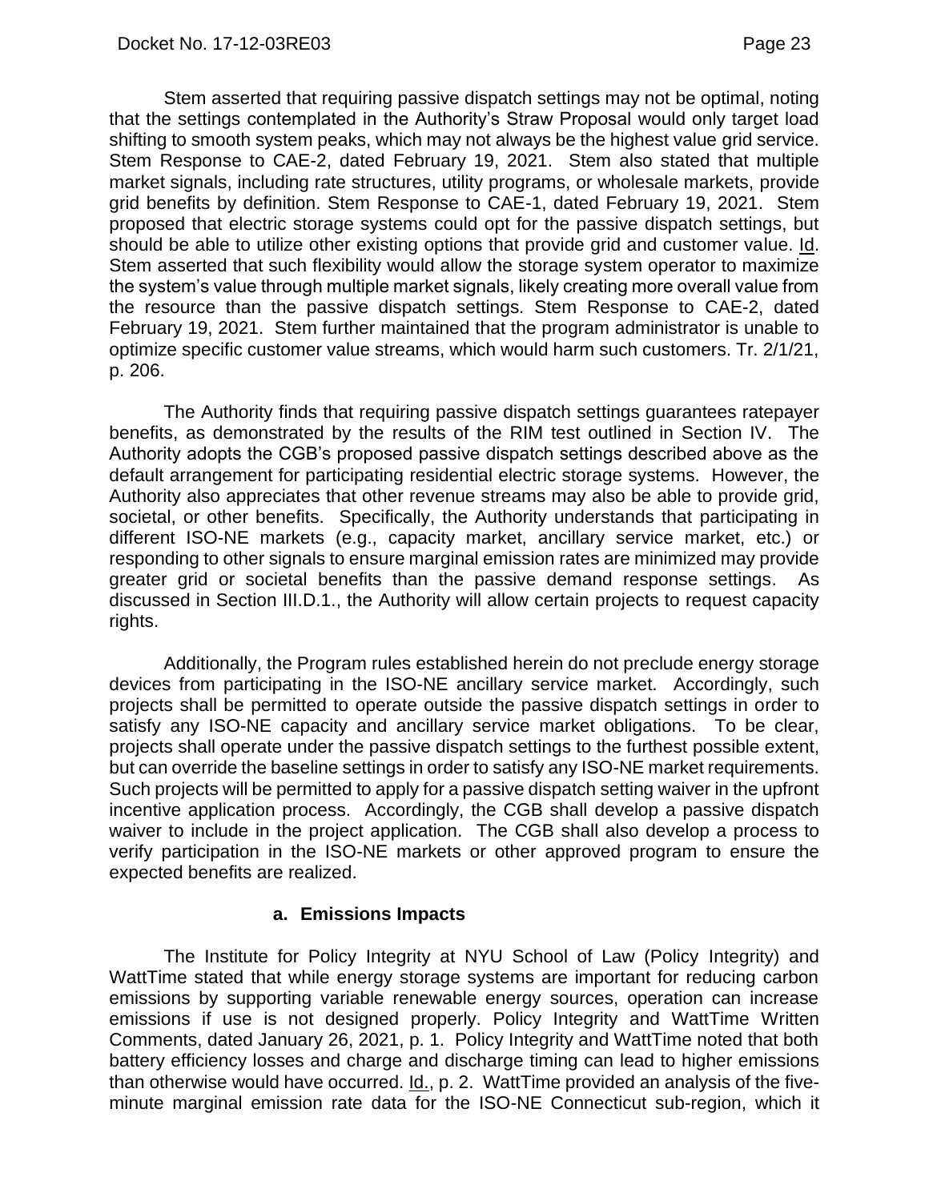Stem asserted that requiring passive dispatch settings may not be optimal, noting that the settings contemplated in the Authority's Straw Proposal would only target load shifting to smooth system peaks, which may not always be the highest value grid service. Stem Response to CAE-2, dated February 19, 2021. Stem also stated that multiple market signals, including rate structures, utility programs, or wholesale markets, provide grid benefits by definition. Stem Response to CAE-1, dated February 19, 2021. Stem proposed that electric storage systems could opt for the passive dispatch settings, but should be able to utilize other existing options that provide grid and customer value. Id. Stem asserted that such flexibility would allow the storage system operator to maximize the system's value through multiple market signals, likely creating more overall value from the resource than the passive dispatch settings. Stem Response to CAE-2, dated February 19, 2021. Stem further maintained that the program administrator is unable to optimize specific customer value streams, which would harm such customers. Tr. 2/1/21, p. 206.

The Authority finds that requiring passive dispatch settings guarantees ratepayer benefits, as demonstrated by the results of the RIM test outlined in Section IV. The Authority adopts the CGB's proposed passive dispatch settings described above as the default arrangement for participating residential electric storage systems. However, the Authority also appreciates that other revenue streams may also be able to provide grid, societal, or other benefits. Specifically, the Authority understands that participating in different ISO-NE markets (e.g., capacity market, ancillary service market, etc.) or responding to other signals to ensure marginal emission rates are minimized may provide greater grid or societal benefits than the passive demand response settings. As discussed in Section III.D.1., the Authority will allow certain projects to request capacity rights.

Additionally, the Program rules established herein do not preclude energy storage devices from participating in the ISO-NE ancillary service market. Accordingly, such projects shall be permitted to operate outside the passive dispatch settings in order to satisfy any ISO-NE capacity and ancillary service market obligations. To be clear, projects shall operate under the passive dispatch settings to the furthest possible extent, but can override the baseline settings in order to satisfy any ISO-NE market requirements. Such projects will be permitted to apply for a passive dispatch setting waiver in the upfront incentive application process. Accordingly, the CGB shall develop a passive dispatch waiver to include in the project application. The CGB shall also develop a process to verify participation in the ISO-NE markets or other approved program to ensure the expected benefits are realized.

### a. Emissions Impacts

The Institute for Policy Integrity at NYU School of Law (Policy Integrity) and WattTime stated that while energy storage systems are important for reducing carbon emissions by supporting variable renewable energy sources, operation can increase emissions if use is not designed properly. Policy Integrity and WattTime Written Comments, dated January 26, 2021, p. 1. Policy Integrity and WattTime noted that both battery efficiency losses and charge and discharge timing can lead to higher emissions than otherwise would have occurred. Id., p. 2. WattTime provided an analysis of the five-minute marginal emission rate data for the ISO-NE Connecticut sub-region, which it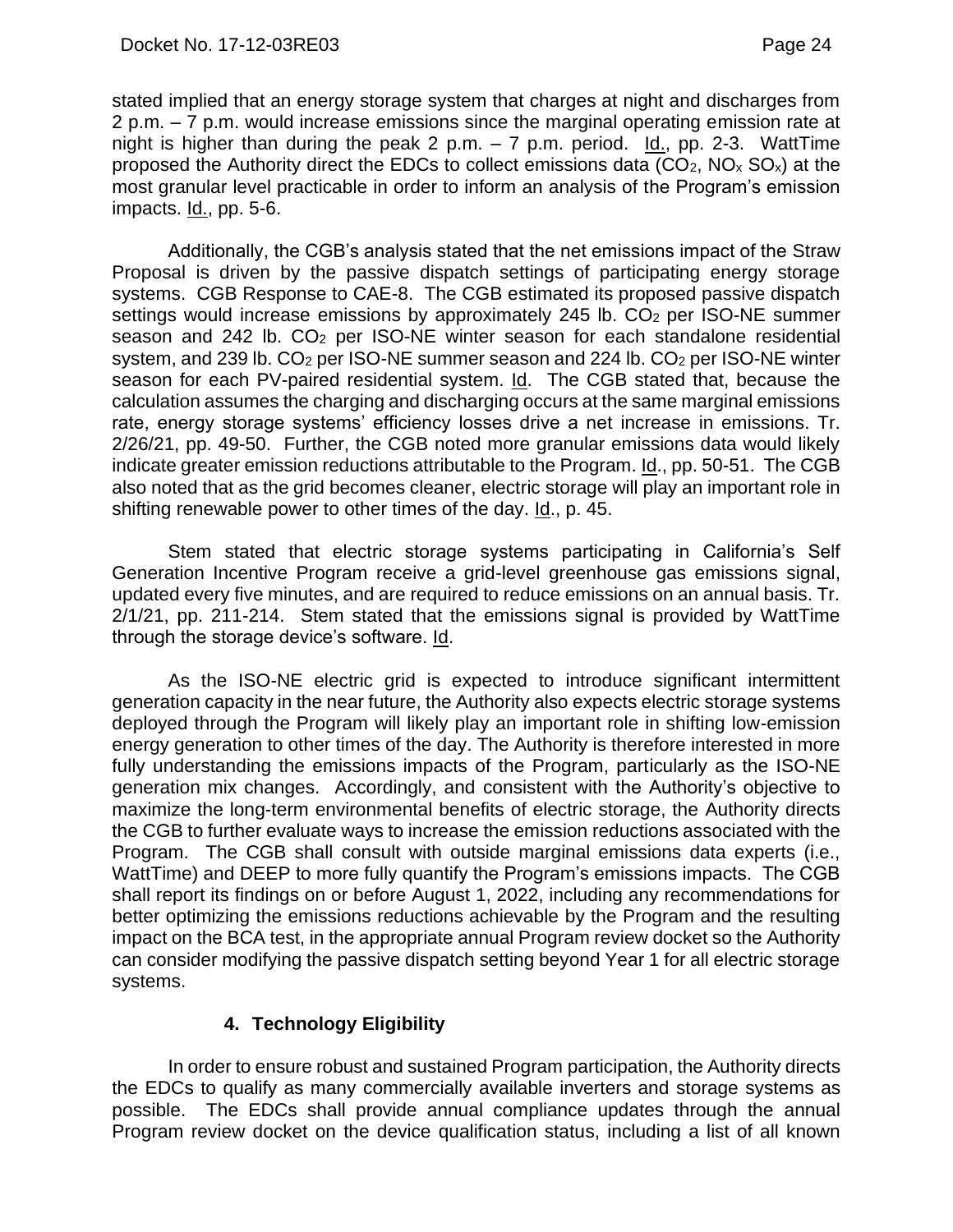stated implied that an energy storage system that charges at night and discharges from 2 p.m. – 7 p.m. would increase emissions since the marginal operating emission rate at night is higher than during the peak 2 p.m. – 7 p.m. period. Id., pp. 2-3. WattTime proposed the Authority direct the EDCs to collect emissions data ($CO_2$, $NO_x$ $SO_x$) at the most granular level practicable in order to inform an analysis of the Program's emission impacts. Id., pp. 5-6.

Additionally, the CGB's analysis stated that the net emissions impact of the Straw Proposal is driven by the passive dispatch settings of participating energy storage systems. CGB Response to CAE-8. The CGB estimated its proposed passive dispatch settings would increase emissions by approximately 245 lb. $CO_2$ per ISO-NE summer season and 242 lb. $CO_2$ per ISO-NE winter season for each standalone residential system, and 239 lb. $CO_2$ per ISO-NE summer season and 224 lb. $CO_2$ per ISO-NE winter season for each PV-paired residential system. Id. The CGB stated that, because the calculation assumes the charging and discharging occurs at the same marginal emissions rate, energy storage systems' efficiency losses drive a net increase in emissions. Tr. 2/26/21, pp. 49-50. Further, the CGB noted more granular emissions data would likely indicate greater emission reductions attributable to the Program. Id., pp. 50-51. The CGB also noted that as the grid becomes cleaner, electric storage will play an important role in shifting renewable power to other times of the day. Id., p. 45.

Stem stated that electric storage systems participating in California's Self Generation Incentive Program receive a grid-level greenhouse gas emissions signal, updated every five minutes, and are required to reduce emissions on an annual basis. Tr. 2/1/21, pp. 211-214. Stem stated that the emissions signal is provided by WattTime through the storage device's software. Id.

As the ISO-NE electric grid is expected to introduce significant intermittent generation capacity in the near future, the Authority also expects electric storage systems deployed through the Program will likely play an important role in shifting low-emission energy generation to other times of the day. The Authority is therefore interested in more fully understanding the emissions impacts of the Program, particularly as the ISO-NE generation mix changes. Accordingly, and consistent with the Authority's objective to maximize the long-term environmental benefits of electric storage, the Authority directs the CGB to further evaluate ways to increase the emission reductions associated with the Program. The CGB shall consult with outside marginal emissions data experts (i.e., WattTime) and DEEP to more fully quantify the Program's emissions impacts. The CGB shall report its findings on or before August 1, 2022, including any recommendations for better optimizing the emissions reductions achievable by the Program and the resulting impact on the BCA test, in the appropriate annual Program review docket so the Authority can consider modifying the passive dispatch setting beyond Year 1 for all electric storage systems.

### 4. Technology Eligibility

In order to ensure robust and sustained Program participation, the Authority directs the EDCs to qualify as many commercially available inverters and storage systems as possible. The EDCs shall provide annual compliance updates through the annual Program review docket on the device qualification status, including a list of all known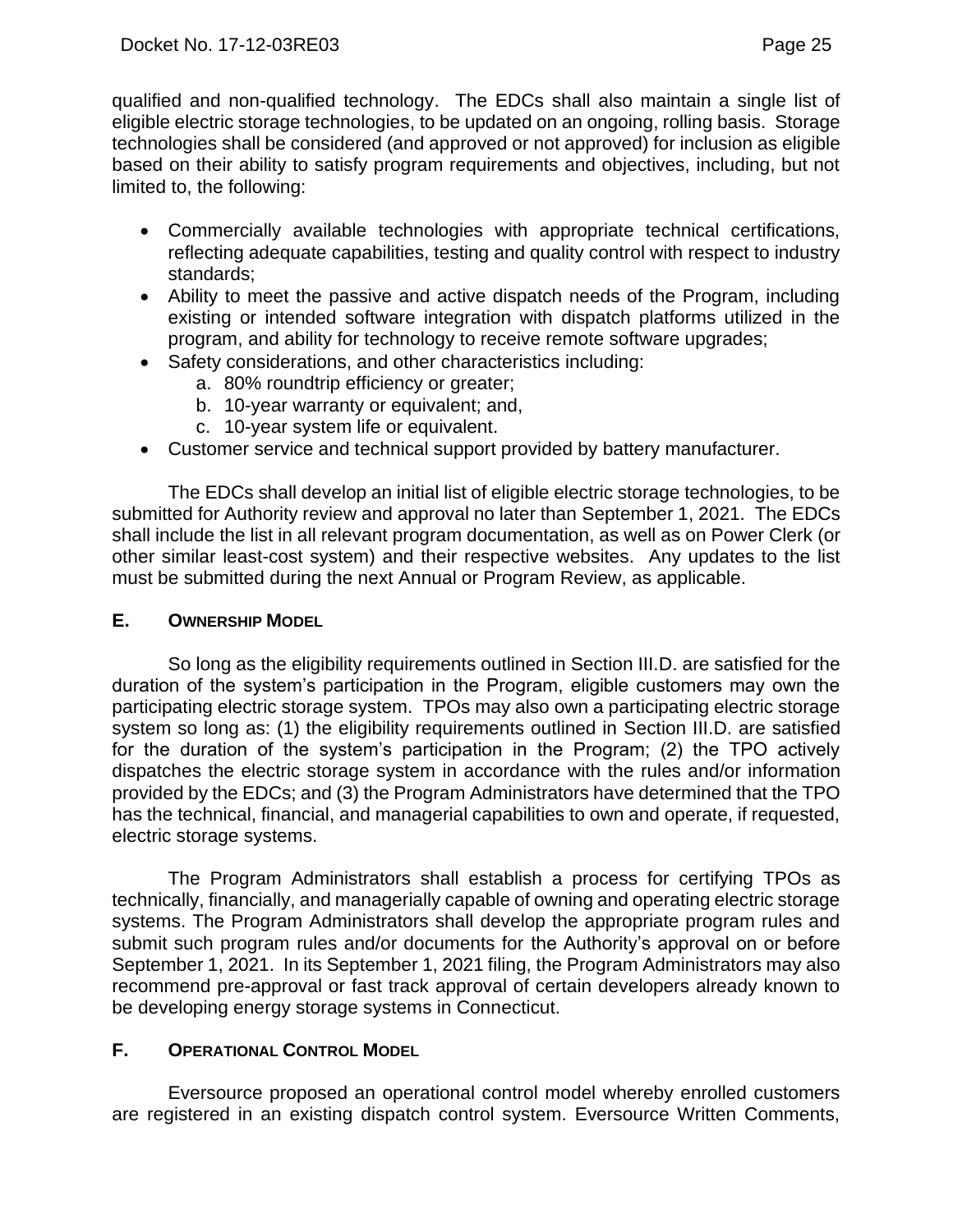qualified and non-qualified technology. The EDCs shall also maintain a single list of eligible electric storage technologies, to be updated on an ongoing, rolling basis. Storage technologies shall be considered (and approved or not approved) for inclusion as eligible based on their ability to satisfy program requirements and objectives, including, but not limited to, the following:

- Commercially available technologies with appropriate technical certifications, reflecting adequate capabilities, testing and quality control with respect to industry standards;
- Ability to meet the passive and active dispatch needs of the Program, including existing or intended software integration with dispatch platforms utilized in the program, and ability for technology to receive remote software upgrades;
- Safety considerations, and other characteristics including:
    a. 80% roundtrip efficiency or greater;
    b. 10-year warranty or equivalent; and,
    c. 10-year system life or equivalent.
- Customer service and technical support provided by battery manufacturer.

The EDCs shall develop an initial list of eligible electric storage technologies, to be submitted for Authority review and approval no later than September 1, 2021. The EDCs shall include the list in all relevant program documentation, as well as on Power Clerk (or other similar least-cost system) and their respective websites. Any updates to the list must be submitted during the next Annual or Program Review, as applicable.

## E. OWNERSHIP MODEL

So long as the eligibility requirements outlined in Section III.D. are satisfied for the duration of the system's participation in the Program, eligible customers may own the participating electric storage system. TPOs may also own a participating electric storage system so long as: (1) the eligibility requirements outlined in Section III.D. are satisfied for the duration of the system's participation in the Program; (2) the TPO actively dispatches the electric storage system in accordance with the rules and/or information provided by the EDCs; and (3) the Program Administrators have determined that the TPO has the technical, financial, and managerial capabilities to own and operate, if requested, electric storage systems.

The Program Administrators shall establish a process for certifying TPOs as technically, financially, and managerially capable of owning and operating electric storage systems. The Program Administrators shall develop the appropriate program rules and submit such program rules and/or documents for the Authority's approval on or before September 1, 2021. In its September 1, 2021 filing, the Program Administrators may also recommend pre-approval or fast track approval of certain developers already known to be developing energy storage systems in Connecticut.

## F. OPERATIONAL CONTROL MODEL

Eversource proposed an operational control model whereby enrolled customers are registered in an existing dispatch control system. Eversource Written Comments,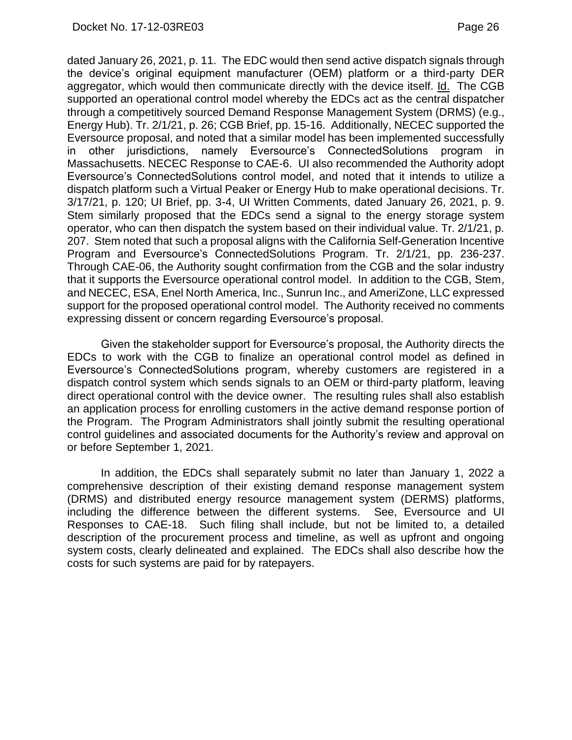dated January 26, 2021, p. 11. The EDC would then send active dispatch signals through the device's original equipment manufacturer (OEM) platform or a third-party DER aggregator, which would then communicate directly with the device itself. Id. The CGB supported an operational control model whereby the EDCs act as the central dispatcher through a competitively sourced Demand Response Management System (DRMS) (e.g., Energy Hub). Tr. 2/1/21, p. 26; CGB Brief, pp. 15-16. Additionally, NECEC supported the Eversource proposal, and noted that a similar model has been implemented successfully in other jurisdictions, namely Eversource's ConnectedSolutions program in Massachusetts. NECEC Response to CAE-6. UI also recommended the Authority adopt Eversource's ConnectedSolutions control model, and noted that it intends to utilize a dispatch platform such a Virtual Peaker or Energy Hub to make operational decisions. Tr. 3/17/21, p. 120; UI Brief, pp. 3-4, UI Written Comments, dated January 26, 2021, p. 9. Stem similarly proposed that the EDCs send a signal to the energy storage system operator, who can then dispatch the system based on their individual value. Tr. 2/1/21, p. 207. Stem noted that such a proposal aligns with the California Self-Generation Incentive Program and Eversource's ConnectedSolutions Program. Tr. 2/1/21, pp. 236-237. Through CAE-06, the Authority sought confirmation from the CGB and the solar industry that it supports the Eversource operational control model. In addition to the CGB, Stem, and NECEC, ESA, Enel North America, Inc., Sunrun Inc., and AmeriZone, LLC expressed support for the proposed operational control model. The Authority received no comments expressing dissent or concern regarding Eversource's proposal.

Given the stakeholder support for Eversource's proposal, the Authority directs the EDCs to work with the CGB to finalize an operational control model as defined in Eversource's ConnectedSolutions program, whereby customers are registered in a dispatch control system which sends signals to an OEM or third-party platform, leaving direct operational control with the device owner. The resulting rules shall also establish an application process for enrolling customers in the active demand response portion of the Program. The Program Administrators shall jointly submit the resulting operational control guidelines and associated documents for the Authority's review and approval on or before September 1, 2021.

In addition, the EDCs shall separately submit no later than January 1, 2022 a comprehensive description of their existing demand response management system (DRMS) and distributed energy resource management system (DERMS) platforms, including the difference between the different systems. See, Eversource and UI Responses to CAE-18. Such filing shall include, but not be limited to, a detailed description of the procurement process and timeline, as well as upfront and ongoing system costs, clearly delineated and explained. The EDCs shall also describe how the costs for such systems are paid for by ratepayers.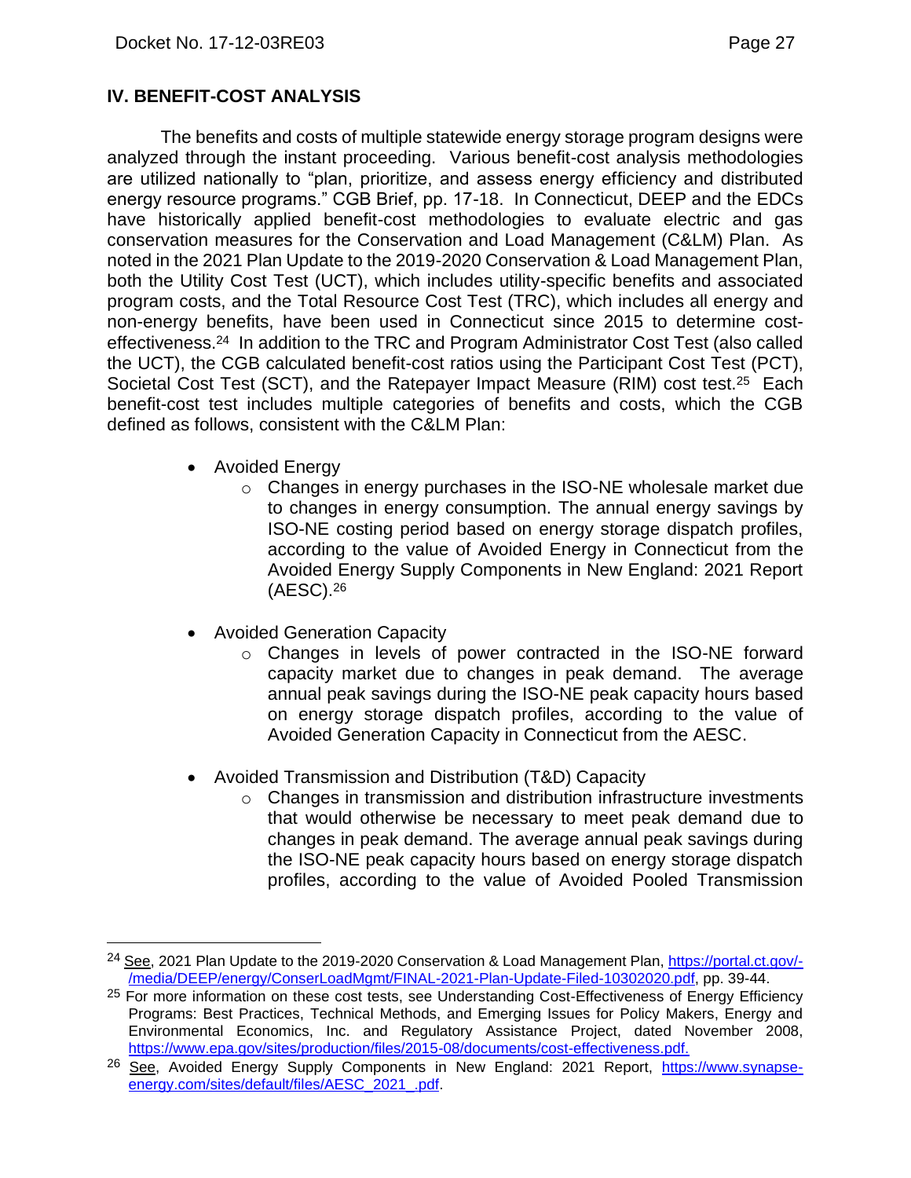## IV. BENEFIT-COST ANALYSIS

The benefits and costs of multiple statewide energy storage program designs were analyzed through the instant proceeding. Various benefit-cost analysis methodologies are utilized nationally to "plan, prioritize, and assess energy efficiency and distributed energy resource programs." CGB Brief, pp. 17-18. In Connecticut, DEEP and the EDCs have historically applied benefit-cost methodologies to evaluate electric and gas conservation measures for the Conservation and Load Management (C&LM) Plan. As noted in the 2021 Plan Update to the 2019-2020 Conservation & Load Management Plan, both the Utility Cost Test (UCT), which includes utility-specific benefits and associated program costs, and the Total Resource Cost Test (TRC), which includes all energy and non-energy benefits, have been used in Connecticut since 2015 to determine cost-effectiveness.[24] In addition to the TRC and Program Administrator Cost Test (also called the UCT), the CGB calculated benefit-cost ratios using the Participant Cost Test (PCT), Societal Cost Test (SCT), and the Ratepayer Impact Measure (RIM) cost test.[25] Each benefit-cost test includes multiple categories of benefits and costs, which the CGB defined as follows, consistent with the C&LM Plan:

- Avoided Energy
  - Changes in energy purchases in the ISO-NE wholesale market due to changes in energy consumption. The annual energy savings by ISO-NE costing period based on energy storage dispatch profiles, according to the value of Avoided Energy in Connecticut from the Avoided Energy Supply Components in New England: 2021 Report (AESC).[26]

- Avoided Generation Capacity
  - Changes in levels of power contracted in the ISO-NE forward capacity market due to changes in peak demand. The average annual peak savings during the ISO-NE peak capacity hours based on energy storage dispatch profiles, according to the value of Avoided Generation Capacity in Connecticut from the AESC.

- Avoided Transmission and Distribution (T&D) Capacity
  - Changes in transmission and distribution infrastructure investments that would otherwise be necessary to meet peak demand due to changes in peak demand. The average annual peak savings during the ISO-NE peak capacity hours based on energy storage dispatch profiles, according to the value of Avoided Pooled Transmission

---

[24] See, 2021 Plan Update to the 2019-2020 Conservation & Load Management Plan, https://portal.ct.gov/-/media/DEEP/energy/ConserLoadMgmt/FINAL-2021-Plan-Update-Filed-10302020.pdf, pp. 39-44.

[25] For more information on these cost tests, see Understanding Cost-Effectiveness of Energy Efficiency Programs: Best Practices, Technical Methods, and Emerging Issues for Policy Makers, Energy and Environmental Economics, Inc. and Regulatory Assistance Project, dated November 2008, https://www.epa.gov/sites/production/files/2015-08/documents/cost-effectiveness.pdf.

[26] See, Avoided Energy Supply Components in New England: 2021 Report, https://www.synapse-energy.com/sites/default/files/AESC_2021_.pdf.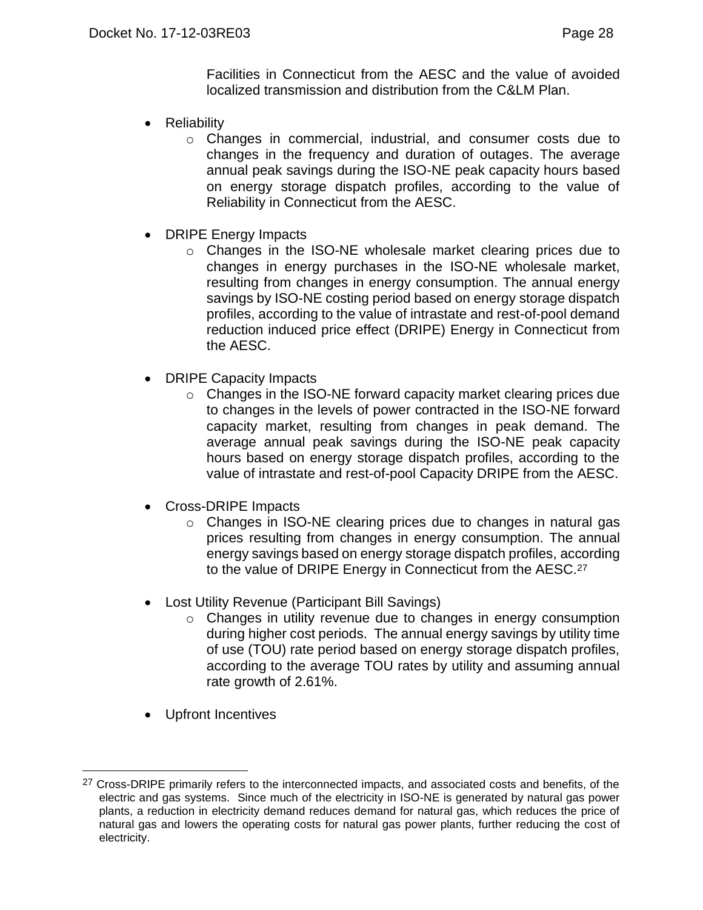Facilities in Connecticut from the AESC and the value of avoided localized transmission and distribution from the C&LM Plan.

- Reliability
  - Changes in commercial, industrial, and consumer costs due to changes in the frequency and duration of outages. The average annual peak savings during the ISO-NE peak capacity hours based on energy storage dispatch profiles, according to the value of Reliability in Connecticut from the AESC.
- DRIPE Energy Impacts
  - Changes in the ISO-NE wholesale market clearing prices due to changes in energy purchases in the ISO-NE wholesale market, resulting from changes in energy consumption. The annual energy savings by ISO-NE costing period based on energy storage dispatch profiles, according to the value of intrastate and rest-of-pool demand reduction induced price effect (DRIPE) Energy in Connecticut from the AESC.
- DRIPE Capacity Impacts
  - Changes in the ISO-NE forward capacity market clearing prices due to changes in the levels of power contracted in the ISO-NE forward capacity market, resulting from changes in peak demand. The average annual peak savings during the ISO-NE peak capacity hours based on energy storage dispatch profiles, according to the value of intrastate and rest-of-pool Capacity DRIPE from the AESC.
- Cross-DRIPE Impacts
  - Changes in ISO-NE clearing prices due to changes in natural gas prices resulting from changes in energy consumption. The annual energy savings based on energy storage dispatch profiles, according to the value of DRIPE Energy in Connecticut from the AESC.[27]
- Lost Utility Revenue (Participant Bill Savings)
  - Changes in utility revenue due to changes in energy consumption during higher cost periods. The annual energy savings by utility time of use (TOU) rate period based on energy storage dispatch profiles, according to the average TOU rates by utility and assuming annual rate growth of 2.61%.
- Upfront Incentives

[27] Cross-DRIPE primarily refers to the interconnected impacts, and associated costs and benefits, of the electric and gas systems. Since much of the electricity in ISO-NE is generated by natural gas power plants, a reduction in electricity demand reduces demand for natural gas, which reduces the price of natural gas and lowers the operating costs for natural gas power plants, further reducing the cost of electricity.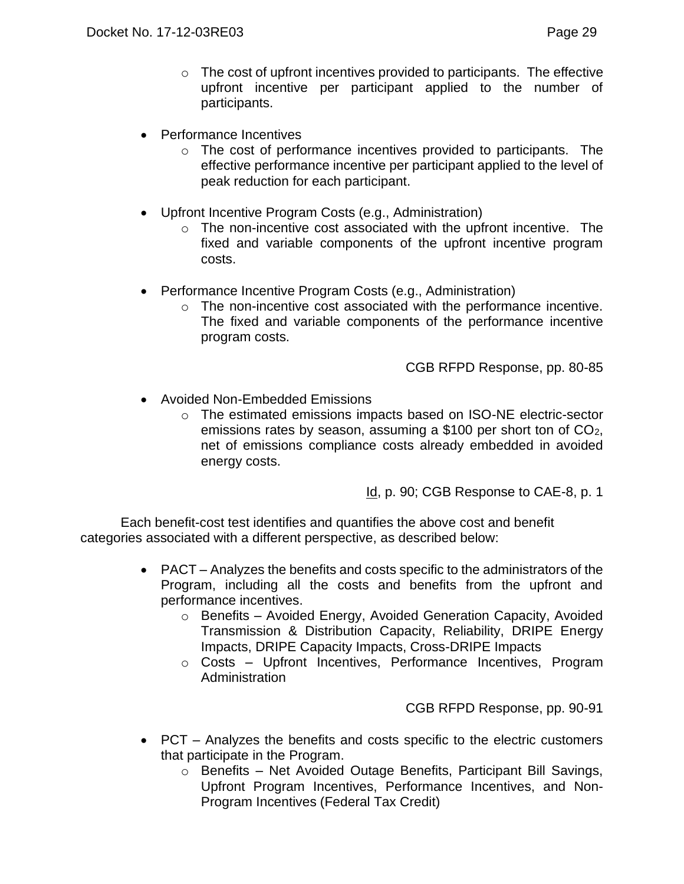- The cost of upfront incentives provided to participants. The effective upfront incentive per participant applied to the number of participants.

- Performance Incentives
  - The cost of performance incentives provided to participants. The effective performance incentive per participant applied to the level of peak reduction for each participant.

- Upfront Incentive Program Costs (e.g., Administration)
  - The non-incentive cost associated with the upfront incentive. The fixed and variable components of the upfront incentive program costs.

- Performance Incentive Program Costs (e.g., Administration)
  - The non-incentive cost associated with the performance incentive. The fixed and variable components of the performance incentive program costs.

CGB RFPD Response, pp. 80-85

- Avoided Non-Embedded Emissions
  - The estimated emissions impacts based on ISO-NE electric-sector emissions rates by season, assuming a $100 per short ton of $CO_2$, net of emissions compliance costs already embedded in avoided energy costs.

Id, p. 90; CGB Response to CAE-8, p. 1

Each benefit-cost test identifies and quantifies the above cost and benefit categories associated with a different perspective, as described below:

- PACT – Analyzes the benefits and costs specific to the administrators of the Program, including all the costs and benefits from the upfront and performance incentives.
  - Benefits – Avoided Energy, Avoided Generation Capacity, Avoided Transmission & Distribution Capacity, Reliability, DRIPE Energy Impacts, DRIPE Capacity Impacts, Cross-DRIPE Impacts
  - Costs – Upfront Incentives, Performance Incentives, Program Administration

CGB RFPD Response, pp. 90-91

- PCT – Analyzes the benefits and costs specific to the electric customers that participate in the Program.
  - Benefits – Net Avoided Outage Benefits, Participant Bill Savings, Upfront Program Incentives, Performance Incentives, and Non-Program Incentives (Federal Tax Credit)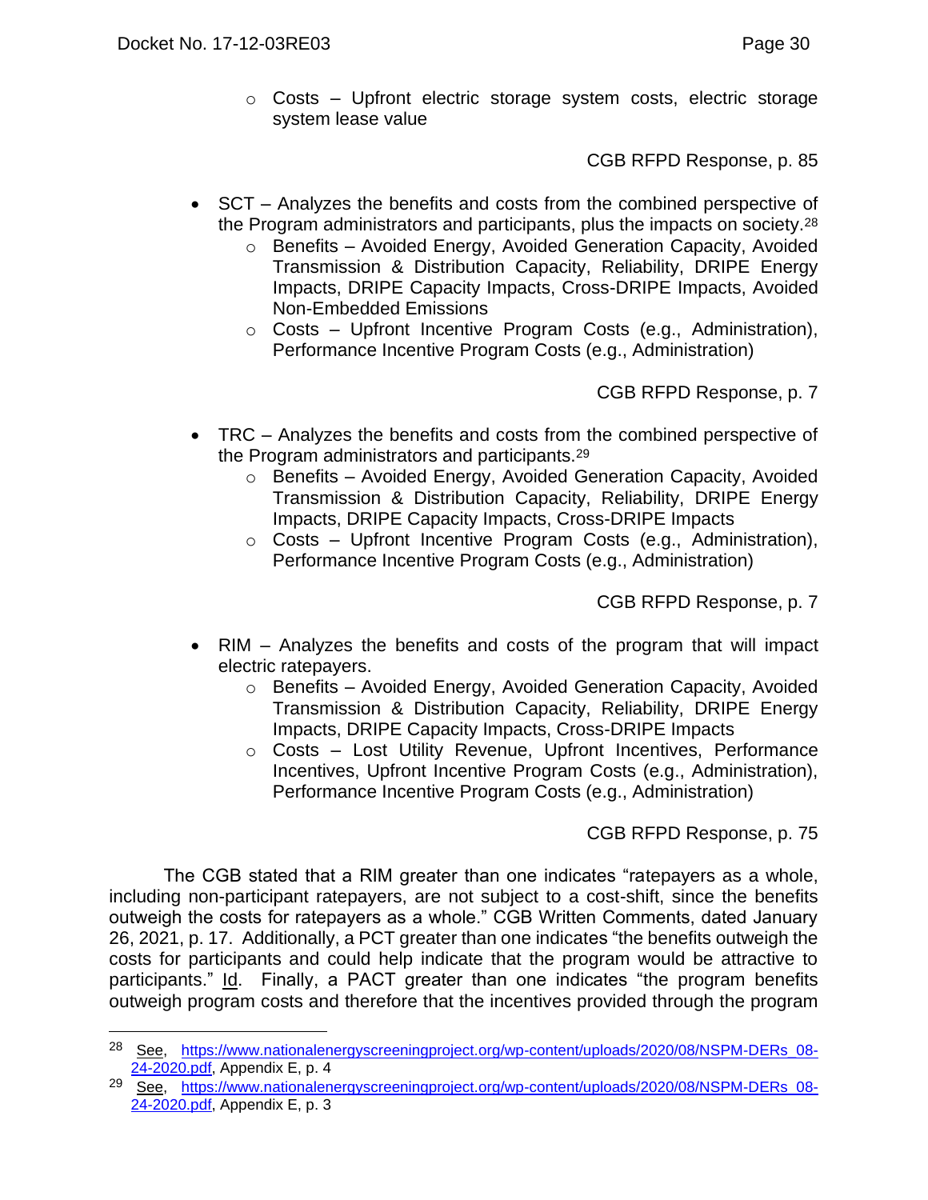- Costs – Upfront electric storage system costs, electric storage system lease value

CGB RFPD Response, p. 85

- SCT – Analyzes the benefits and costs from the combined perspective of the Program administrators and participants, plus the impacts on society.[28]
  - Benefits – Avoided Energy, Avoided Generation Capacity, Avoided Transmission & Distribution Capacity, Reliability, DRIPE Energy Impacts, DRIPE Capacity Impacts, Cross-DRIPE Impacts, Avoided Non-Embedded Emissions
  - Costs – Upfront Incentive Program Costs (e.g., Administration), Performance Incentive Program Costs (e.g., Administration)

CGB RFPD Response, p. 7

- TRC – Analyzes the benefits and costs from the combined perspective of the Program administrators and participants.[29]
  - Benefits – Avoided Energy, Avoided Generation Capacity, Avoided Transmission & Distribution Capacity, Reliability, DRIPE Energy Impacts, DRIPE Capacity Impacts, Cross-DRIPE Impacts
  - Costs – Upfront Incentive Program Costs (e.g., Administration), Performance Incentive Program Costs (e.g., Administration)

CGB RFPD Response, p. 7

- RIM – Analyzes the benefits and costs of the program that will impact electric ratepayers.
  - Benefits – Avoided Energy, Avoided Generation Capacity, Avoided Transmission & Distribution Capacity, Reliability, DRIPE Energy Impacts, DRIPE Capacity Impacts, Cross-DRIPE Impacts
  - Costs – Lost Utility Revenue, Upfront Incentives, Performance Incentives, Upfront Incentive Program Costs (e.g., Administration), Performance Incentive Program Costs (e.g., Administration)

CGB RFPD Response, p. 75

The CGB stated that a RIM greater than one indicates "ratepayers as a whole, including non-participant ratepayers, are not subject to a cost-shift, since the benefits outweigh the costs for ratepayers as a whole." CGB Written Comments, dated January 26, 2021, p. 17. Additionally, a PCT greater than one indicates "the benefits outweigh the costs for participants and could help indicate that the program would be attractive to participants." Id. Finally, a PACT greater than one indicates "the program benefits outweigh program costs and therefore that the incentives provided through the program

[28] See, https://www.nationalenergyscreeningproject.org/wp-content/uploads/2020/08/NSPM-DERs_08-24-2020.pdf, Appendix E, p. 4

[29] See, https://www.nationalenergyscreeningproject.org/wp-content/uploads/2020/08/NSPM-DERs_08-24-2020.pdf, Appendix E, p. 3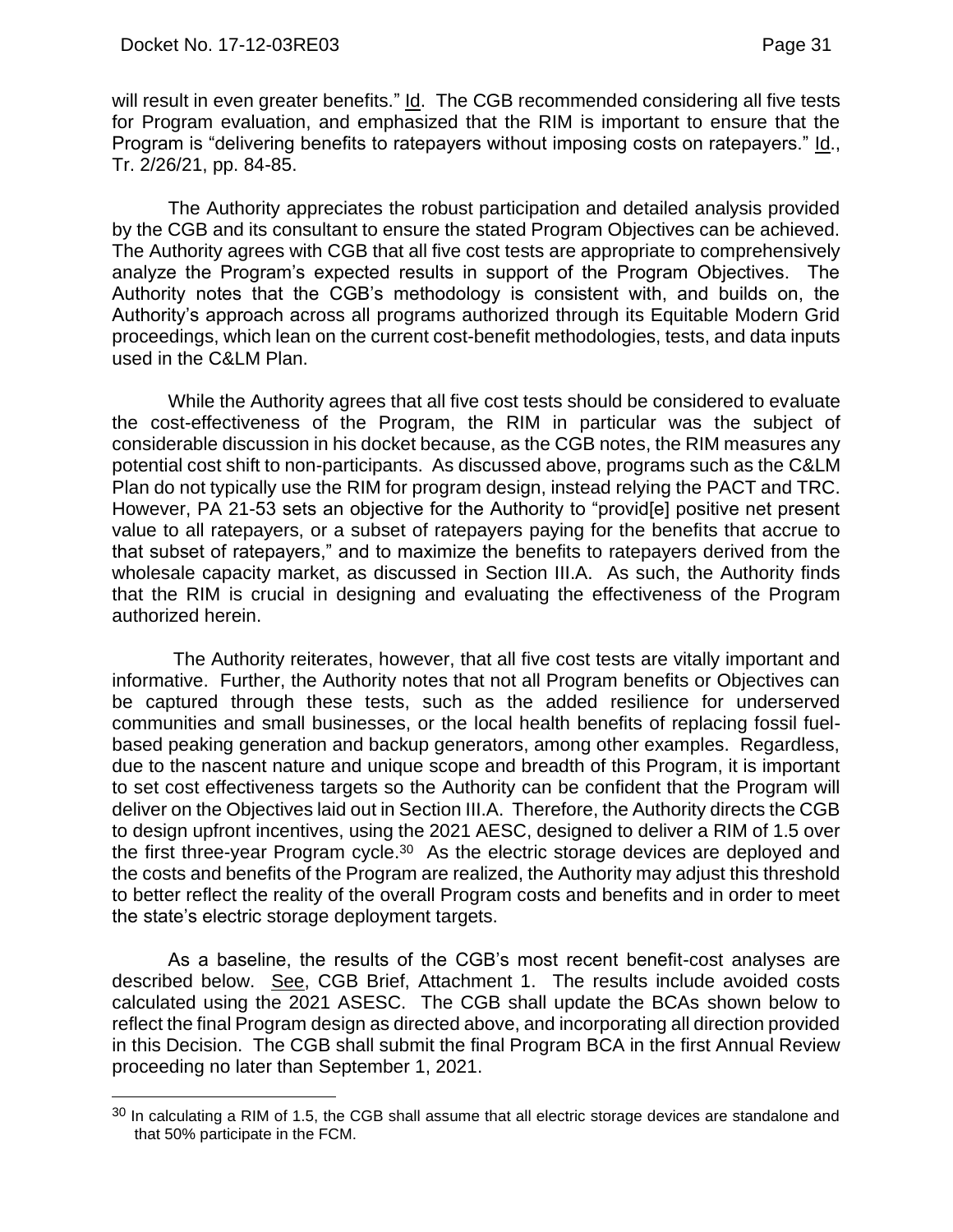will result in even greater benefits." Id. The CGB recommended considering all five tests for Program evaluation, and emphasized that the RIM is important to ensure that the Program is "delivering benefits to ratepayers without imposing costs on ratepayers." Id., Tr. 2/26/21, pp. 84-85.

The Authority appreciates the robust participation and detailed analysis provided by the CGB and its consultant to ensure the stated Program Objectives can be achieved. The Authority agrees with CGB that all five cost tests are appropriate to comprehensively analyze the Program's expected results in support of the Program Objectives. The Authority notes that the CGB's methodology is consistent with, and builds on, the Authority's approach across all programs authorized through its Equitable Modern Grid proceedings, which lean on the current cost-benefit methodologies, tests, and data inputs used in the C&LM Plan.

While the Authority agrees that all five cost tests should be considered to evaluate the cost-effectiveness of the Program, the RIM in particular was the subject of considerable discussion in his docket because, as the CGB notes, the RIM measures any potential cost shift to non-participants. As discussed above, programs such as the C&LM Plan do not typically use the RIM for program design, instead relying the PACT and TRC. However, PA 21-53 sets an objective for the Authority to "provid[e] positive net present value to all ratepayers, or a subset of ratepayers paying for the benefits that accrue to that subset of ratepayers," and to maximize the benefits to ratepayers derived from the wholesale capacity market, as discussed in Section III.A. As such, the Authority finds that the RIM is crucial in designing and evaluating the effectiveness of the Program authorized herein.

The Authority reiterates, however, that all five cost tests are vitally important and informative. Further, the Authority notes that not all Program benefits or Objectives can be captured through these tests, such as the added resilience for underserved communities and small businesses, or the local health benefits of replacing fossil fuel-based peaking generation and backup generators, among other examples. Regardless, due to the nascent nature and unique scope and breadth of this Program, it is important to set cost effectiveness targets so the Authority can be confident that the Program will deliver on the Objectives laid out in Section III.A. Therefore, the Authority directs the CGB to design upfront incentives, using the 2021 AESC, designed to deliver a RIM of 1.5 over the first three-year Program cycle.[30] As the electric storage devices are deployed and the costs and benefits of the Program are realized, the Authority may adjust this threshold to better reflect the reality of the overall Program costs and benefits and in order to meet the state's electric storage deployment targets.

As a baseline, the results of the CGB's most recent benefit-cost analyses are described below. See, CGB Brief, Attachment 1. The results include avoided costs calculated using the 2021 ASESC. The CGB shall update the BCAs shown below to reflect the final Program design as directed above, and incorporating all direction provided in this Decision. The CGB shall submit the final Program BCA in the first Annual Review proceeding no later than September 1, 2021.

[30] In calculating a RIM of 1.5, the CGB shall assume that all electric storage devices are standalone and that 50% participate in the FCM.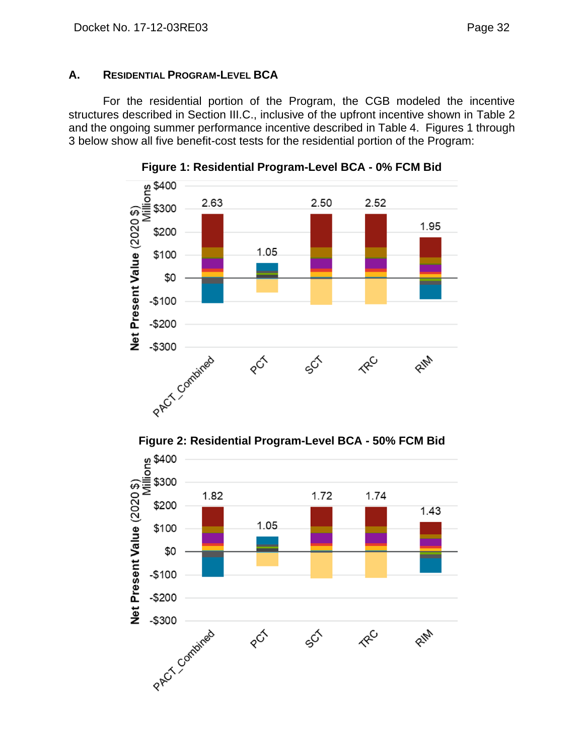## A. RESIDENTIAL PROGRAM-LEVEL BCA

For the residential portion of the Program, the CGB modeled the incentive structures described in Section III.C., inclusive of the upfront incentive shown in Table 2 and the ongoing summer performance incentive described in Table 4. Figures 1 through 3 below show all five benefit-cost tests for the residential portion of the Program:

**Figure 1: Residential Program-Level BCA - 0% FCM Bid**

**Figure 2: Residential Program-Level BCA - 50% FCM Bid**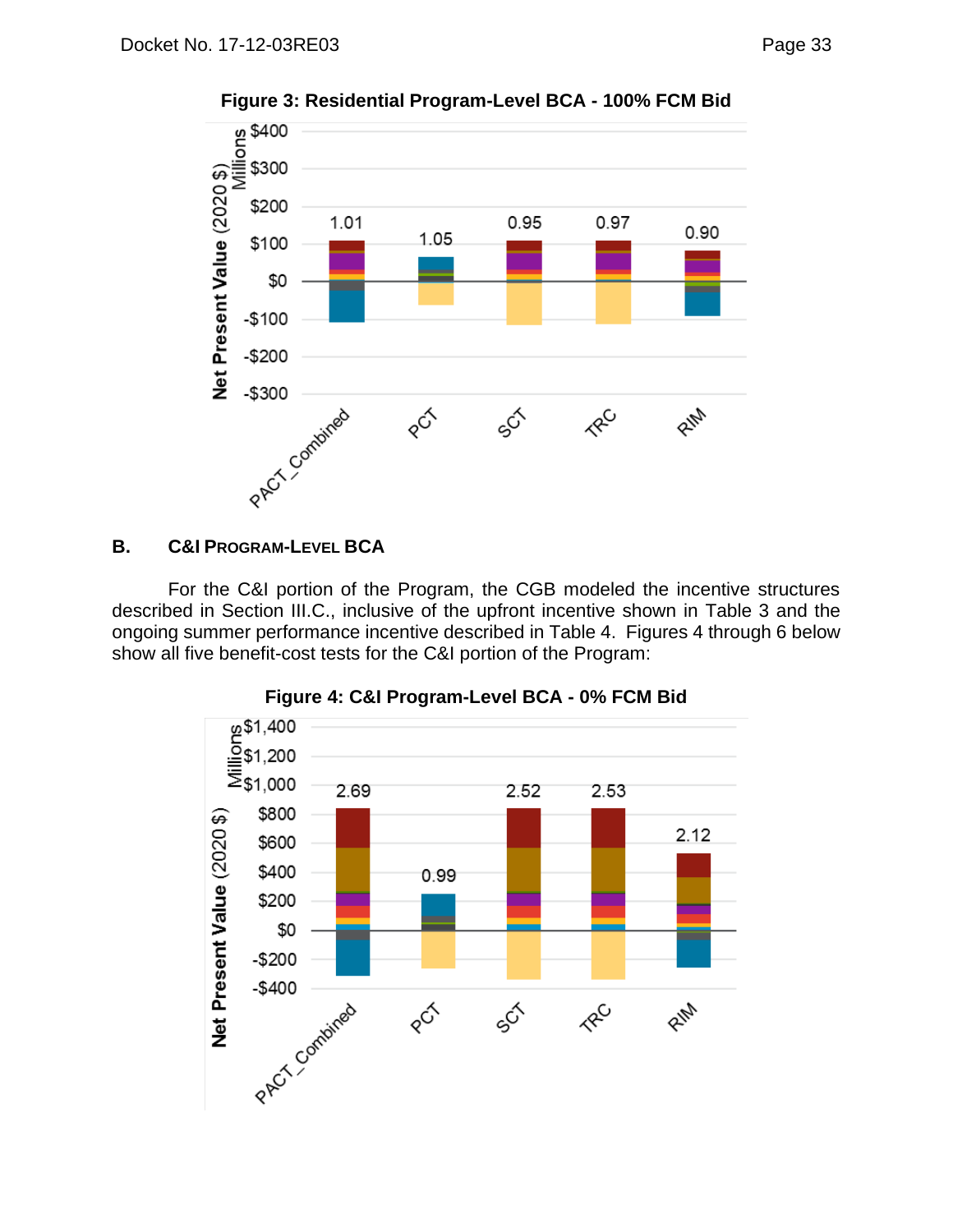**Figure 3: Residential Program-Level BCA - 100% FCM Bid**

## B. C&I Program-Level BCA

For the C&I portion of the Program, the CGB modeled the incentive structures described in Section III.C., inclusive of the upfront incentive shown in Table 3 and the ongoing summer performance incentive described in Table 4. Figures 4 through 6 below show all five benefit-cost tests for the C&I portion of the Program:

**Figure 4: C&I Program-Level BCA - 0% FCM Bid**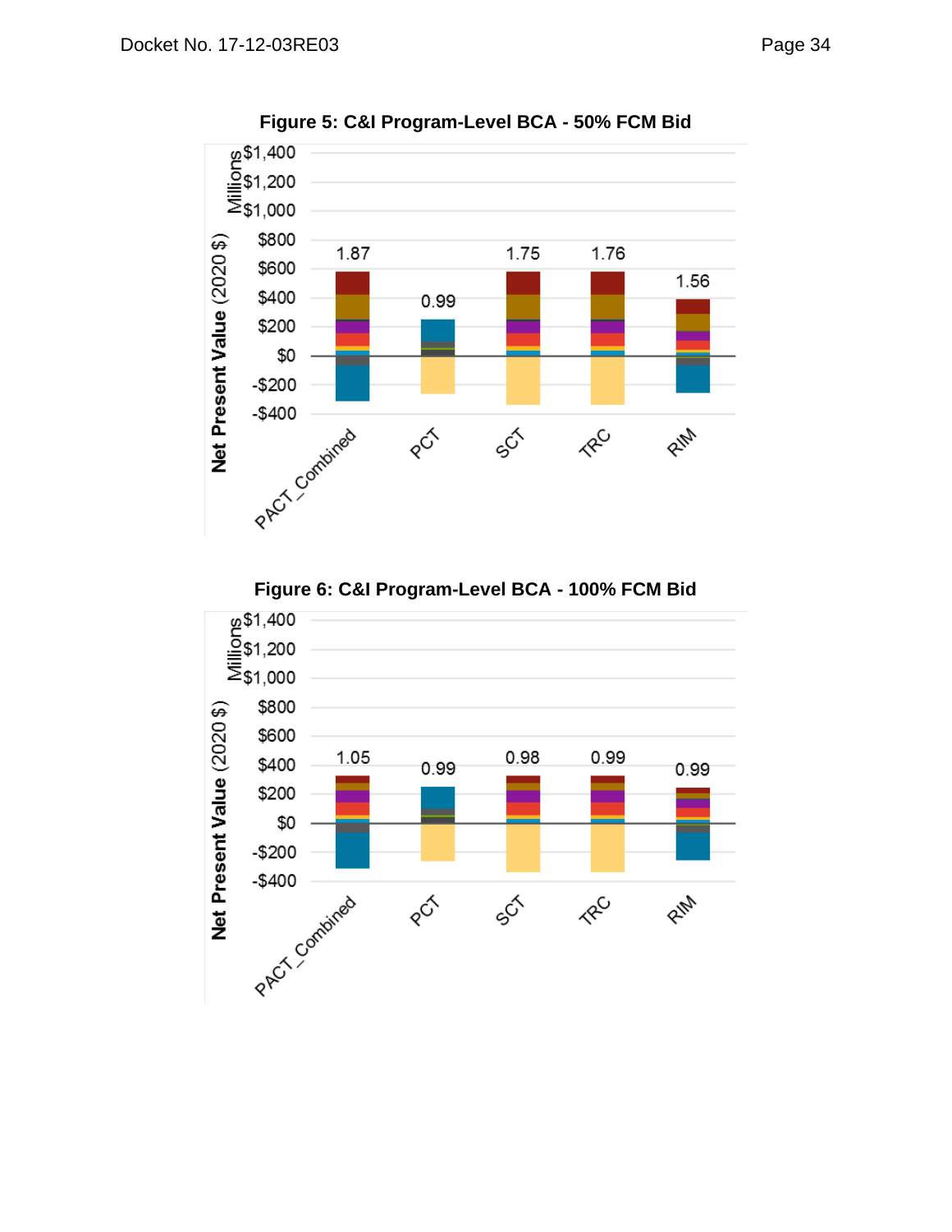**Figure 5: C&I Program-Level BCA - 50% FCM Bid**

**Figure 6: C&I Program-Level BCA - 100% FCM Bid**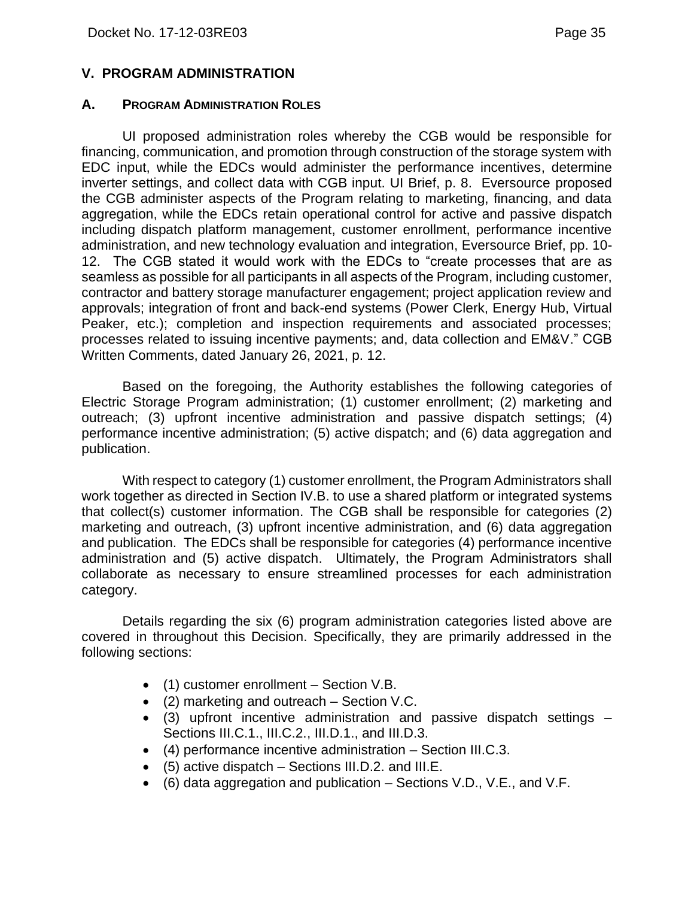## V. PROGRAM ADMINISTRATION

### A. Program Administration Roles

UI proposed administration roles whereby the CGB would be responsible for financing, communication, and promotion through construction of the storage system with EDC input, while the EDCs would administer the performance incentives, determine inverter settings, and collect data with CGB input. UI Brief, p. 8. Eversource proposed the CGB administer aspects of the Program relating to marketing, financing, and data aggregation, while the EDCs retain operational control for active and passive dispatch including dispatch platform management, customer enrollment, performance incentive administration, and new technology evaluation and integration, Eversource Brief, pp. 10-12. The CGB stated it would work with the EDCs to "create processes that are as seamless as possible for all participants in all aspects of the Program, including customer, contractor and battery storage manufacturer engagement; project application review and approvals; integration of front and back-end systems (Power Clerk, Energy Hub, Virtual Peaker, etc.); completion and inspection requirements and associated processes; processes related to issuing incentive payments; and, data collection and EM&V." CGB Written Comments, dated January 26, 2021, p. 12.

Based on the foregoing, the Authority establishes the following categories of Electric Storage Program administration; (1) customer enrollment; (2) marketing and outreach; (3) upfront incentive administration and passive dispatch settings; (4) performance incentive administration; (5) active dispatch; and (6) data aggregation and publication.

With respect to category (1) customer enrollment, the Program Administrators shall work together as directed in Section IV.B. to use a shared platform or integrated systems that collect(s) customer information. The CGB shall be responsible for categories (2) marketing and outreach, (3) upfront incentive administration, and (6) data aggregation and publication. The EDCs shall be responsible for categories (4) performance incentive administration and (5) active dispatch. Ultimately, the Program Administrators shall collaborate as necessary to ensure streamlined processes for each administration category.

Details regarding the six (6) program administration categories listed above are covered in throughout this Decision. Specifically, they are primarily addressed in the following sections:

- (1) customer enrollment – Section V.B.
- (2) marketing and outreach – Section V.C.
- (3) upfront incentive administration and passive dispatch settings – Sections III.C.1., III.C.2., III.D.1., and III.D.3.
- (4) performance incentive administration – Section III.C.3.
- (5) active dispatch – Sections III.D.2. and III.E.
- (6) data aggregation and publication – Sections V.D., V.E., and V.F.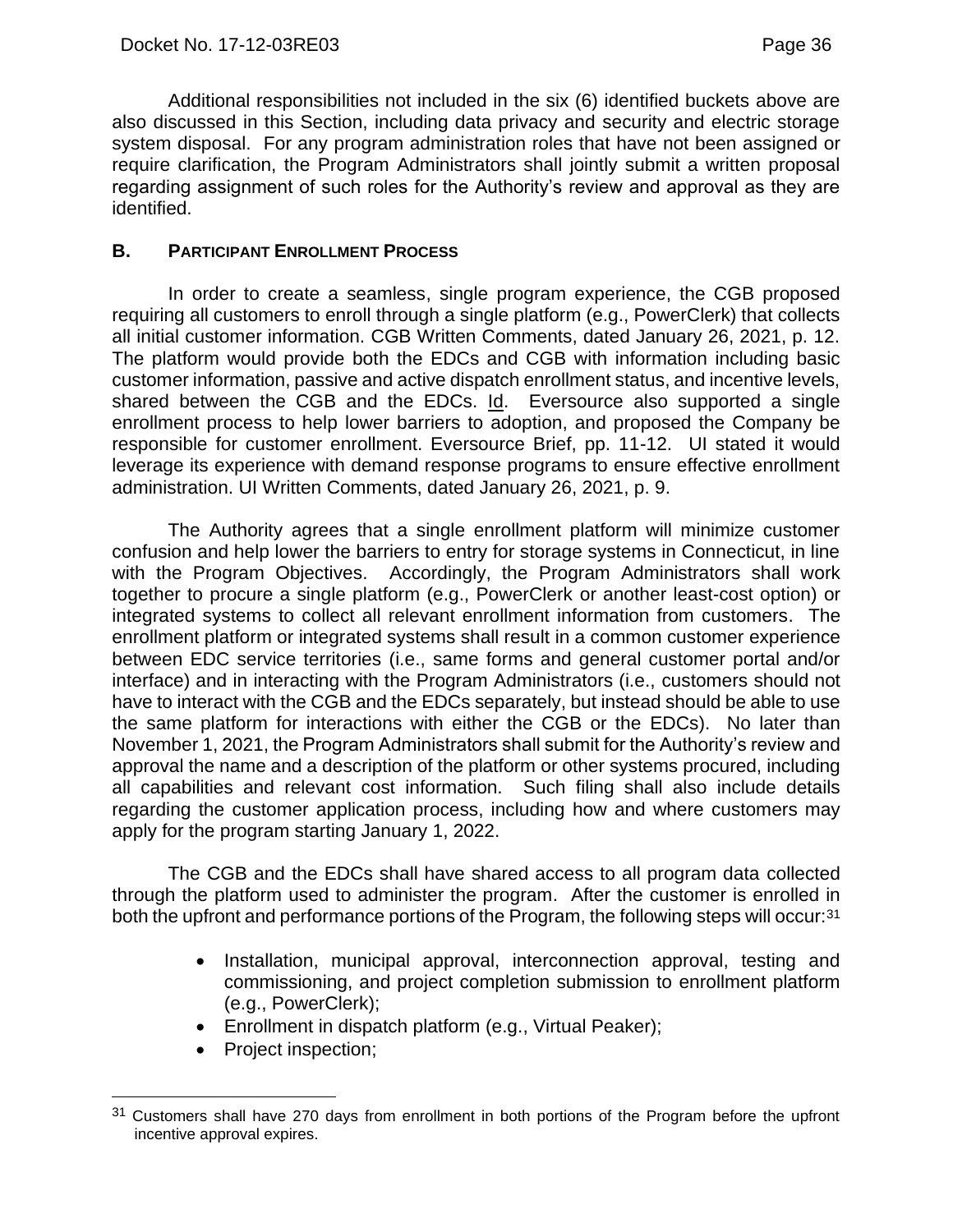Additional responsibilities not included in the six (6) identified buckets above are also discussed in this Section, including data privacy and security and electric storage system disposal. For any program administration roles that have not been assigned or require clarification, the Program Administrators shall jointly submit a written proposal regarding assignment of such roles for the Authority's review and approval as they are identified.

## B. PARTICIPANT ENROLLMENT PROCESS

In order to create a seamless, single program experience, the CGB proposed requiring all customers to enroll through a single platform (e.g., PowerClerk) that collects all initial customer information. CGB Written Comments, dated January 26, 2021, p. 12. The platform would provide both the EDCs and CGB with information including basic customer information, passive and active dispatch enrollment status, and incentive levels, shared between the CGB and the EDCs. Id. Eversource also supported a single enrollment process to help lower barriers to adoption, and proposed the Company be responsible for customer enrollment. Eversource Brief, pp. 11-12. UI stated it would leverage its experience with demand response programs to ensure effective enrollment administration. UI Written Comments, dated January 26, 2021, p. 9.

The Authority agrees that a single enrollment platform will minimize customer confusion and help lower the barriers to entry for storage systems in Connecticut, in line with the Program Objectives. Accordingly, the Program Administrators shall work together to procure a single platform (e.g., PowerClerk or another least-cost option) or integrated systems to collect all relevant enrollment information from customers. The enrollment platform or integrated systems shall result in a common customer experience between EDC service territories (i.e., same forms and general customer portal and/or interface) and in interacting with the Program Administrators (i.e., customers should not have to interact with the CGB and the EDCs separately, but instead should be able to use the same platform for interactions with either the CGB or the EDCs). No later than November 1, 2021, the Program Administrators shall submit for the Authority's review and approval the name and a description of the platform or other systems procured, including all capabilities and relevant cost information. Such filing shall also include details regarding the customer application process, including how and where customers may apply for the program starting January 1, 2022.

The CGB and the EDCs shall have shared access to all program data collected through the platform used to administer the program. After the customer is enrolled in both the upfront and performance portions of the Program, the following steps will occur:[31]

- Installation, municipal approval, interconnection approval, testing and commissioning, and project completion submission to enrollment platform (e.g., PowerClerk);
- Enrollment in dispatch platform (e.g., Virtual Peaker);
- Project inspection;

[31] Customers shall have 270 days from enrollment in both portions of the Program before the upfront incentive approval expires.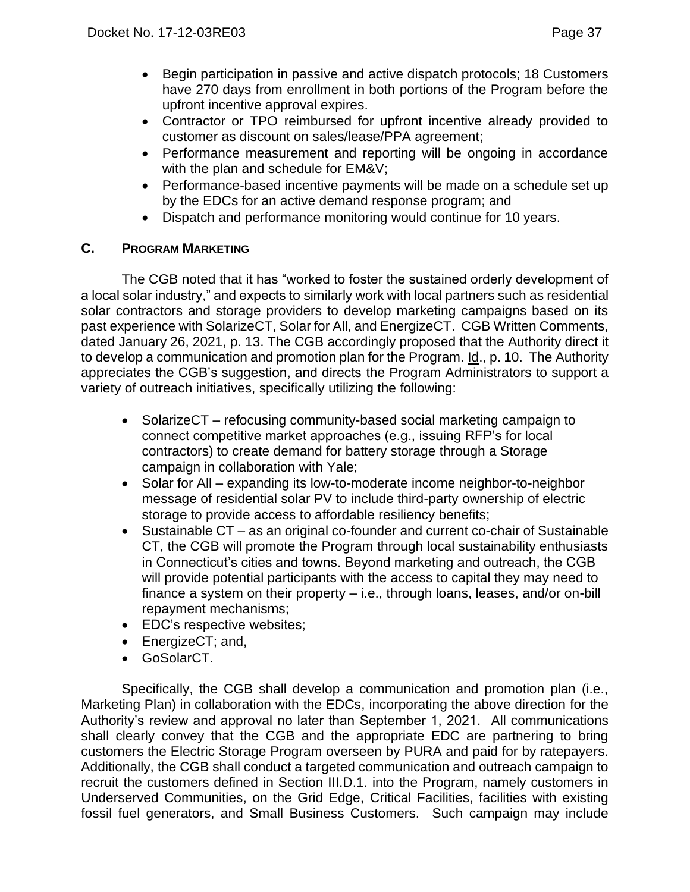- Begin participation in passive and active dispatch protocols; 18 Customers have 270 days from enrollment in both portions of the Program before the upfront incentive approval expires.
- Contractor or TPO reimbursed for upfront incentive already provided to customer as discount on sales/lease/PPA agreement;
- Performance measurement and reporting will be ongoing in accordance with the plan and schedule for EM&V;
- Performance-based incentive payments will be made on a schedule set up by the EDCs for an active demand response program; and
- Dispatch and performance monitoring would continue for 10 years.

### C. PROGRAM MARKETING

The CGB noted that it has "worked to foster the sustained orderly development of a local solar industry," and expects to similarly work with local partners such as residential solar contractors and storage providers to develop marketing campaigns based on its past experience with SolarizeCT, Solar for All, and EnergizeCT. CGB Written Comments, dated January 26, 2021, p. 13. The CGB accordingly proposed that the Authority direct it to develop a communication and promotion plan for the Program. Id., p. 10. The Authority appreciates the CGB's suggestion, and directs the Program Administrators to support a variety of outreach initiatives, specifically utilizing the following:

- SolarizeCT – refocusing community-based social marketing campaign to connect competitive market approaches (e.g., issuing RFP's for local contractors) to create demand for battery storage through a Storage campaign in collaboration with Yale;
- Solar for All – expanding its low-to-moderate income neighbor-to-neighbor message of residential solar PV to include third-party ownership of electric storage to provide access to affordable resiliency benefits;
- Sustainable CT – as an original co-founder and current co-chair of Sustainable CT, the CGB will promote the Program through local sustainability enthusiasts in Connecticut's cities and towns. Beyond marketing and outreach, the CGB will provide potential participants with the access to capital they may need to finance a system on their property – i.e., through loans, leases, and/or on-bill repayment mechanisms;
- EDC's respective websites;
- EnergizeCT; and,
- GoSolarCT.

Specifically, the CGB shall develop a communication and promotion plan (i.e., Marketing Plan) in collaboration with the EDCs, incorporating the above direction for the Authority's review and approval no later than September 1, 2021. All communications shall clearly convey that the CGB and the appropriate EDC are partnering to bring customers the Electric Storage Program overseen by PURA and paid for by ratepayers. Additionally, the CGB shall conduct a targeted communication and outreach campaign to recruit the customers defined in Section III.D.1. into the Program, namely customers in Underserved Communities, on the Grid Edge, Critical Facilities, facilities with existing fossil fuel generators, and Small Business Customers. Such campaign may include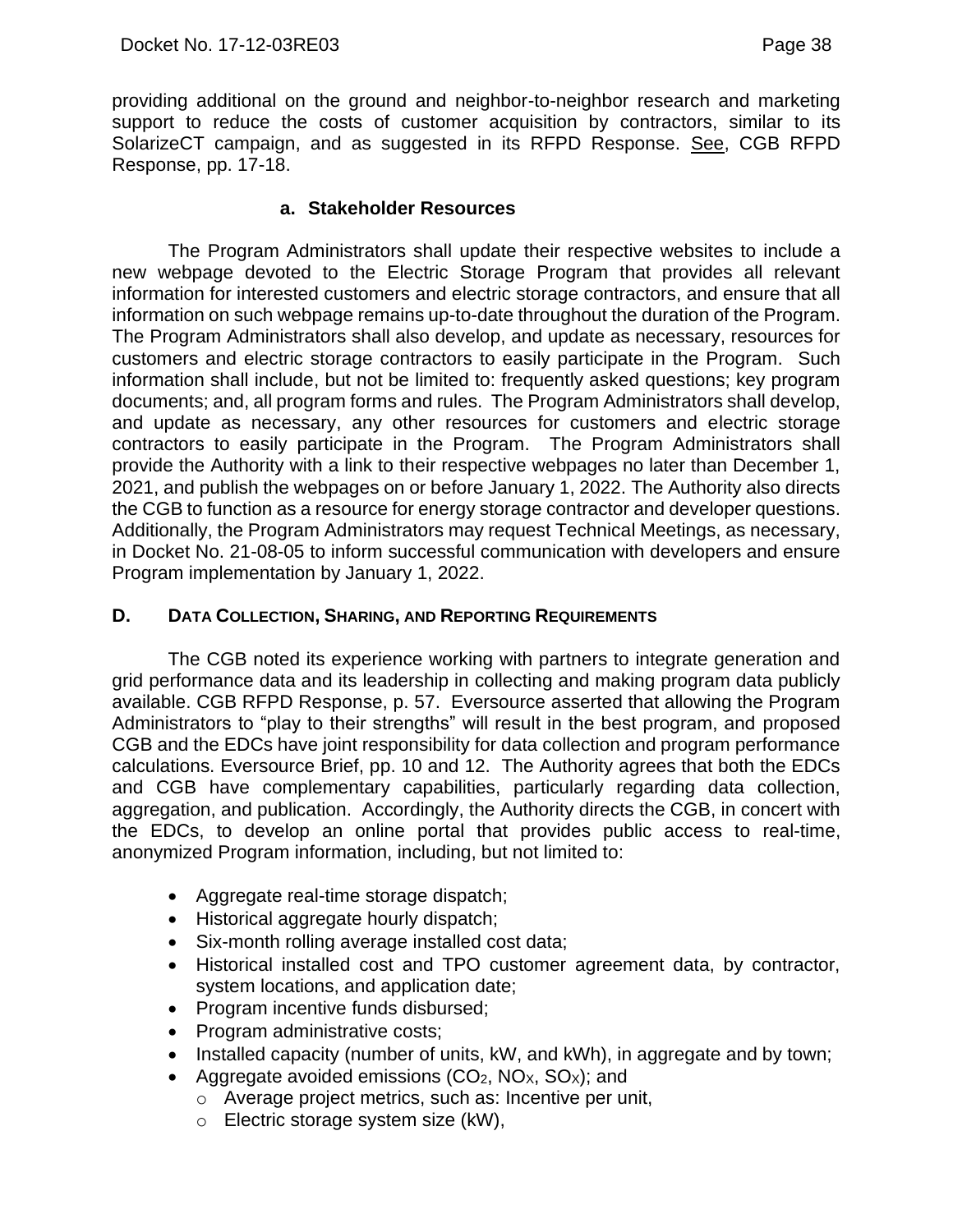providing additional on the ground and neighbor-to-neighbor research and marketing support to reduce the costs of customer acquisition by contractors, similar to its SolarizeCT campaign, and as suggested in its RFPD Response. See, CGB RFPD Response, pp. 17-18.

### a. Stakeholder Resources

The Program Administrators shall update their respective websites to include a new webpage devoted to the Electric Storage Program that provides all relevant information for interested customers and electric storage contractors, and ensure that all information on such webpage remains up-to-date throughout the duration of the Program. The Program Administrators shall also develop, and update as necessary, resources for customers and electric storage contractors to easily participate in the Program. Such information shall include, but not be limited to: frequently asked questions; key program documents; and, all program forms and rules. The Program Administrators shall develop, and update as necessary, any other resources for customers and electric storage contractors to easily participate in the Program. The Program Administrators shall provide the Authority with a link to their respective webpages no later than December 1, 2021, and publish the webpages on or before January 1, 2022. The Authority also directs the CGB to function as a resource for energy storage contractor and developer questions. Additionally, the Program Administrators may request Technical Meetings, as necessary, in Docket No. 21-08-05 to inform successful communication with developers and ensure Program implementation by January 1, 2022.

## D. Data Collection, Sharing, and Reporting Requirements

The CGB noted its experience working with partners to integrate generation and grid performance data and its leadership in collecting and making program data publicly available. CGB RFPD Response, p. 57. Eversource asserted that allowing the Program Administrators to "play to their strengths" will result in the best program, and proposed CGB and the EDCs have joint responsibility for data collection and program performance calculations. Eversource Brief, pp. 10 and 12. The Authority agrees that both the EDCs and CGB have complementary capabilities, particularly regarding data collection, aggregation, and publication. Accordingly, the Authority directs the CGB, in concert with the EDCs, to develop an online portal that provides public access to real-time, anonymized Program information, including, but not limited to:

- Aggregate real-time storage dispatch;
- Historical aggregate hourly dispatch;
- Six-month rolling average installed cost data;
- Historical installed cost and TPO customer agreement data, by contractor, system locations, and application date;
- Program incentive funds disbursed;
- Program administrative costs;
- Installed capacity (number of units, kW, and kWh), in aggregate and by town;
- Aggregate avoided emissions ($CO_2$, $NO_X$, $SO_X$); and
  - Average project metrics, such as: Incentive per unit,
  - Electric storage system size (kW),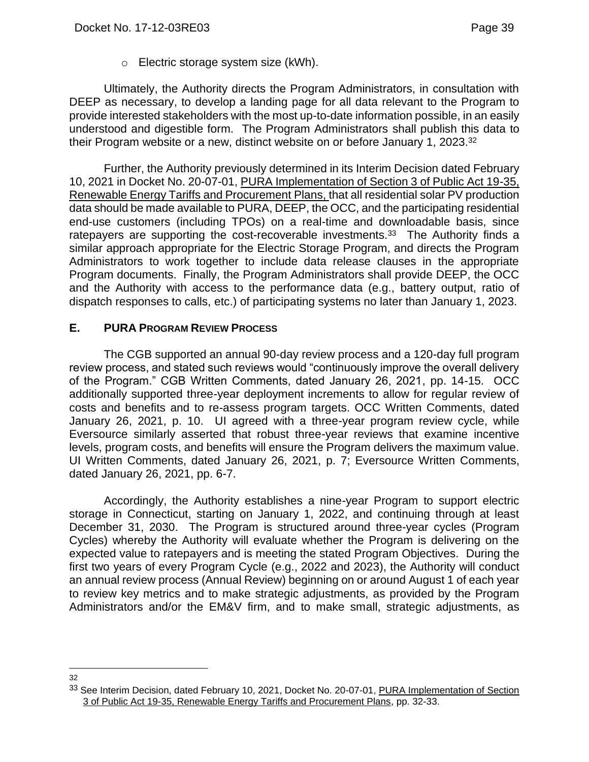- Electric storage system size (kWh).

Ultimately, the Authority directs the Program Administrators, in consultation with DEEP as necessary, to develop a landing page for all data relevant to the Program to provide interested stakeholders with the most up-to-date information possible, in an easily understood and digestible form. The Program Administrators shall publish this data to their Program website or a new, distinct website on or before January 1, 2023.[32]

Further, the Authority previously determined in its Interim Decision dated February 10, 2021 in Docket No. 20-07-01, PURA Implementation of Section 3 of Public Act 19-35, Renewable Energy Tariffs and Procurement Plans, that all residential solar PV production data should be made available to PURA, DEEP, the OCC, and the participating residential end-use customers (including TPOs) on a real-time and downloadable basis, since ratepayers are supporting the cost-recoverable investments.[33] The Authority finds a similar approach appropriate for the Electric Storage Program, and directs the Program Administrators to work together to include data release clauses in the appropriate Program documents. Finally, the Program Administrators shall provide DEEP, the OCC and the Authority with access to the performance data (e.g., battery output, ratio of dispatch responses to calls, etc.) of participating systems no later than January 1, 2023.

## E. PURA Program Review Process

The CGB supported an annual 90-day review process and a 120-day full program review process, and stated such reviews would "continuously improve the overall delivery of the Program." CGB Written Comments, dated January 26, 2021, pp. 14-15. OCC additionally supported three-year deployment increments to allow for regular review of costs and benefits and to re-assess program targets. OCC Written Comments, dated January 26, 2021, p. 10. UI agreed with a three-year program review cycle, while Eversource similarly asserted that robust three-year reviews that examine incentive levels, program costs, and benefits will ensure the Program delivers the maximum value. UI Written Comments, dated January 26, 2021, p. 7; Eversource Written Comments, dated January 26, 2021, pp. 6-7.

Accordingly, the Authority establishes a nine-year Program to support electric storage in Connecticut, starting on January 1, 2022, and continuing through at least December 31, 2030. The Program is structured around three-year cycles (Program Cycles) whereby the Authority will evaluate whether the Program is delivering on the expected value to ratepayers and is meeting the stated Program Objectives. During the first two years of every Program Cycle (e.g., 2022 and 2023), the Authority will conduct an annual review process (Annual Review) beginning on or around August 1 of each year to review key metrics and to make strategic adjustments, as provided by the Program Administrators and/or the EM&V firm, and to make small, strategic adjustments, as

---

[32]

[33] See Interim Decision, dated February 10, 2021, Docket No. 20-07-01, PURA Implementation of Section 3 of Public Act 19-35, Renewable Energy Tariffs and Procurement Plans, pp. 32-33.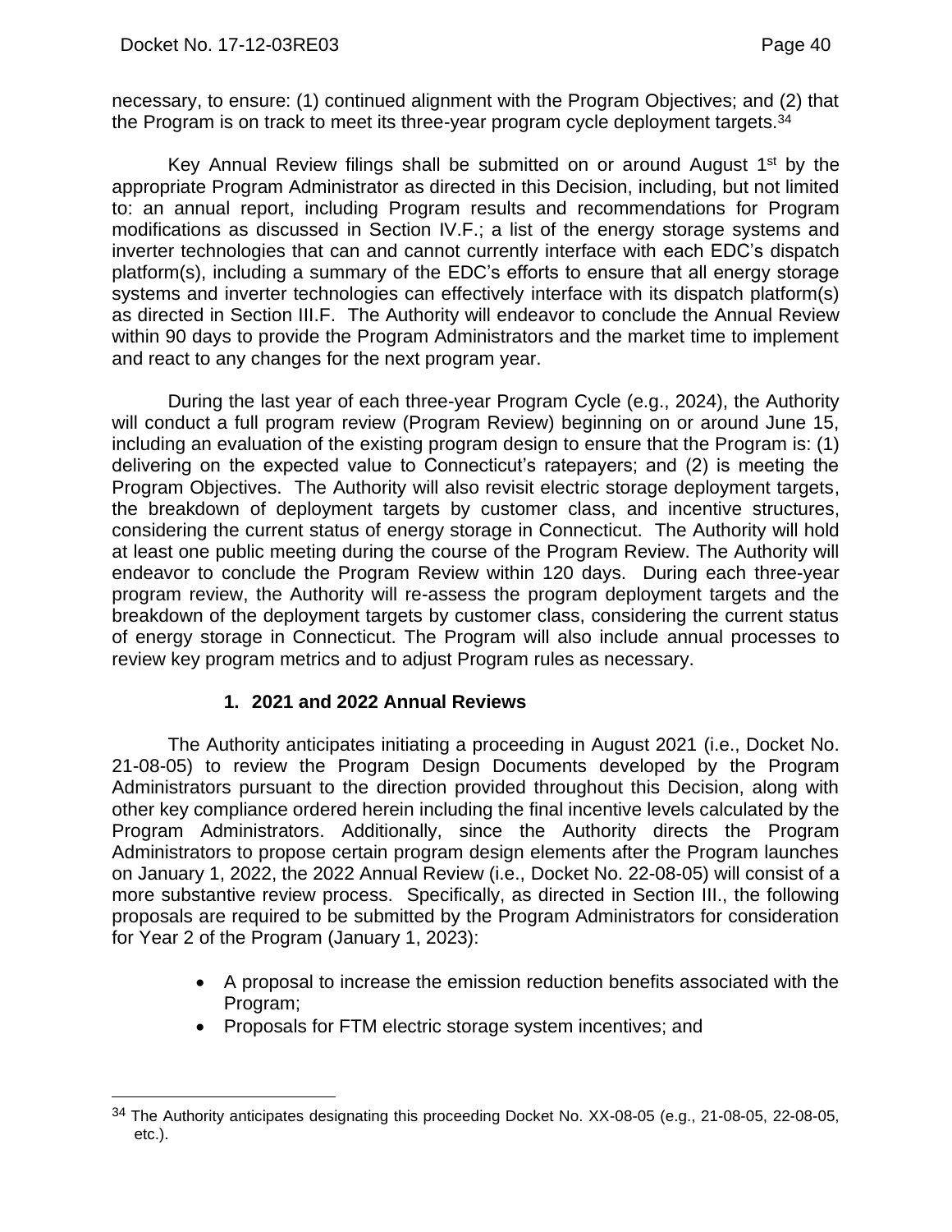necessary, to ensure: (1) continued alignment with the Program Objectives; and (2) that the Program is on track to meet its three-year program cycle deployment targets.[34]

Key Annual Review filings shall be submitted on or around August 1st by the appropriate Program Administrator as directed in this Decision, including, but not limited to: an annual report, including Program results and recommendations for Program modifications as discussed in Section IV.F.; a list of the energy storage systems and inverter technologies that can and cannot currently interface with each EDC's dispatch platform(s), including a summary of the EDC's efforts to ensure that all energy storage systems and inverter technologies can effectively interface with its dispatch platform(s) as directed in Section III.F. The Authority will endeavor to conclude the Annual Review within 90 days to provide the Program Administrators and the market time to implement and react to any changes for the next program year.

During the last year of each three-year Program Cycle (e.g., 2024), the Authority will conduct a full program review (Program Review) beginning on or around June 15, including an evaluation of the existing program design to ensure that the Program is: (1) delivering on the expected value to Connecticut's ratepayers; and (2) is meeting the Program Objectives. The Authority will also revisit electric storage deployment targets, the breakdown of deployment targets by customer class, and incentive structures, considering the current status of energy storage in Connecticut. The Authority will hold at least one public meeting during the course of the Program Review. The Authority will endeavor to conclude the Program Review within 120 days. During each three-year program review, the Authority will re-assess the program deployment targets and the breakdown of the deployment targets by customer class, considering the current status of energy storage in Connecticut. The Program will also include annual processes to review key program metrics and to adjust Program rules as necessary.

### 1. 2021 and 2022 Annual Reviews

The Authority anticipates initiating a proceeding in August 2021 (i.e., Docket No. 21-08-05) to review the Program Design Documents developed by the Program Administrators pursuant to the direction provided throughout this Decision, along with other key compliance ordered herein including the final incentive levels calculated by the Program Administrators. Additionally, since the Authority directs the Program Administrators to propose certain program design elements after the Program launches on January 1, 2022, the 2022 Annual Review (i.e., Docket No. 22-08-05) will consist of a more substantive review process. Specifically, as directed in Section III., the following proposals are required to be submitted by the Program Administrators for consideration for Year 2 of the Program (January 1, 2023):

- A proposal to increase the emission reduction benefits associated with the Program;
- Proposals for FTM electric storage system incentives; and

---

[34] The Authority anticipates designating this proceeding Docket No. XX-08-05 (e.g., 21-08-05, 22-08-05, etc.).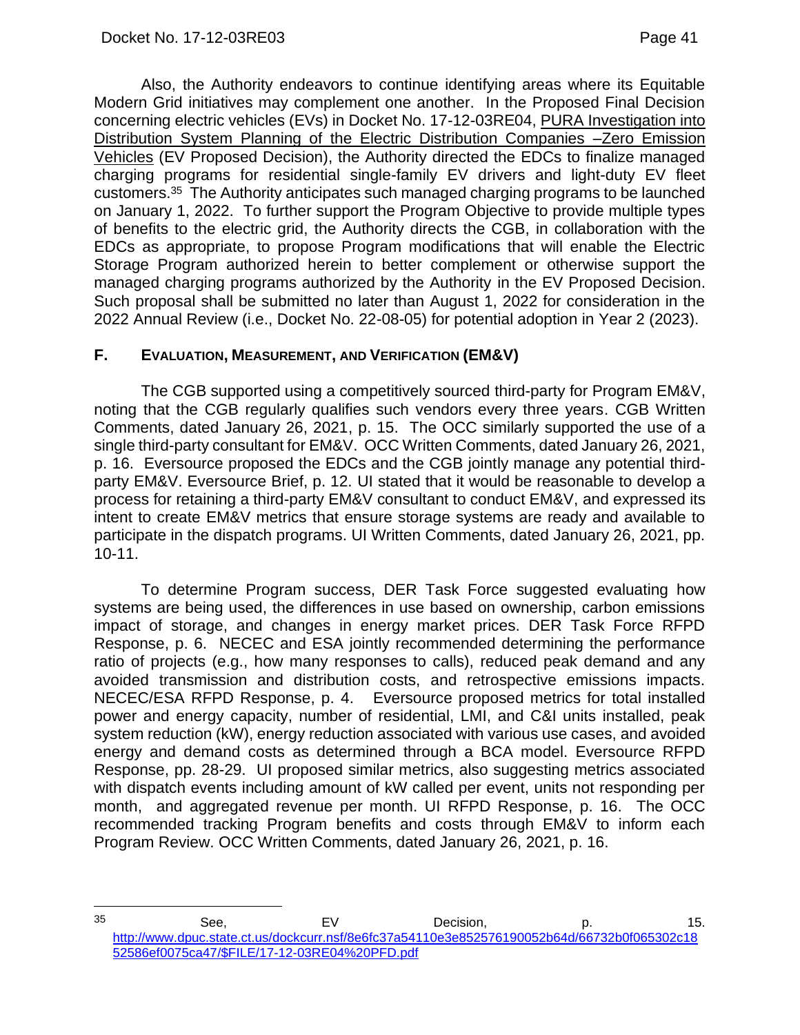Also, the Authority endeavors to continue identifying areas where its Equitable Modern Grid initiatives may complement one another. In the Proposed Final Decision concerning electric vehicles (EVs) in Docket No. 17-12-03RE04, PURA Investigation into Distribution System Planning of the Electric Distribution Companies –Zero Emission Vehicles (EV Proposed Decision), the Authority directed the EDCs to finalize managed charging programs for residential single-family EV drivers and light-duty EV fleet customers.[35] The Authority anticipates such managed charging programs to be launched on January 1, 2022. To further support the Program Objective to provide multiple types of benefits to the electric grid, the Authority directs the CGB, in collaboration with the EDCs as appropriate, to propose Program modifications that will enable the Electric Storage Program authorized herein to better complement or otherwise support the managed charging programs authorized by the Authority in the EV Proposed Decision. Such proposal shall be submitted no later than August 1, 2022 for consideration in the 2022 Annual Review (i.e., Docket No. 22-08-05) for potential adoption in Year 2 (2023).

## F. EVALUATION, MEASUREMENT, AND VERIFICATION (EM&V)

The CGB supported using a competitively sourced third-party for Program EM&V, noting that the CGB regularly qualifies such vendors every three years. CGB Written Comments, dated January 26, 2021, p. 15. The OCC similarly supported the use of a single third-party consultant for EM&V. OCC Written Comments, dated January 26, 2021, p. 16. Eversource proposed the EDCs and the CGB jointly manage any potential third-party EM&V. Eversource Brief, p. 12. UI stated that it would be reasonable to develop a process for retaining a third-party EM&V consultant to conduct EM&V, and expressed its intent to create EM&V metrics that ensure storage systems are ready and available to participate in the dispatch programs. UI Written Comments, dated January 26, 2021, pp. 10-11.

To determine Program success, DER Task Force suggested evaluating how systems are being used, the differences in use based on ownership, carbon emissions impact of storage, and changes in energy market prices. DER Task Force RFPD Response, p. 6. NECEC and ESA jointly recommended determining the performance ratio of projects (e.g., how many responses to calls), reduced peak demand and any avoided transmission and distribution costs, and retrospective emissions impacts. NECEC/ESA RFPD Response, p. 4. Eversource proposed metrics for total installed power and energy capacity, number of residential, LMI, and C&I units installed, peak system reduction (kW), energy reduction associated with various use cases, and avoided energy and demand costs as determined through a BCA model. Eversource RFPD Response, pp. 28-29. UI proposed similar metrics, also suggesting metrics associated with dispatch events including amount of kW called per event, units not responding per month, and aggregated revenue per month. UI RFPD Response, p. 16. The OCC recommended tracking Program benefits and costs through EM&V to inform each Program Review. OCC Written Comments, dated January 26, 2021, p. 16.

---

[35] See, EV Decision, p. 15. http://www.dpuc.state.ct.us/dockcurr.nsf/8e6fc37a54110e3e852576190052b64d/66732b0f065302c1852586ef0075ca47/$FILE/17-12-03RE04%20PFD.pdf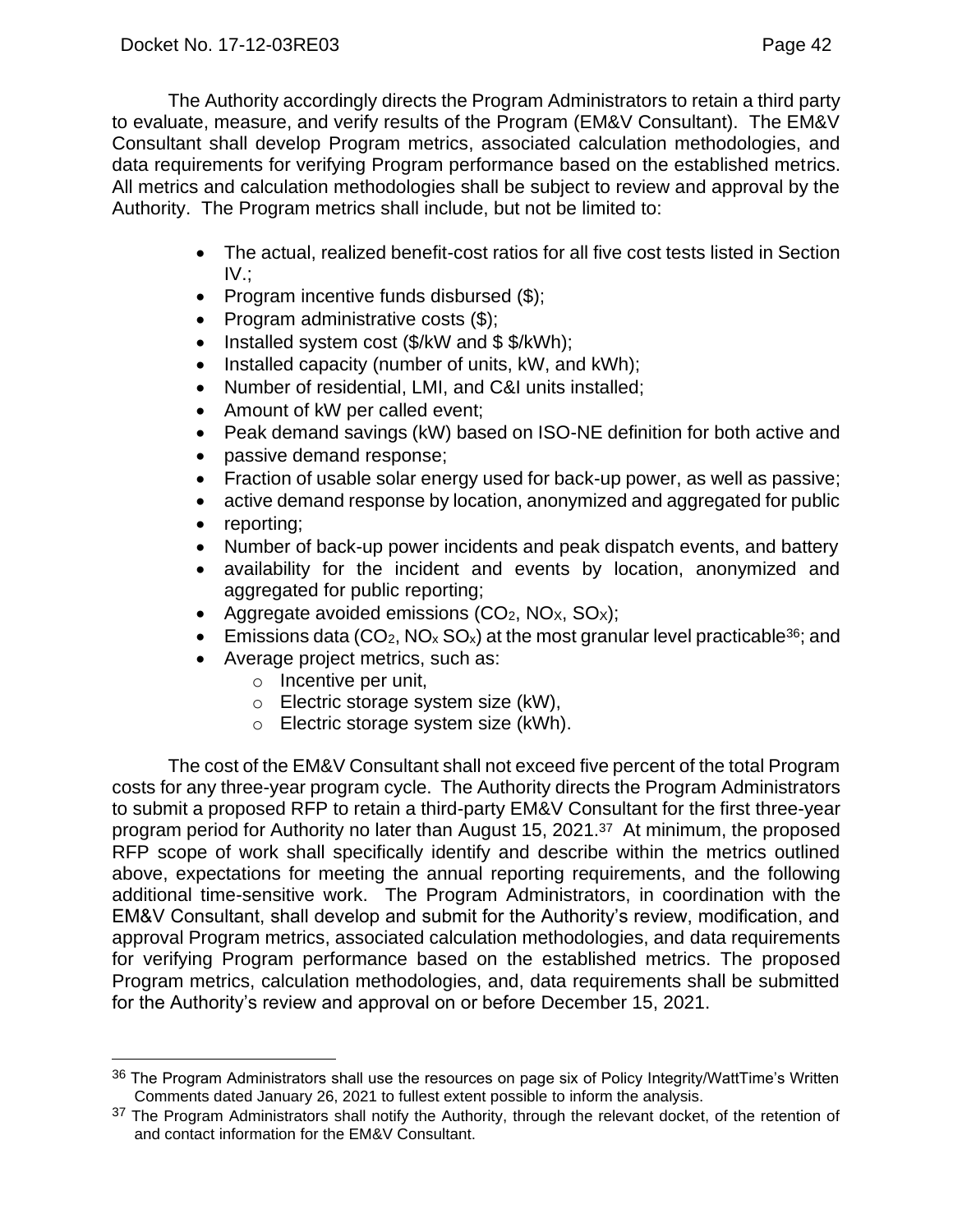The Authority accordingly directs the Program Administrators to retain a third party to evaluate, measure, and verify results of the Program (EM&V Consultant). The EM&V Consultant shall develop Program metrics, associated calculation methodologies, and data requirements for verifying Program performance based on the established metrics. All metrics and calculation methodologies shall be subject to review and approval by the Authority. The Program metrics shall include, but not be limited to:

- The actual, realized benefit-cost ratios for all five cost tests listed in Section IV.;
- Program incentive funds disbursed ($);
- Program administrative costs ($);
- Installed system cost ($/kW and $ $/kWh);
- Installed capacity (number of units, kW, and kWh);
- Number of residential, LMI, and C&I units installed;
- Amount of kW per called event;
- Peak demand savings (kW) based on ISO-NE definition for both active and
- passive demand response;
- Fraction of usable solar energy used for back-up power, as well as passive;
- active demand response by location, anonymized and aggregated for public
- reporting;
- Number of back-up power incidents and peak dispatch events, and battery
- availability for the incident and events by location, anonymized and aggregated for public reporting;
- Aggregate avoided emissions ($CO_2$, $NO_X$, $SO_X$);
- Emissions data ($CO_2$, $NO_x$ $SO_x$) at the most granular level practicable[36]; and
- Average project metrics, such as:
  - Incentive per unit,
  - Electric storage system size (kW),
  - Electric storage system size (kWh).

The cost of the EM&V Consultant shall not exceed five percent of the total Program costs for any three-year program cycle. The Authority directs the Program Administrators to submit a proposed RFP to retain a third-party EM&V Consultant for the first three-year program period for Authority no later than August 15, 2021.[37] At minimum, the proposed RFP scope of work shall specifically identify and describe within the metrics outlined above, expectations for meeting the annual reporting requirements, and the following additional time-sensitive work. The Program Administrators, in coordination with the EM&V Consultant, shall develop and submit for the Authority's review, modification, and approval Program metrics, associated calculation methodologies, and data requirements for verifying Program performance based on the established metrics. The proposed Program metrics, calculation methodologies, and, data requirements shall be submitted for the Authority's review and approval on or before December 15, 2021.

---

[36] The Program Administrators shall use the resources on page six of Policy Integrity/WattTime's Written Comments dated January 26, 2021 to fullest extent possible to inform the analysis.

[37] The Program Administrators shall notify the Authority, through the relevant docket, of the retention of and contact information for the EM&V Consultant.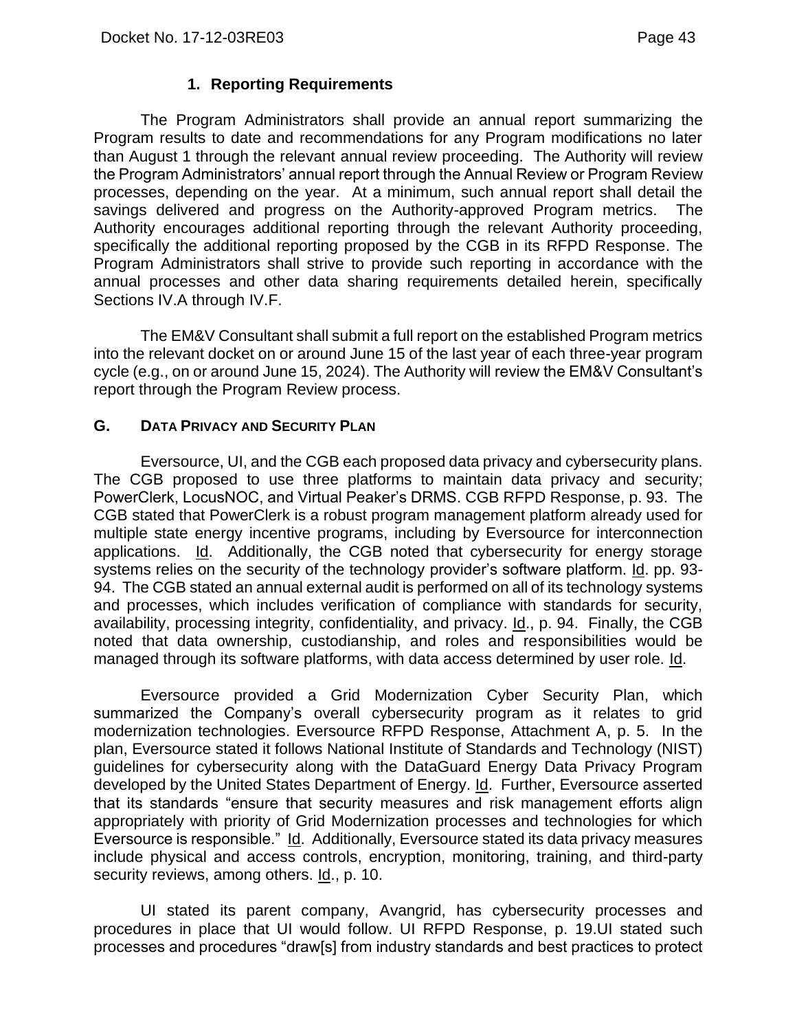### 1. Reporting Requirements

The Program Administrators shall provide an annual report summarizing the Program results to date and recommendations for any Program modifications no later than August 1 through the relevant annual review proceeding. The Authority will review the Program Administrators' annual report through the Annual Review or Program Review processes, depending on the year. At a minimum, such annual report shall detail the savings delivered and progress on the Authority-approved Program metrics. The Authority encourages additional reporting through the relevant Authority proceeding, specifically the additional reporting proposed by the CGB in its RFPD Response. The Program Administrators shall strive to provide such reporting in accordance with the annual processes and other data sharing requirements detailed herein, specifically Sections IV.A through IV.F.

The EM&V Consultant shall submit a full report on the established Program metrics into the relevant docket on or around June 15 of the last year of each three-year program cycle (e.g., on or around June 15, 2024). The Authority will review the EM&V Consultant's report through the Program Review process.

## G. DATA PRIVACY AND SECURITY PLAN

Eversource, UI, and the CGB each proposed data privacy and cybersecurity plans. The CGB proposed to use three platforms to maintain data privacy and security; PowerClerk, LocusNOC, and Virtual Peaker's DRMS. CGB RFPD Response, p. 93. The CGB stated that PowerClerk is a robust program management platform already used for multiple state energy incentive programs, including by Eversource for interconnection applications. Id. Additionally, the CGB noted that cybersecurity for energy storage systems relies on the security of the technology provider's software platform. Id. pp. 93-94. The CGB stated an annual external audit is performed on all of its technology systems and processes, which includes verification of compliance with standards for security, availability, processing integrity, confidentiality, and privacy. Id., p. 94. Finally, the CGB noted that data ownership, custodianship, and roles and responsibilities would be managed through its software platforms, with data access determined by user role. Id.

Eversource provided a Grid Modernization Cyber Security Plan, which summarized the Company's overall cybersecurity program as it relates to grid modernization technologies. Eversource RFPD Response, Attachment A, p. 5. In the plan, Eversource stated it follows National Institute of Standards and Technology (NIST) guidelines for cybersecurity along with the DataGuard Energy Data Privacy Program developed by the United States Department of Energy. Id. Further, Eversource asserted that its standards "ensure that security measures and risk management efforts align appropriately with priority of Grid Modernization processes and technologies for which Eversource is responsible." Id. Additionally, Eversource stated its data privacy measures include physical and access controls, encryption, monitoring, training, and third-party security reviews, among others. Id., p. 10.

UI stated its parent company, Avangrid, has cybersecurity processes and procedures in place that UI would follow. UI RFPD Response, p. 19.UI stated such processes and procedures "draw[s] from industry standards and best practices to protect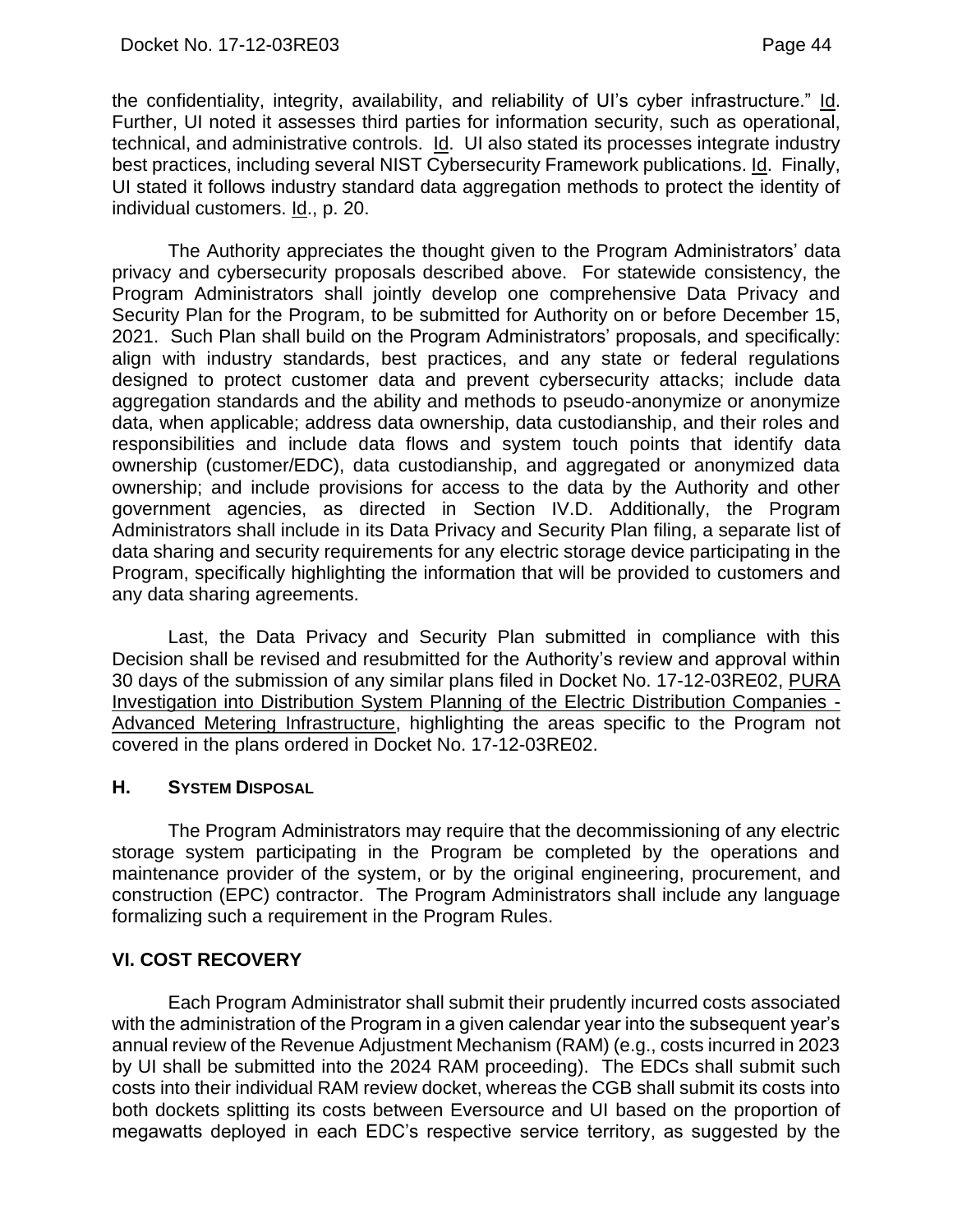the confidentiality, integrity, availability, and reliability of UI's cyber infrastructure." Id. Further, UI noted it assesses third parties for information security, such as operational, technical, and administrative controls. Id. UI also stated its processes integrate industry best practices, including several NIST Cybersecurity Framework publications. Id. Finally, UI stated it follows industry standard data aggregation methods to protect the identity of individual customers. Id., p. 20.

The Authority appreciates the thought given to the Program Administrators' data privacy and cybersecurity proposals described above. For statewide consistency, the Program Administrators shall jointly develop one comprehensive Data Privacy and Security Plan for the Program, to be submitted for Authority on or before December 15, 2021. Such Plan shall build on the Program Administrators' proposals, and specifically: align with industry standards, best practices, and any state or federal regulations designed to protect customer data and prevent cybersecurity attacks; include data aggregation standards and the ability and methods to pseudo-anonymize or anonymize data, when applicable; address data ownership, data custodianship, and their roles and responsibilities and include data flows and system touch points that identify data ownership (customer/EDC), data custodianship, and aggregated or anonymized data ownership; and include provisions for access to the data by the Authority and other government agencies, as directed in Section IV.D. Additionally, the Program Administrators shall include in its Data Privacy and Security Plan filing, a separate list of data sharing and security requirements for any electric storage device participating in the Program, specifically highlighting the information that will be provided to customers and any data sharing agreements.

Last, the Data Privacy and Security Plan submitted in compliance with this Decision shall be revised and resubmitted for the Authority's review and approval within 30 days of the submission of any similar plans filed in Docket No. 17-12-03RE02, PURA Investigation into Distribution System Planning of the Electric Distribution Companies - Advanced Metering Infrastructure, highlighting the areas specific to the Program not covered in the plans ordered in Docket No. 17-12-03RE02.

### H. SYSTEM DISPOSAL

The Program Administrators may require that the decommissioning of any electric storage system participating in the Program be completed by the operations and maintenance provider of the system, or by the original engineering, procurement, and construction (EPC) contractor. The Program Administrators shall include any language formalizing such a requirement in the Program Rules.

## VI. COST RECOVERY

Each Program Administrator shall submit their prudently incurred costs associated with the administration of the Program in a given calendar year into the subsequent year's annual review of the Revenue Adjustment Mechanism (RAM) (e.g., costs incurred in 2023 by UI shall be submitted into the 2024 RAM proceeding). The EDCs shall submit such costs into their individual RAM review docket, whereas the CGB shall submit its costs into both dockets splitting its costs between Eversource and UI based on the proportion of megawatts deployed in each EDC's respective service territory, as suggested by the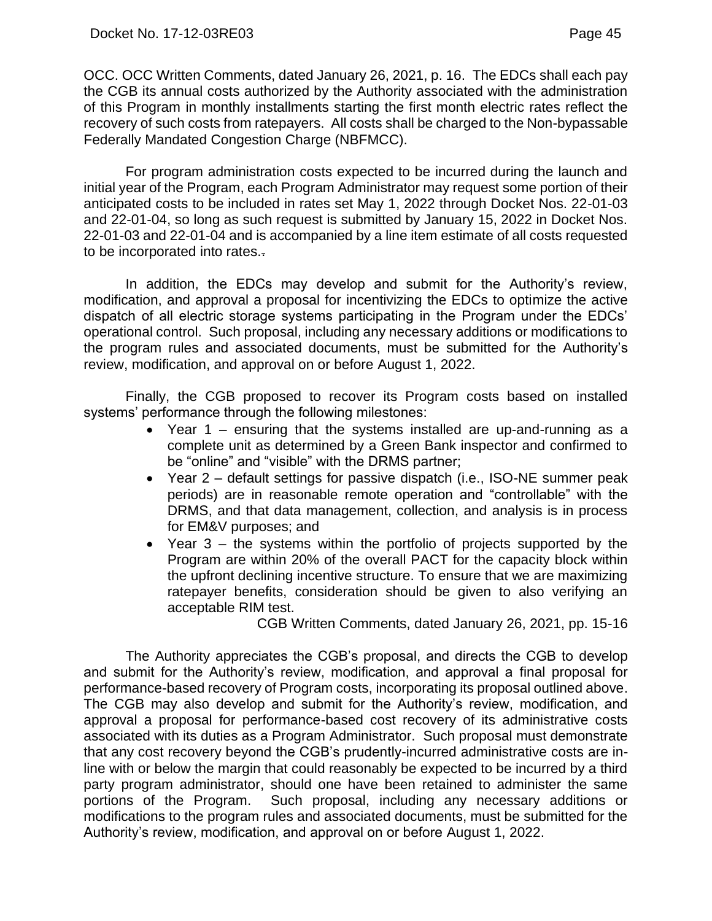OCC. OCC Written Comments, dated January 26, 2021, p. 16. The EDCs shall each pay the CGB its annual costs authorized by the Authority associated with the administration of this Program in monthly installments starting the first month electric rates reflect the recovery of such costs from ratepayers. All costs shall be charged to the Non-bypassable Federally Mandated Congestion Charge (NBFMCC).

For program administration costs expected to be incurred during the launch and initial year of the Program, each Program Administrator may request some portion of their anticipated costs to be included in rates set May 1, 2022 through Docket Nos. 22-01-03 and 22-01-04, so long as such request is submitted by January 15, 2022 in Docket Nos. 22-01-03 and 22-01-04 and is accompanied by a line item estimate of all costs requested to be incorporated into rates..

In addition, the EDCs may develop and submit for the Authority's review, modification, and approval a proposal for incentivizing the EDCs to optimize the active dispatch of all electric storage systems participating in the Program under the EDCs' operational control. Such proposal, including any necessary additions or modifications to the program rules and associated documents, must be submitted for the Authority's review, modification, and approval on or before August 1, 2022.

Finally, the CGB proposed to recover its Program costs based on installed systems' performance through the following milestones:

- Year 1 – ensuring that the systems installed are up-and-running as a complete unit as determined by a Green Bank inspector and confirmed to be "online" and "visible" with the DRMS partner;
- Year 2 – default settings for passive dispatch (i.e., ISO-NE summer peak periods) are in reasonable remote operation and "controllable" with the DRMS, and that data management, collection, and analysis is in process for EM&V purposes; and
- Year 3 – the systems within the portfolio of projects supported by the Program are within 20% of the overall PACT for the capacity block within the upfront declining incentive structure. To ensure that we are maximizing ratepayer benefits, consideration should be given to also verifying an acceptable RIM test.

CGB Written Comments, dated January 26, 2021, pp. 15-16

The Authority appreciates the CGB's proposal, and directs the CGB to develop and submit for the Authority's review, modification, and approval a final proposal for performance-based recovery of Program costs, incorporating its proposal outlined above. The CGB may also develop and submit for the Authority's review, modification, and approval a proposal for performance-based cost recovery of its administrative costs associated with its duties as a Program Administrator. Such proposal must demonstrate that any cost recovery beyond the CGB's prudently-incurred administrative costs are in-line with or below the margin that could reasonably be expected to be incurred by a third party program administrator, should one have been retained to administer the same portions of the Program. Such proposal, including any necessary additions or modifications to the program rules and associated documents, must be submitted for the Authority's review, modification, and approval on or before August 1, 2022.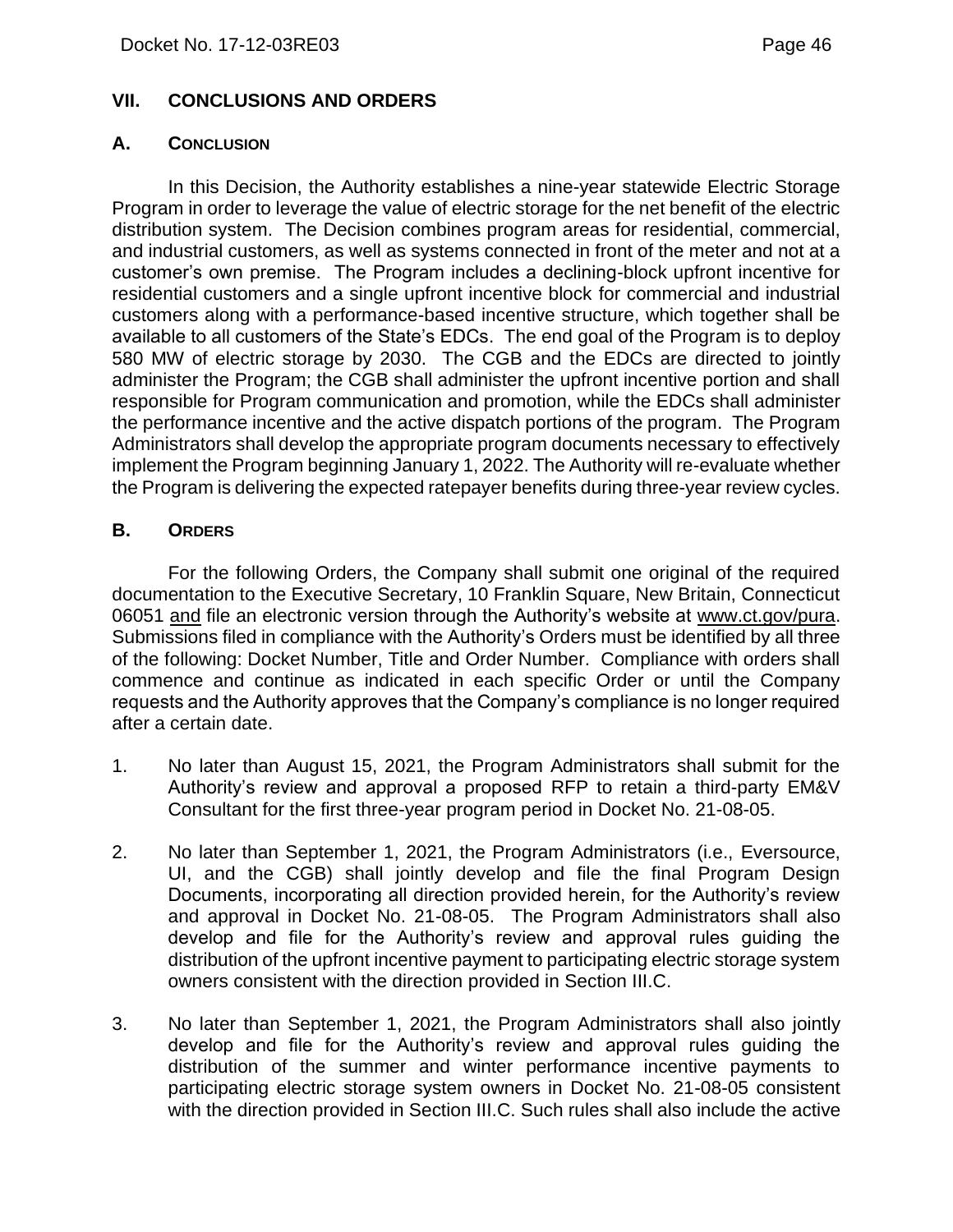## VII. CONCLUSIONS AND ORDERS

### A. CONCLUSION

In this Decision, the Authority establishes a nine-year statewide Electric Storage Program in order to leverage the value of electric storage for the net benefit of the electric distribution system. The Decision combines program areas for residential, commercial, and industrial customers, as well as systems connected in front of the meter and not at a customer's own premise. The Program includes a declining-block upfront incentive for residential customers and a single upfront incentive block for commercial and industrial customers along with a performance-based incentive structure, which together shall be available to all customers of the State's EDCs. The end goal of the Program is to deploy 580 MW of electric storage by 2030. The CGB and the EDCs are directed to jointly administer the Program; the CGB shall administer the upfront incentive portion and shall responsible for Program communication and promotion, while the EDCs shall administer the performance incentive and the active dispatch portions of the program. The Program Administrators shall develop the appropriate program documents necessary to effectively implement the Program beginning January 1, 2022. The Authority will re-evaluate whether the Program is delivering the expected ratepayer benefits during three-year review cycles.

### B. ORDERS

For the following Orders, the Company shall submit one original of the required documentation to the Executive Secretary, 10 Franklin Square, New Britain, Connecticut 06051 and file an electronic version through the Authority's website at www.ct.gov/pura. Submissions filed in compliance with the Authority's Orders must be identified by all three of the following: Docket Number, Title and Order Number. Compliance with orders shall commence and continue as indicated in each specific Order or until the Company requests and the Authority approves that the Company's compliance is no longer required after a certain date.

1. No later than August 15, 2021, the Program Administrators shall submit for the Authority's review and approval a proposed RFP to retain a third-party EM&V Consultant for the first three-year program period in Docket No. 21-08-05.

2. No later than September 1, 2021, the Program Administrators (i.e., Eversource, UI, and the CGB) shall jointly develop and file the final Program Design Documents, incorporating all direction provided herein, for the Authority's review and approval in Docket No. 21-08-05. The Program Administrators shall also develop and file for the Authority's review and approval rules guiding the distribution of the upfront incentive payment to participating electric storage system owners consistent with the direction provided in Section III.C.

3. No later than September 1, 2021, the Program Administrators shall also jointly develop and file for the Authority's review and approval rules guiding the distribution of the summer and winter performance incentive payments to participating electric storage system owners in Docket No. 21-08-05 consistent with the direction provided in Section III.C. Such rules shall also include the active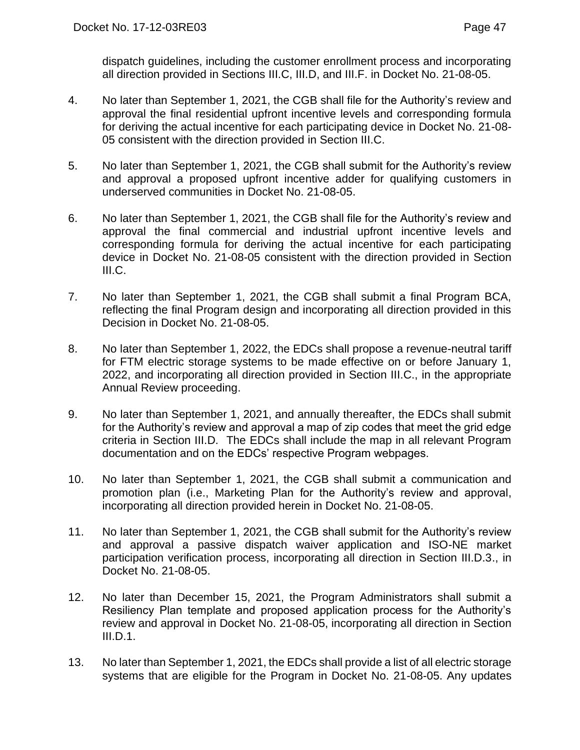dispatch guidelines, including the customer enrollment process and incorporating all direction provided in Sections III.C, III.D, and III.F. in Docket No. 21-08-05.

4. No later than September 1, 2021, the CGB shall file for the Authority's review and approval the final residential upfront incentive levels and corresponding formula for deriving the actual incentive for each participating device in Docket No. 21-08-05 consistent with the direction provided in Section III.C.

5. No later than September 1, 2021, the CGB shall submit for the Authority's review and approval a proposed upfront incentive adder for qualifying customers in underserved communities in Docket No. 21-08-05.

6. No later than September 1, 2021, the CGB shall file for the Authority's review and approval the final commercial and industrial upfront incentive levels and corresponding formula for deriving the actual incentive for each participating device in Docket No. 21-08-05 consistent with the direction provided in Section III.C.

7. No later than September 1, 2021, the CGB shall submit a final Program BCA, reflecting the final Program design and incorporating all direction provided in this Decision in Docket No. 21-08-05.

8. No later than September 1, 2022, the EDCs shall propose a revenue-neutral tariff for FTM electric storage systems to be made effective on or before January 1, 2022, and incorporating all direction provided in Section III.C., in the appropriate Annual Review proceeding.

9. No later than September 1, 2021, and annually thereafter, the EDCs shall submit for the Authority's review and approval a map of zip codes that meet the grid edge criteria in Section III.D. The EDCs shall include the map in all relevant Program documentation and on the EDCs' respective Program webpages.

10. No later than September 1, 2021, the CGB shall submit a communication and promotion plan (i.e., Marketing Plan for the Authority's review and approval, incorporating all direction provided herein in Docket No. 21-08-05.

11. No later than September 1, 2021, the CGB shall submit for the Authority's review and approval a passive dispatch waiver application and ISO-NE market participation verification process, incorporating all direction in Section III.D.3., in Docket No. 21-08-05.

12. No later than December 15, 2021, the Program Administrators shall submit a Resiliency Plan template and proposed application process for the Authority's review and approval in Docket No. 21-08-05, incorporating all direction in Section III.D.1.

13. No later than September 1, 2021, the EDCs shall provide a list of all electric storage systems that are eligible for the Program in Docket No. 21-08-05. Any updates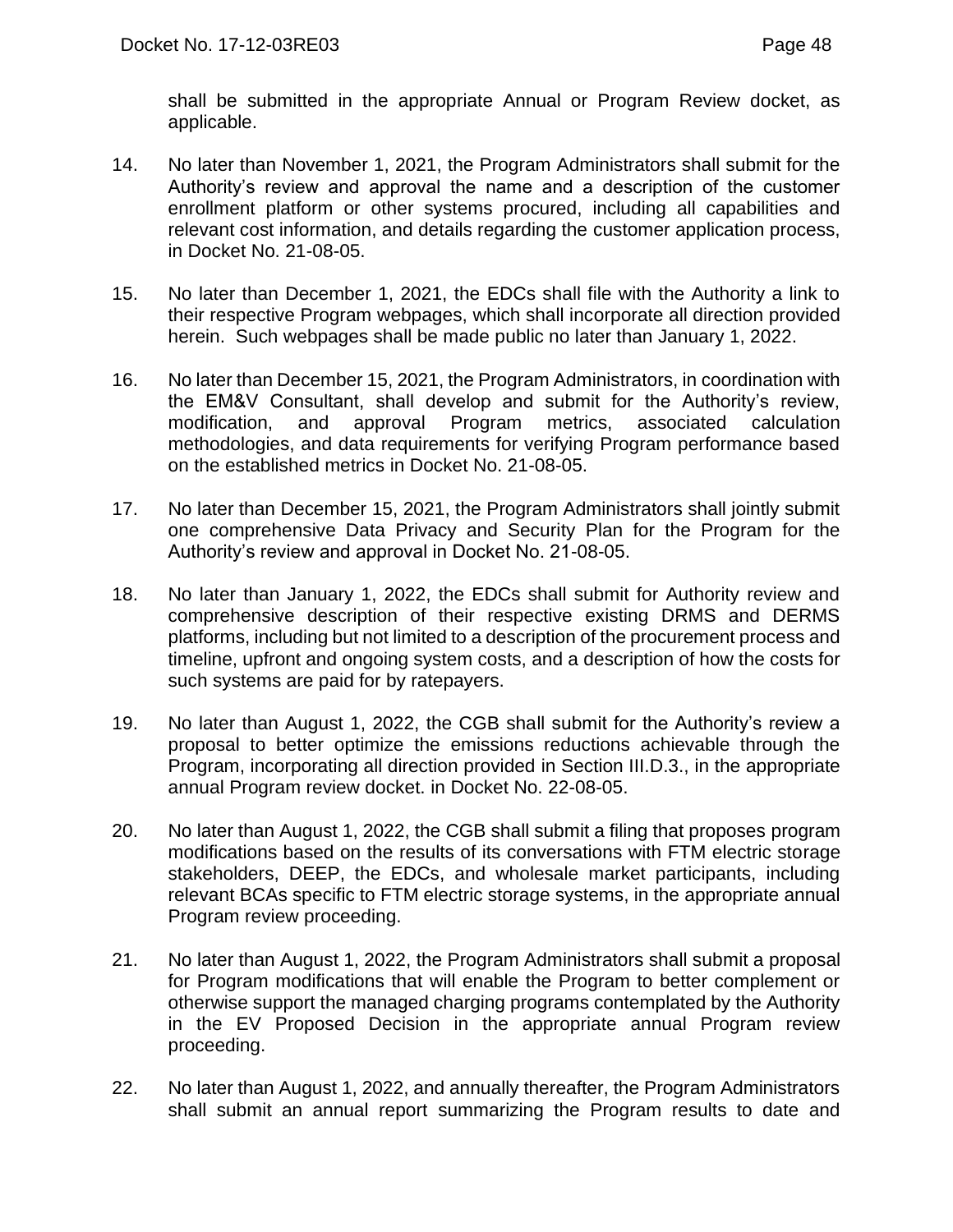shall be submitted in the appropriate Annual or Program Review docket, as applicable.

14. No later than November 1, 2021, the Program Administrators shall submit for the Authority's review and approval the name and a description of the customer enrollment platform or other systems procured, including all capabilities and relevant cost information, and details regarding the customer application process, in Docket No. 21-08-05.

15. No later than December 1, 2021, the EDCs shall file with the Authority a link to their respective Program webpages, which shall incorporate all direction provided herein. Such webpages shall be made public no later than January 1, 2022.

16. No later than December 15, 2021, the Program Administrators, in coordination with the EM&V Consultant, shall develop and submit for the Authority's review, modification, and approval Program metrics, associated calculation methodologies, and data requirements for verifying Program performance based on the established metrics in Docket No. 21-08-05.

17. No later than December 15, 2021, the Program Administrators shall jointly submit one comprehensive Data Privacy and Security Plan for the Program for the Authority's review and approval in Docket No. 21-08-05.

18. No later than January 1, 2022, the EDCs shall submit for Authority review and comprehensive description of their respective existing DRMS and DERMS platforms, including but not limited to a description of the procurement process and timeline, upfront and ongoing system costs, and a description of how the costs for such systems are paid for by ratepayers.

19. No later than August 1, 2022, the CGB shall submit for the Authority's review a proposal to better optimize the emissions reductions achievable through the Program, incorporating all direction provided in Section III.D.3., in the appropriate annual Program review docket. in Docket No. 22-08-05.

20. No later than August 1, 2022, the CGB shall submit a filing that proposes program modifications based on the results of its conversations with FTM electric storage stakeholders, DEEP, the EDCs, and wholesale market participants, including relevant BCAs specific to FTM electric storage systems, in the appropriate annual Program review proceeding.

21. No later than August 1, 2022, the Program Administrators shall submit a proposal for Program modifications that will enable the Program to better complement or otherwise support the managed charging programs contemplated by the Authority in the EV Proposed Decision in the appropriate annual Program review proceeding.

22. No later than August 1, 2022, and annually thereafter, the Program Administrators shall submit an annual report summarizing the Program results to date and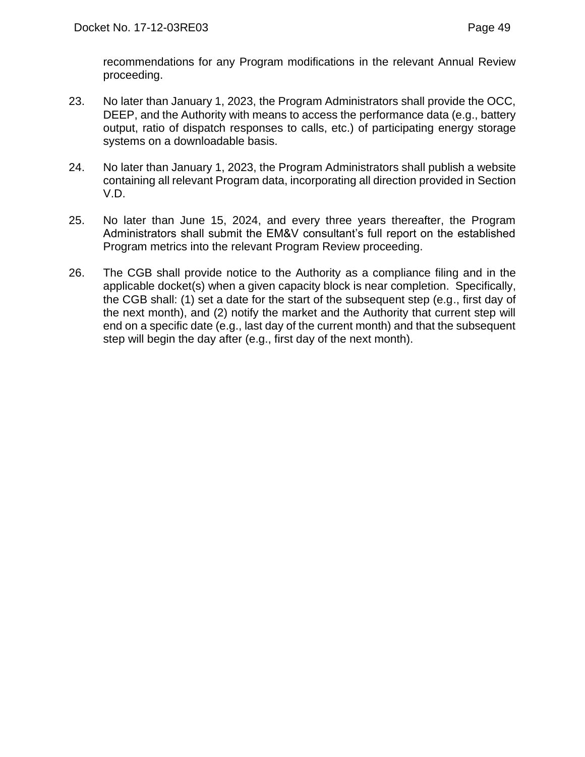recommendations for any Program modifications in the relevant Annual Review proceeding.

23. No later than January 1, 2023, the Program Administrators shall provide the OCC, DEEP, and the Authority with means to access the performance data (e.g., battery output, ratio of dispatch responses to calls, etc.) of participating energy storage systems on a downloadable basis.

24. No later than January 1, 2023, the Program Administrators shall publish a website containing all relevant Program data, incorporating all direction provided in Section V.D.

25. No later than June 15, 2024, and every three years thereafter, the Program Administrators shall submit the EM&V consultant's full report on the established Program metrics into the relevant Program Review proceeding.

26. The CGB shall provide notice to the Authority as a compliance filing and in the applicable docket(s) when a given capacity block is near completion. Specifically, the CGB shall: (1) set a date for the start of the subsequent step (e.g., first day of the next month), and (2) notify the market and the Authority that current step will end on a specific date (e.g., last day of the current month) and that the subsequent step will begin the day after (e.g., first day of the next month).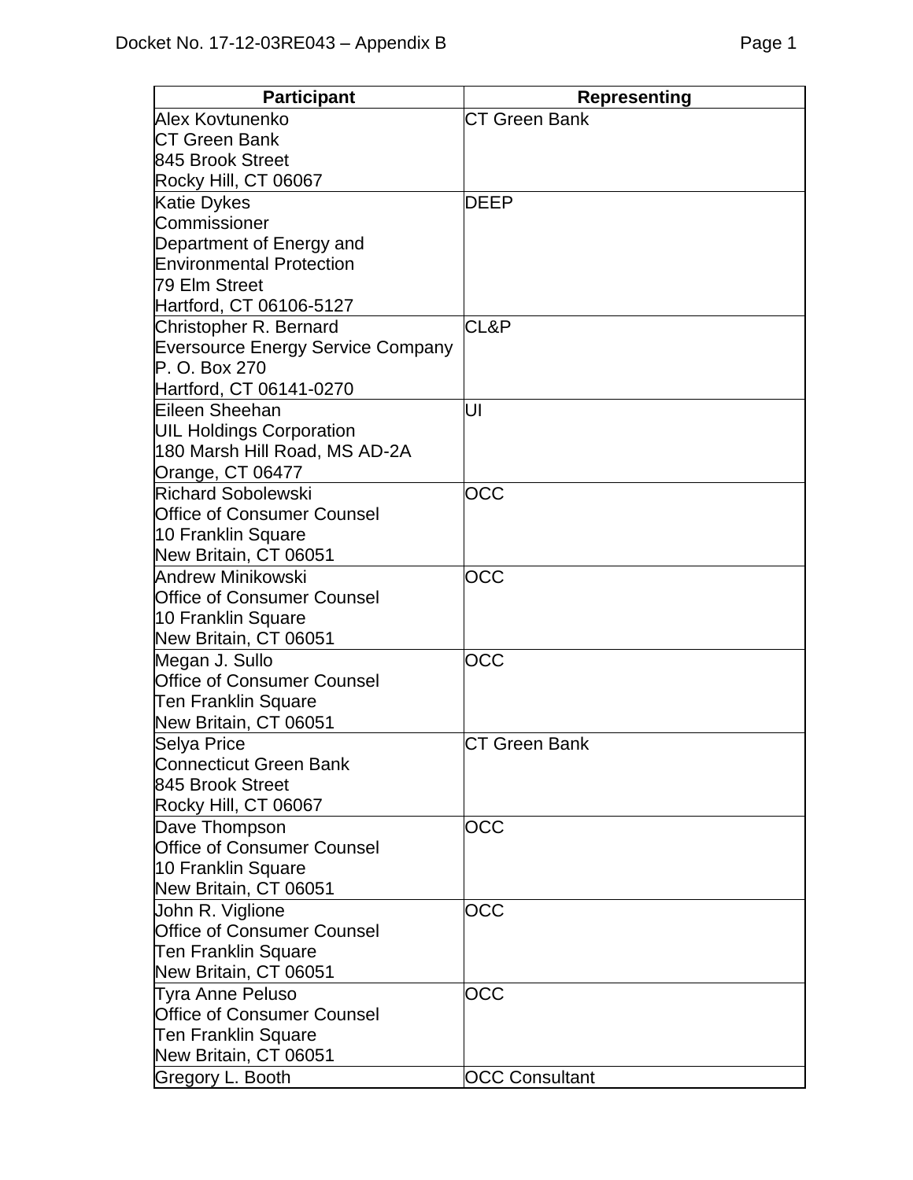| Participant | Representing |
|---|---|
| Alex Kovtunenko<br>CT Green Bank<br>845 Brook Street<br>Rocky Hill, CT 06067 | CT Green Bank |
| Katie Dykes<br>Commissioner<br>Department of Energy and Environmental Protection<br>79 Elm Street<br>Hartford, CT 06106-5127 | DEEP |
| Christopher R. Bernard<br>Eversource Energy Service Company<br>P. O. Box 270<br>Hartford, CT 06141-0270 | CL&P |
| Eileen Sheehan<br>UIL Holdings Corporation<br>180 Marsh Hill Road, MS AD-2A<br>Orange, CT 06477 | UI |
| Richard Sobolewski<br>Office of Consumer Counsel<br>10 Franklin Square<br>New Britain, CT 06051 | OCC |
| Andrew Minikowski<br>Office of Consumer Counsel<br>10 Franklin Square<br>New Britain, CT 06051 | OCC |
| Megan J. Sullo<br>Office of Consumer Counsel<br>Ten Franklin Square<br>New Britain, CT 06051 | OCC |
| Selya Price<br>Connecticut Green Bank<br>845 Brook Street<br>Rocky Hill, CT 06067 | CT Green Bank |
| Dave Thompson<br>Office of Consumer Counsel<br>10 Franklin Square<br>New Britain, CT 06051 | OCC |
| John R. Viglione<br>Office of Consumer Counsel<br>Ten Franklin Square<br>New Britain, CT 06051 | OCC |
| Tyra Anne Peluso<br>Office of Consumer Counsel<br>Ten Franklin Square<br>New Britain, CT 06051 | OCC |
| Gregory L. Booth | OCC Consultant |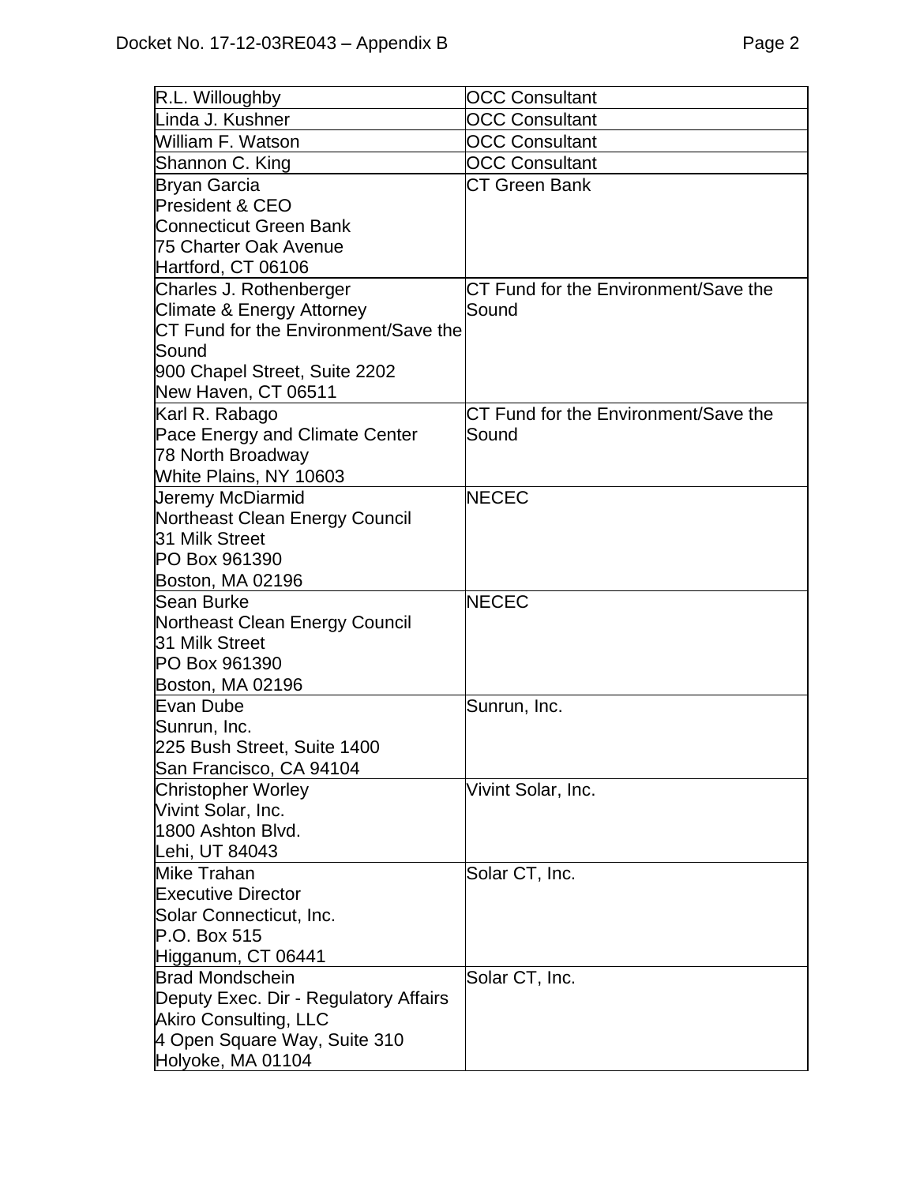| | |
|---|---|
| R.L. Willoughby | OCC Consultant |
| Linda J. Kushner | OCC Consultant |
| William F. Watson | OCC Consultant |
| Shannon C. King | OCC Consultant |
| Bryan Garcia<br>President & CEO<br>Connecticut Green Bank<br>75 Charter Oak Avenue<br>Hartford, CT 06106 | CT Green Bank |
| Charles J. Rothenberger<br>Climate & Energy Attorney<br>CT Fund for the Environment/Save the Sound<br>900 Chapel Street, Suite 2202<br>New Haven, CT 06511 | CT Fund for the Environment/Save the Sound |
| Karl R. Rabago<br>Pace Energy and Climate Center<br>78 North Broadway<br>White Plains, NY 10603 | CT Fund for the Environment/Save the Sound |
| Jeremy McDiarmid<br>Northeast Clean Energy Council<br>31 Milk Street<br>PO Box 961390<br>Boston, MA 02196 | NECEC |
| Sean Burke<br>Northeast Clean Energy Council<br>31 Milk Street<br>PO Box 961390<br>Boston, MA 02196 | NECEC |
| Evan Dube<br>Sunrun, Inc.<br>225 Bush Street, Suite 1400<br>San Francisco, CA 94104 | Sunrun, Inc. |
| Christopher Worley<br>Vivint Solar, Inc.<br>1800 Ashton Blvd.<br>Lehi, UT 84043 | Vivint Solar, Inc. |
| Mike Trahan<br>Executive Director<br>Solar Connecticut, Inc.<br>P.O. Box 515<br>Higganum, CT 06441 | Solar CT, Inc. |
| Brad Mondschein<br>Deputy Exec. Dir - Regulatory Affairs<br>Akiro Consulting, LLC<br>4 Open Square Way, Suite 310<br>Holyoke, MA 01104 | Solar CT, Inc. |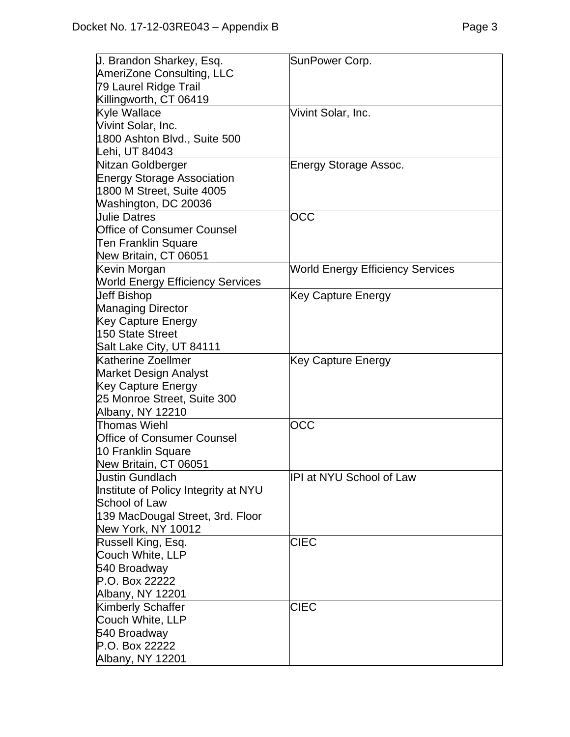| | |
|---|---|
| J. Brandon Sharkey, Esq.<br>AmeriZone Consulting, LLC<br>79 Laurel Ridge Trail<br>Killingworth, CT 06419 | SunPower Corp. |
| Kyle Wallace<br>Vivint Solar, Inc.<br>1800 Ashton Blvd., Suite 500<br>Lehi, UT 84043 | Vivint Solar, Inc. |
| Nitzan Goldberger<br>Energy Storage Association<br>1800 M Street, Suite 4005<br>Washington, DC 20036 | Energy Storage Assoc. |
| Julie Datres<br>Office of Consumer Counsel<br>Ten Franklin Square<br>New Britain, CT 06051 | OCC |
| Kevin Morgan<br>World Energy Efficiency Services | World Energy Efficiency Services |
| Jeff Bishop<br>Managing Director<br>Key Capture Energy<br>150 State Street<br>Salt Lake City, UT 84111 | Key Capture Energy |
| Katherine Zoellmer<br>Market Design Analyst<br>Key Capture Energy<br>25 Monroe Street, Suite 300<br>Albany, NY 12210 | Key Capture Energy |
| Thomas Wiehl<br>Office of Consumer Counsel<br>10 Franklin Square<br>New Britain, CT 06051 | OCC |
| Justin Gundlach<br>Institute of Policy Integrity at NYU School of Law<br>139 MacDougal Street, 3rd. Floor<br>New York, NY 10012 | IPI at NYU School of Law |
| Russell King, Esq.<br>Couch White, LLP<br>540 Broadway<br>P.O. Box 22222<br>Albany, NY 12201 | CIEC |
| Kimberly Schaffer<br>Couch White, LLP<br>540 Broadway<br>P.O. Box 22222<br>Albany, NY 12201 | CIEC |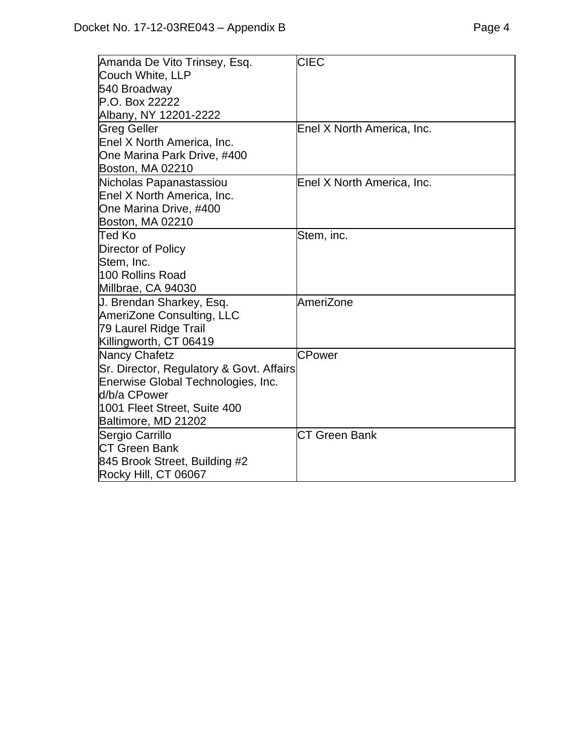| | |
|---|---|
| Amanda De Vito Trinsey, Esq.<br>Couch White, LLP<br>540 Broadway<br>P.O. Box 22222<br>Albany, NY 12201-2222 | CIEC |
| Greg Geller<br>Enel X North America, Inc.<br>One Marina Park Drive, #400<br>Boston, MA 02210 | Enel X North America, Inc. |
| Nicholas Papanastassiou<br>Enel X North America, Inc.<br>One Marina Drive, #400<br>Boston, MA 02210 | Enel X North America, Inc. |
| Ted Ko<br>Director of Policy<br>Stem, Inc.<br>100 Rollins Road<br>Millbrae, CA 94030 | Stem, inc. |
| J. Brendan Sharkey, Esq.<br>AmeriZone Consulting, LLC<br>79 Laurel Ridge Trail<br>Killingworth, CT 06419 | AmeriZone |
| Nancy Chafetz<br>Sr. Director, Regulatory & Govt. Affairs<br>Enerwise Global Technologies, Inc.<br>d/b/a CPower<br>1001 Fleet Street, Suite 400<br>Baltimore, MD 21202 | CPower |
| Sergio Carrillo<br>CT Green Bank<br>845 Brook Street, Building #2<br>Rocky Hill, CT 06067 | CT Green Bank |